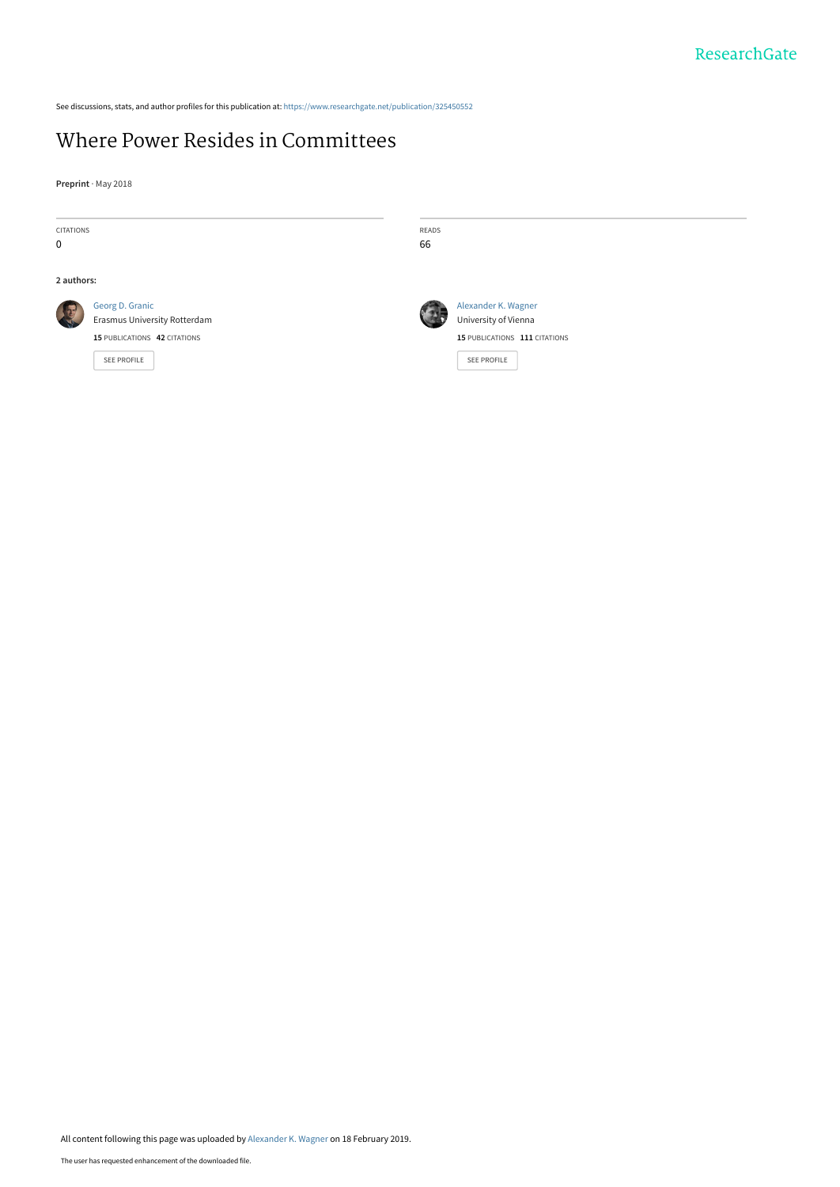See discussions, stats, and author profiles for this publication at: https://www.researchgate.net/publication/325450552

# Where Power Resides in Committees

**Preprint** · May 2018

| CITATIONS | READS |
|---|---|
| 0 | 66 |

**2 authors:**

Georg D. Granic
Erasmus University Rotterdam
**15** PUBLICATIONS **42** CITATIONS

SEE PROFILE

Alexander K. Wagner
University of Vienna
**15** PUBLICATIONS **111** CITATIONS

SEE PROFILE

All content following this page was uploaded by Alexander K. Wagner on 18 February 2019.

The user has requested enhancement of the downloaded file.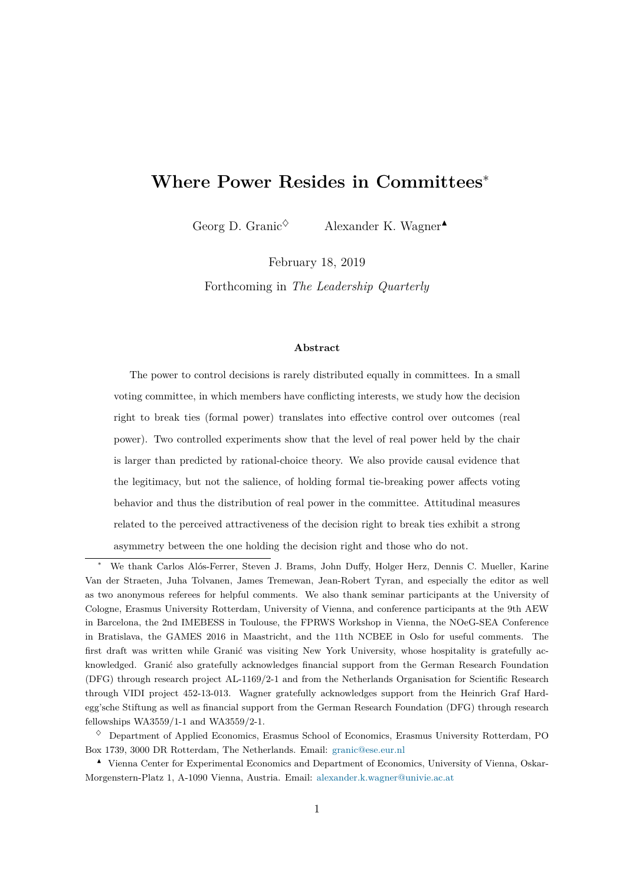# Where Power Resides in Committees*

Georg D. Granic[◇] Alexander K. Wagner[▲]

February 18, 2019

Forthcoming in *The Leadership Quarterly*

**Abstract**

The power to control decisions is rarely distributed equally in committees. In a small voting committee, in which members have conflicting interests, we study how the decision right to break ties (formal power) translates into effective control over outcomes (real power). Two controlled experiments show that the level of real power held by the chair is larger than predicted by rational-choice theory. We also provide causal evidence that the legitimacy, but not the salience, of holding formal tie-breaking power affects voting behavior and thus the distribution of real power in the committee. Attitudinal measures related to the perceived attractiveness of the decision right to break ties exhibit a strong asymmetry between the one holding the decision right and those who do not.

---

[*] We thank Carlos Alós-Ferrer, Steven J. Brams, John Duffy, Holger Herz, Dennis C. Mueller, Karine Van der Straeten, Juha Tolvanen, James Tremewan, Jean-Robert Tyran, and especially the editor as well as two anonymous referees for helpful comments. We also thank seminar participants at the University of Cologne, Erasmus University Rotterdam, University of Vienna, and conference participants at the 9th AEW in Barcelona, the 2nd IMEBESS in Toulouse, the FPRWS Workshop in Vienna, the NOeG-SEA Conference in Bratislava, the GAMES 2016 in Maastricht, and the 11th NCBEE in Oslo for useful comments. The first draft was written while Granić was visiting New York University, whose hospitality is gratefully acknowledged. Granić also gratefully acknowledges financial support from the German Research Foundation (DFG) through research project AL-1169/2-1 and from the Netherlands Organisation for Scientific Research through VIDI project 452-13-013. Wagner gratefully acknowledges support from the Heinrich Graf Hardegg'sche Stiftung as well as financial support from the German Research Foundation (DFG) through research fellowships WA3559/1-1 and WA3559/2-1.

[◇] Department of Applied Economics, Erasmus School of Economics, Erasmus University Rotterdam, PO Box 1739, 3000 DR Rotterdam, The Netherlands. Email: granic@ese.eur.nl

[▲] Vienna Center for Experimental Economics and Department of Economics, University of Vienna, Oskar-Morgenstern-Platz 1, A-1090 Vienna, Austria. Email: alexander.k.wagner@univie.ac.at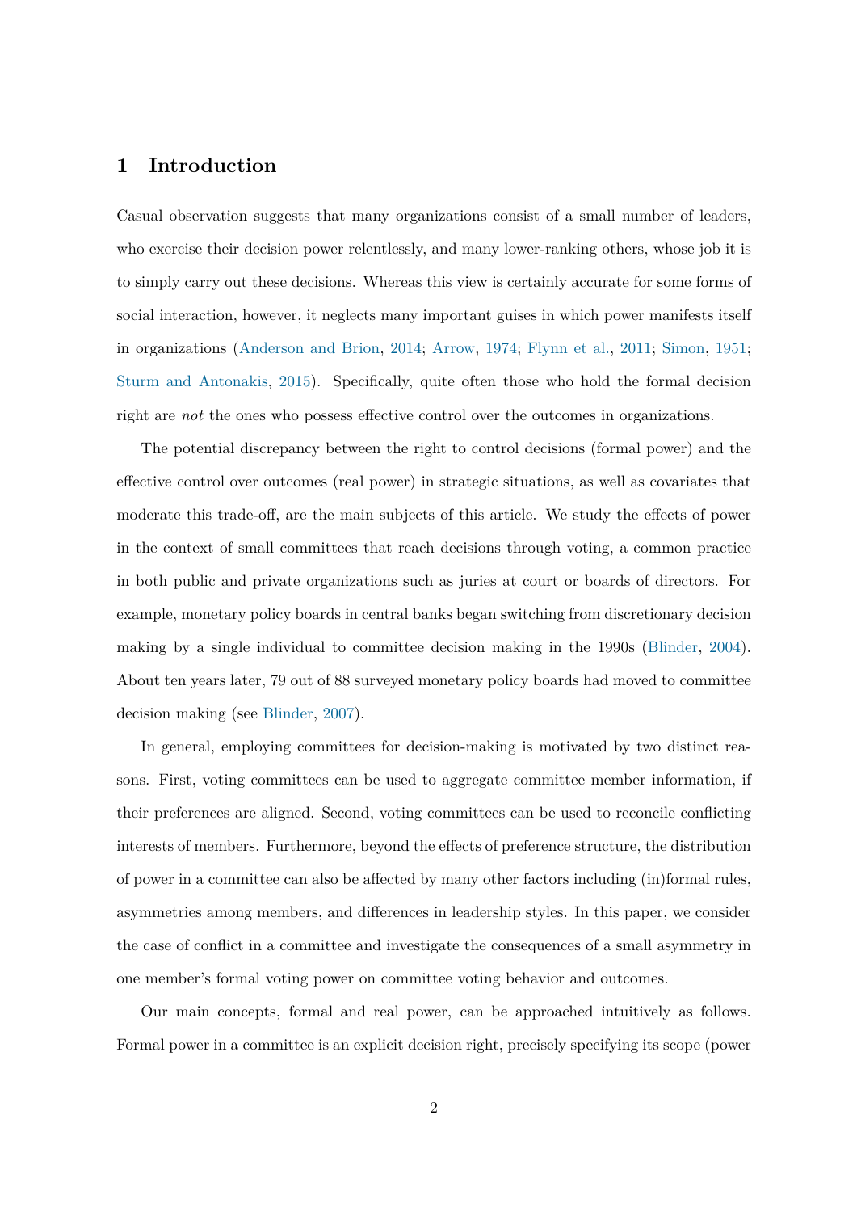# 1 Introduction

Casual observation suggests that many organizations consist of a small number of leaders, who exercise their decision power relentlessly, and many lower-ranking others, whose job it is to simply carry out these decisions. Whereas this view is certainly accurate for some forms of social interaction, however, it neglects many important guises in which power manifests itself in organizations (Anderson and Brion, 2014; Arrow, 1974; Flynn et al., 2011; Simon, 1951; Sturm and Antonakis, 2015). Specifically, quite often those who hold the formal decision right are *not* the ones who possess effective control over the outcomes in organizations.

The potential discrepancy between the right to control decisions (formal power) and the effective control over outcomes (real power) in strategic situations, as well as covariates that moderate this trade-off, are the main subjects of this article. We study the effects of power in the context of small committees that reach decisions through voting, a common practice in both public and private organizations such as juries at court or boards of directors. For example, monetary policy boards in central banks began switching from discretionary decision making by a single individual to committee decision making in the 1990s (Blinder, 2004). About ten years later, 79 out of 88 surveyed monetary policy boards had moved to committee decision making (see Blinder, 2007).

In general, employing committees for decision-making is motivated by two distinct reasons. First, voting committees can be used to aggregate committee member information, if their preferences are aligned. Second, voting committees can be used to reconcile conflicting interests of members. Furthermore, beyond the effects of preference structure, the distribution of power in a committee can also be affected by many other factors including (in)formal rules, asymmetries among members, and differences in leadership styles. In this paper, we consider the case of conflict in a committee and investigate the consequences of a small asymmetry in one member's formal voting power on committee voting behavior and outcomes.

Our main concepts, formal and real power, can be approached intuitively as follows. Formal power in a committee is an explicit decision right, precisely specifying its scope (power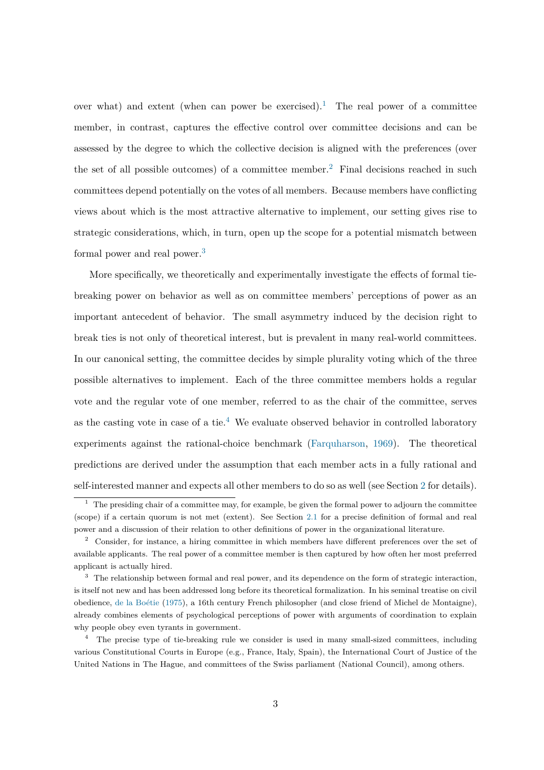over what) and extent (when can power be exercised).[1] The real power of a committee member, in contrast, captures the effective control over committee decisions and can be assessed by the degree to which the collective decision is aligned with the preferences (over the set of all possible outcomes) of a committee member.[2] Final decisions reached in such committees depend potentially on the votes of all members. Because members have conflicting views about which is the most attractive alternative to implement, our setting gives rise to strategic considerations, which, in turn, open up the scope for a potential mismatch between formal power and real power.[3]

More specifically, we theoretically and experimentally investigate the effects of formal tie-breaking power on behavior as well as on committee members' perceptions of power as an important antecedent of behavior. The small asymmetry induced by the decision right to break ties is not only of theoretical interest, but is prevalent in many real-world committees. In our canonical setting, the committee decides by simple plurality voting which of the three possible alternatives to implement. Each of the three committee members holds a regular vote and the regular vote of one member, referred to as the chair of the committee, serves as the casting vote in case of a tie.[4] We evaluate observed behavior in controlled laboratory experiments against the rational-choice benchmark (Farquharson, 1969). The theoretical predictions are derived under the assumption that each member acts in a fully rational and self-interested manner and expects all other members to do so as well (see Section 2 for details).

[1] The presiding chair of a committee may, for example, be given the formal power to adjourn the committee (scope) if a certain quorum is not met (extent). See Section 2.1 for a precise definition of formal and real power and a discussion of their relation to other definitions of power in the organizational literature.

[2] Consider, for instance, a hiring committee in which members have different preferences over the set of available applicants. The real power of a committee member is then captured by how often her most preferred applicant is actually hired.

[3] The relationship between formal and real power, and its dependence on the form of strategic interaction, is itself not new and has been addressed long before its theoretical formalization. In his seminal treatise on civil obedience, de la Boétie (1975), a 16th century French philosopher (and close friend of Michel de Montaigne), already combines elements of psychological perceptions of power with arguments of coordination to explain why people obey even tyrants in government.

[4] The precise type of tie-breaking rule we consider is used in many small-sized committees, including various Constitutional Courts in Europe (e.g., France, Italy, Spain), the International Court of Justice of the United Nations in The Hague, and committees of the Swiss parliament (National Council), among others.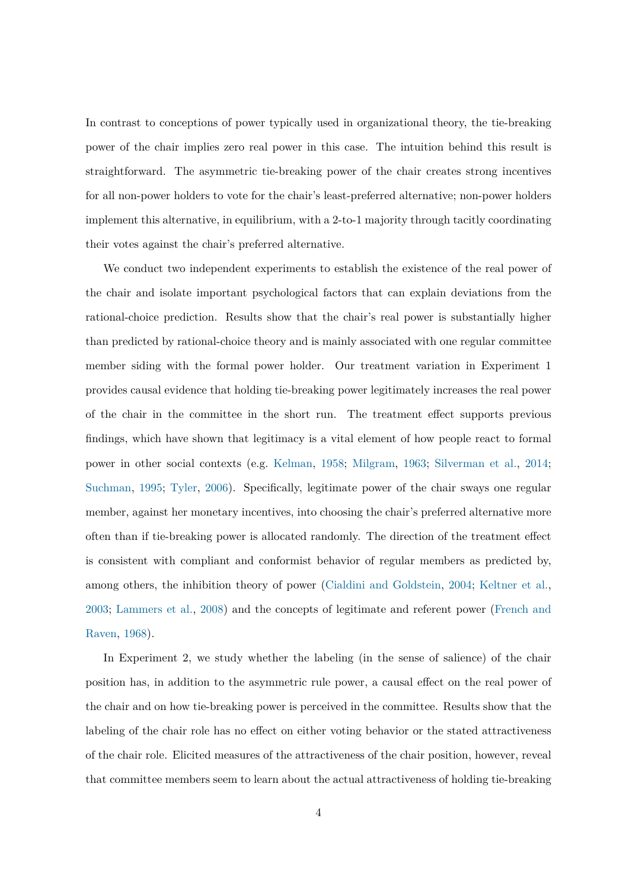In contrast to conceptions of power typically used in organizational theory, the tie-breaking power of the chair implies zero real power in this case. The intuition behind this result is straightforward. The asymmetric tie-breaking power of the chair creates strong incentives for all non-power holders to vote for the chair's least-preferred alternative; non-power holders implement this alternative, in equilibrium, with a 2-to-1 majority through tacitly coordinating their votes against the chair's preferred alternative.

We conduct two independent experiments to establish the existence of the real power of the chair and isolate important psychological factors that can explain deviations from the rational-choice prediction. Results show that the chair's real power is substantially higher than predicted by rational-choice theory and is mainly associated with one regular committee member siding with the formal power holder. Our treatment variation in Experiment 1 provides causal evidence that holding tie-breaking power legitimately increases the real power of the chair in the committee in the short run. The treatment effect supports previous findings, which have shown that legitimacy is a vital element of how people react to formal power in other social contexts (e.g. Kelman, 1958; Milgram, 1963; Silverman et al., 2014; Suchman, 1995; Tyler, 2006). Specifically, legitimate power of the chair sways one regular member, against her monetary incentives, into choosing the chair's preferred alternative more often than if tie-breaking power is allocated randomly. The direction of the treatment effect is consistent with compliant and conformist behavior of regular members as predicted by, among others, the inhibition theory of power (Cialdini and Goldstein, 2004; Keltner et al., 2003; Lammers et al., 2008) and the concepts of legitimate and referent power (French and Raven, 1968).

In Experiment 2, we study whether the labeling (in the sense of salience) of the chair position has, in addition to the asymmetric rule power, a causal effect on the real power of the chair and on how tie-breaking power is perceived in the committee. Results show that the labeling of the chair role has no effect on either voting behavior or the stated attractiveness of the chair role. Elicited measures of the attractiveness of the chair position, however, reveal that committee members seem to learn about the actual attractiveness of holding tie-breaking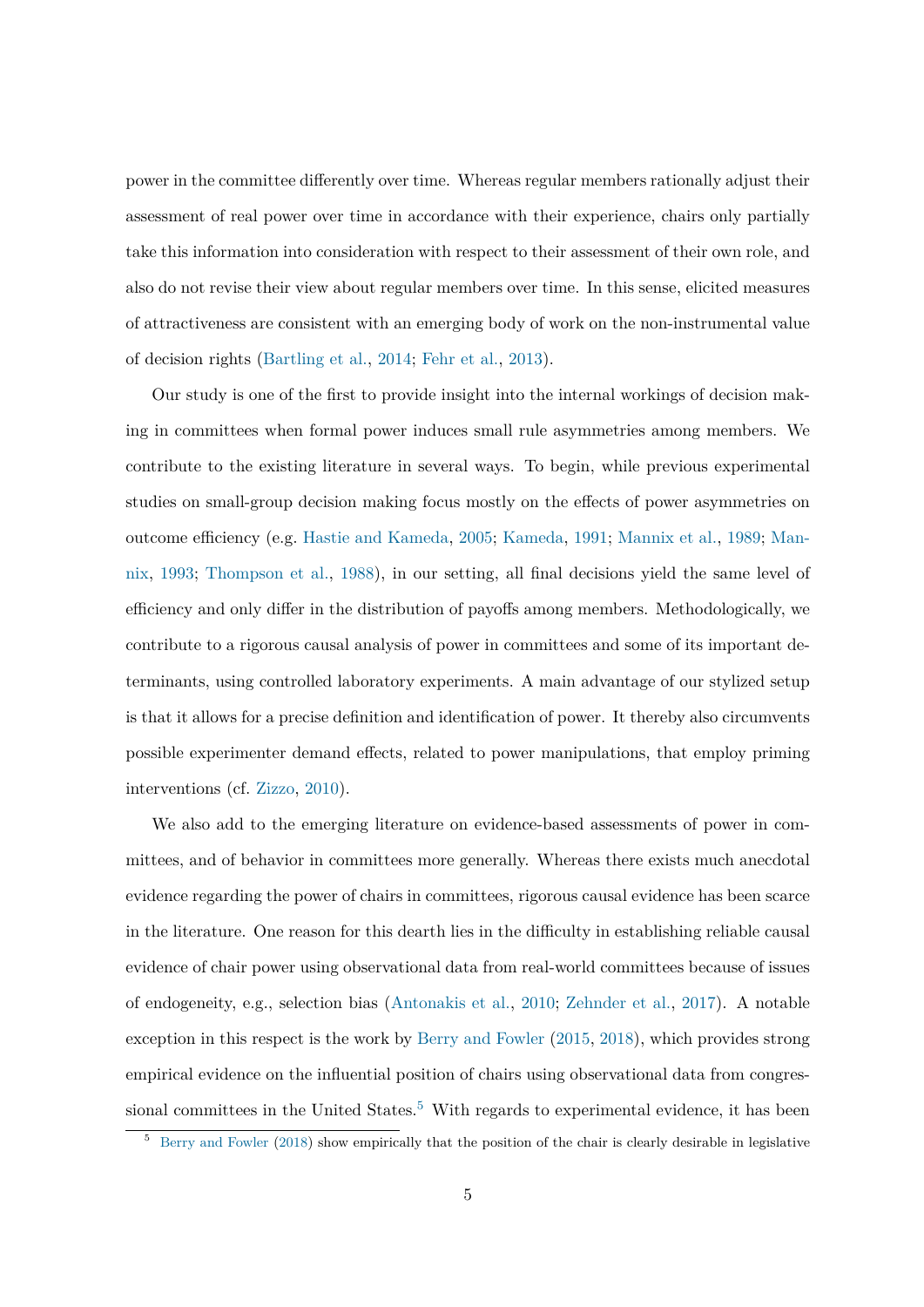power in the committee differently over time. Whereas regular members rationally adjust their assessment of real power over time in accordance with their experience, chairs only partially take this information into consideration with respect to their assessment of their own role, and also do not revise their view about regular members over time. In this sense, elicited measures of attractiveness are consistent with an emerging body of work on the non-instrumental value of decision rights (Bartling et al., 2014; Fehr et al., 2013).

Our study is one of the first to provide insight into the internal workings of decision making in committees when formal power induces small rule asymmetries among members. We contribute to the existing literature in several ways. To begin, while previous experimental studies on small-group decision making focus mostly on the effects of power asymmetries on outcome efficiency (e.g. Hastie and Kameda, 2005; Kameda, 1991; Mannix et al., 1989; Mannix, 1993; Thompson et al., 1988), in our setting, all final decisions yield the same level of efficiency and only differ in the distribution of payoffs among members. Methodologically, we contribute to a rigorous causal analysis of power in committees and some of its important determinants, using controlled laboratory experiments. A main advantage of our stylized setup is that it allows for a precise definition and identification of power. It thereby also circumvents possible experimenter demand effects, related to power manipulations, that employ priming interventions (cf. Zizzo, 2010).

We also add to the emerging literature on evidence-based assessments of power in committees, and of behavior in committees more generally. Whereas there exists much anecdotal evidence regarding the power of chairs in committees, rigorous causal evidence has been scarce in the literature. One reason for this dearth lies in the difficulty in establishing reliable causal evidence of chair power using observational data from real-world committees because of issues of endogeneity, e.g., selection bias (Antonakis et al., 2010; Zehnder et al., 2017). A notable exception in this respect is the work by Berry and Fowler (2015, 2018), which provides strong empirical evidence on the influential position of chairs using observational data from congressional committees in the United States.[5] With regards to experimental evidence, it has been

[5] Berry and Fowler (2018) show empirically that the position of the chair is clearly desirable in legislative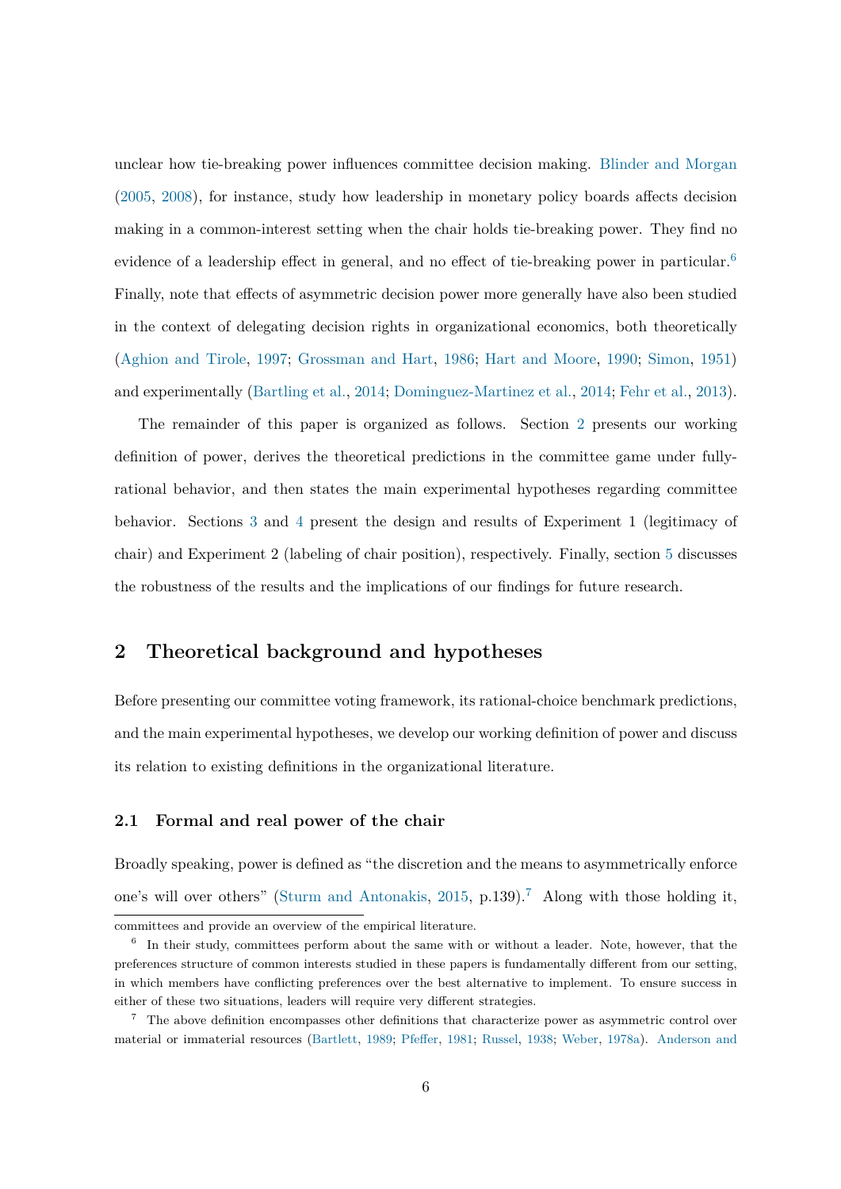unclear how tie-breaking power influences committee decision making. Blinder and Morgan (2005, 2008), for instance, study how leadership in monetary policy boards affects decision making in a common-interest setting when the chair holds tie-breaking power. They find no evidence of a leadership effect in general, and no effect of tie-breaking power in particular.[6] Finally, note that effects of asymmetric decision power more generally have also been studied in the context of delegating decision rights in organizational economics, both theoretically (Aghion and Tirole, 1997; Grossman and Hart, 1986; Hart and Moore, 1990; Simon, 1951) and experimentally (Bartling et al., 2014; Dominguez-Martinez et al., 2014; Fehr et al., 2013).

The remainder of this paper is organized as follows. Section 2 presents our working definition of power, derives the theoretical predictions in the committee game under fully-rational behavior, and then states the main experimental hypotheses regarding committee behavior. Sections 3 and 4 present the design and results of Experiment 1 (legitimacy of chair) and Experiment 2 (labeling of chair position), respectively. Finally, section 5 discusses the robustness of the results and the implications of our findings for future research.

## 2 Theoretical background and hypotheses

Before presenting our committee voting framework, its rational-choice benchmark predictions, and the main experimental hypotheses, we develop our working definition of power and discuss its relation to existing definitions in the organizational literature.

### 2.1 Formal and real power of the chair

Broadly speaking, power is defined as "the discretion and the means to asymmetrically enforce one's will over others" (Sturm and Antonakis, 2015, p.139).[7] Along with those holding it,

committees and provide an overview of the empirical literature.

[6] In their study, committees perform about the same with or without a leader. Note, however, that the preferences structure of common interests studied in these papers is fundamentally different from our setting, in which members have conflicting preferences over the best alternative to implement. To ensure success in either of these two situations, leaders will require very different strategies.

[7] The above definition encompasses other definitions that characterize power as asymmetric control over material or immaterial resources (Bartlett, 1989; Pfeffer, 1981; Russel, 1938; Weber, 1978a). Anderson and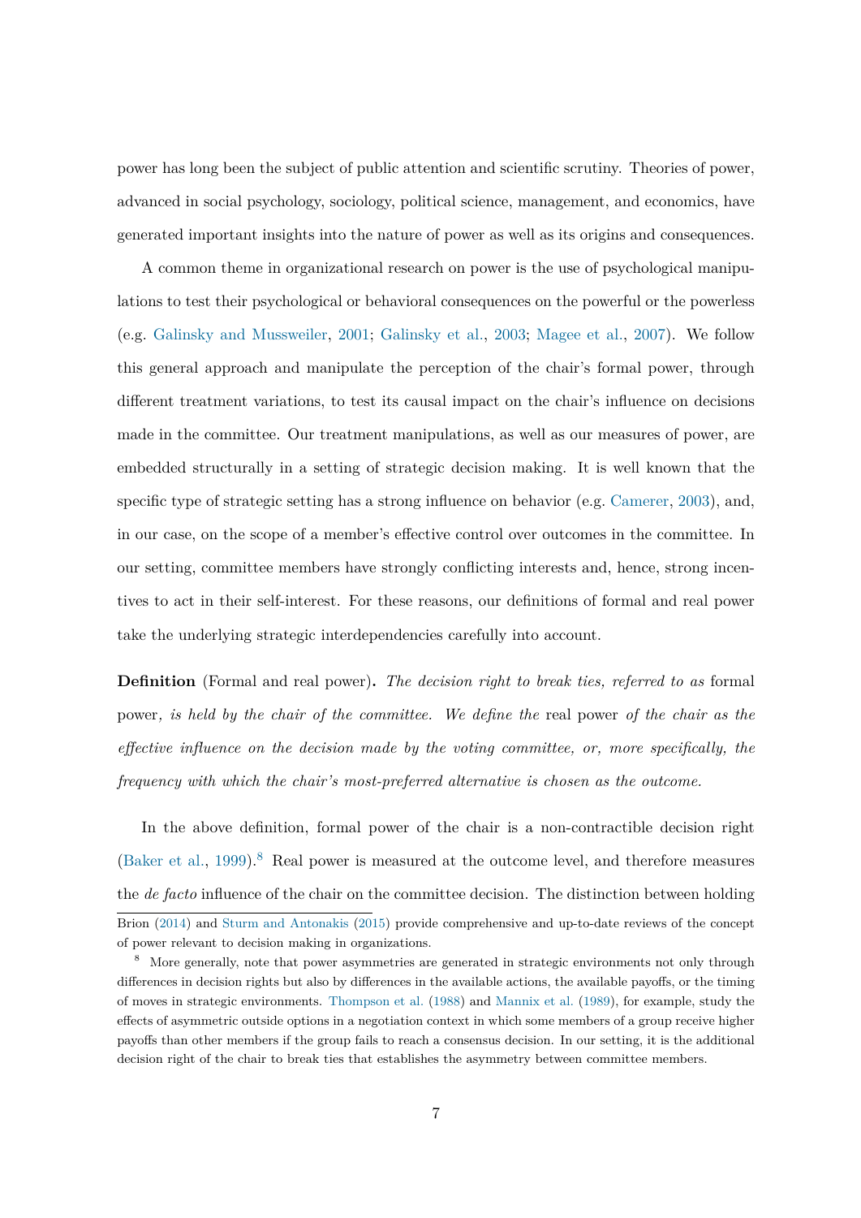power has long been the subject of public attention and scientific scrutiny. Theories of power, advanced in social psychology, sociology, political science, management, and economics, have generated important insights into the nature of power as well as its origins and consequences.

A common theme in organizational research on power is the use of psychological manipulations to test their psychological or behavioral consequences on the powerful or the powerless (e.g. Galinsky and Mussweiler, 2001; Galinsky et al., 2003; Magee et al., 2007). We follow this general approach and manipulate the perception of the chair's formal power, through different treatment variations, to test its causal impact on the chair's influence on decisions made in the committee. Our treatment manipulations, as well as our measures of power, are embedded structurally in a setting of strategic decision making. It is well known that the specific type of strategic setting has a strong influence on behavior (e.g. Camerer, 2003), and, in our case, on the scope of a member's effective control over outcomes in the committee. In our setting, committee members have strongly conflicting interests and, hence, strong incentives to act in their self-interest. For these reasons, our definitions of formal and real power take the underlying strategic interdependencies carefully into account.

**Definition** (Formal and real power)**.** *The decision right to break ties, referred to as* formal power*, is held by the chair of the committee. We define the* real power *of the chair as the effective influence on the decision made by the voting committee, or, more specifically, the frequency with which the chair's most-preferred alternative is chosen as the outcome.*

In the above definition, formal power of the chair is a non-contractible decision right (Baker et al., 1999).[8] Real power is measured at the outcome level, and therefore measures the *de facto* influence of the chair on the committee decision. The distinction between holding

Brion (2014) and Sturm and Antonakis (2015) provide comprehensive and up-to-date reviews of the concept of power relevant to decision making in organizations.

[8] More generally, note that power asymmetries are generated in strategic environments not only through differences in decision rights but also by differences in the available actions, the available payoffs, or the timing of moves in strategic environments. Thompson et al. (1988) and Mannix et al. (1989), for example, study the effects of asymmetric outside options in a negotiation context in which some members of a group receive higher payoffs than other members if the group fails to reach a consensus decision. In our setting, it is the additional decision right of the chair to break ties that establishes the asymmetry between committee members.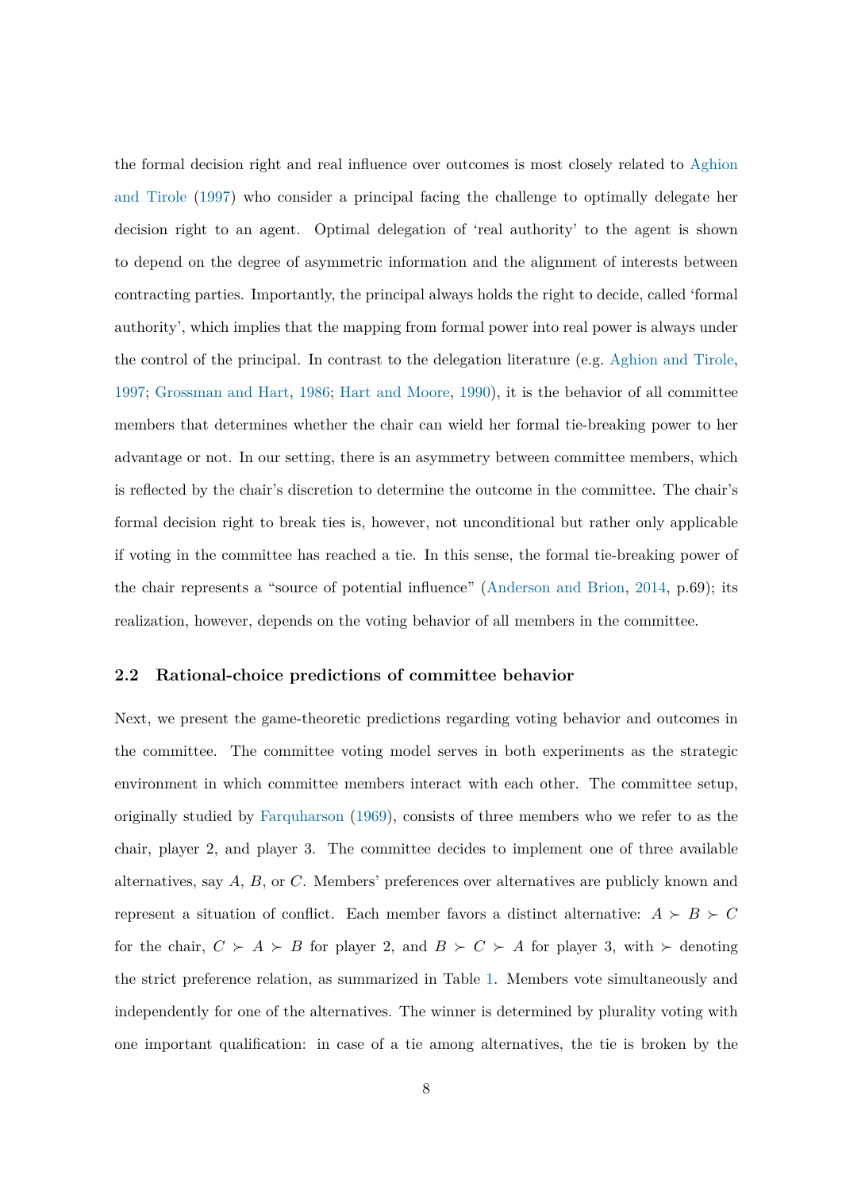the formal decision right and real influence over outcomes is most closely related to Aghion and Tirole (1997) who consider a principal facing the challenge to optimally delegate her decision right to an agent. Optimal delegation of 'real authority' to the agent is shown to depend on the degree of asymmetric information and the alignment of interests between contracting parties. Importantly, the principal always holds the right to decide, called 'formal authority', which implies that the mapping from formal power into real power is always under the control of the principal. In contrast to the delegation literature (e.g. Aghion and Tirole, 1997; Grossman and Hart, 1986; Hart and Moore, 1990), it is the behavior of all committee members that determines whether the chair can wield her formal tie-breaking power to her advantage or not. In our setting, there is an asymmetry between committee members, which is reflected by the chair's discretion to determine the outcome in the committee. The chair's formal decision right to break ties is, however, not unconditional but rather only applicable if voting in the committee has reached a tie. In this sense, the formal tie-breaking power of the chair represents a "source of potential influence" (Anderson and Brion, 2014, p.69); its realization, however, depends on the voting behavior of all members in the committee.

### 2.2 Rational-choice predictions of committee behavior

Next, we present the game-theoretic predictions regarding voting behavior and outcomes in the committee. The committee voting model serves in both experiments as the strategic environment in which committee members interact with each other. The committee setup, originally studied by Farquharson (1969), consists of three members who we refer to as the chair, player 2, and player 3. The committee decides to implement one of three available alternatives, say $A$, $B$, or $C$. Members' preferences over alternatives are publicly known and represent a situation of conflict. Each member favors a distinct alternative: $A \succ B \succ C$ for the chair, $C \succ A \succ B$ for player 2, and $B \succ C \succ A$ for player 3, with $\succ$ denoting the strict preference relation, as summarized in Table 1. Members vote simultaneously and independently for one of the alternatives. The winner is determined by plurality voting with one important qualification: in case of a tie among alternatives, the tie is broken by the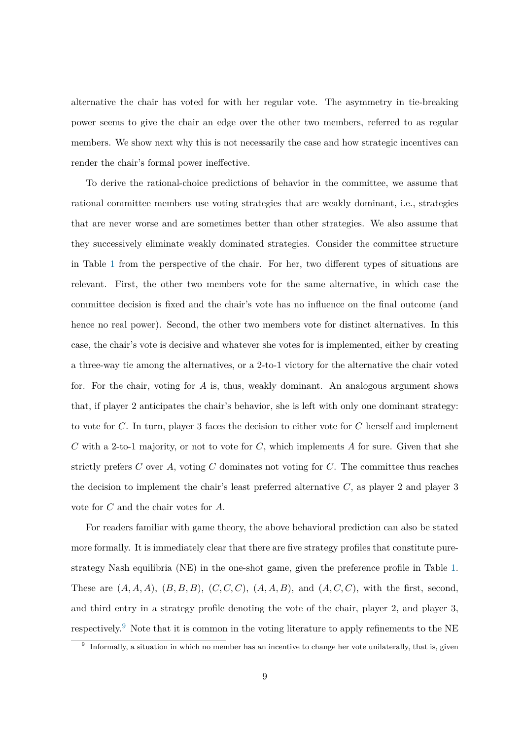alternative the chair has voted for with her regular vote. The asymmetry in tie-breaking power seems to give the chair an edge over the other two members, referred to as regular members. We show next why this is not necessarily the case and how strategic incentives can render the chair's formal power ineffective.

To derive the rational-choice predictions of behavior in the committee, we assume that rational committee members use voting strategies that are weakly dominant, i.e., strategies that are never worse and are sometimes better than other strategies. We also assume that they successively eliminate weakly dominated strategies. Consider the committee structure in Table 1 from the perspective of the chair. For her, two different types of situations are relevant. First, the other two members vote for the same alternative, in which case the committee decision is fixed and the chair's vote has no influence on the final outcome (and hence no real power). Second, the other two members vote for distinct alternatives. In this case, the chair's vote is decisive and whatever she votes for is implemented, either by creating a three-way tie among the alternatives, or a 2-to-1 victory for the alternative the chair voted for. For the chair, voting for $A$ is, thus, weakly dominant. An analogous argument shows that, if player 2 anticipates the chair's behavior, she is left with only one dominant strategy: to vote for $C$. In turn, player 3 faces the decision to either vote for $C$ herself and implement $C$ with a 2-to-1 majority, or not to vote for $C$, which implements $A$ for sure. Given that she strictly prefers $C$ over $A$, voting $C$ dominates not voting for $C$. The committee thus reaches the decision to implement the chair's least preferred alternative $C$, as player 2 and player 3 vote for $C$ and the chair votes for $A$.

For readers familiar with game theory, the above behavioral prediction can also be stated more formally. It is immediately clear that there are five strategy profiles that constitute pure-strategy Nash equilibria (NE) in the one-shot game, given the preference profile in Table 1. These are $(A, A, A)$, $(B, B, B)$, $(C, C, C)$, $(A, A, B)$, and $(A, C, C)$, with the first, second, and third entry in a strategy profile denoting the vote of the chair, player 2, and player 3, respectively.[9] Note that it is common in the voting literature to apply refinements to the NE

[9] Informally, a situation in which no member has an incentive to change her vote unilaterally, that is, given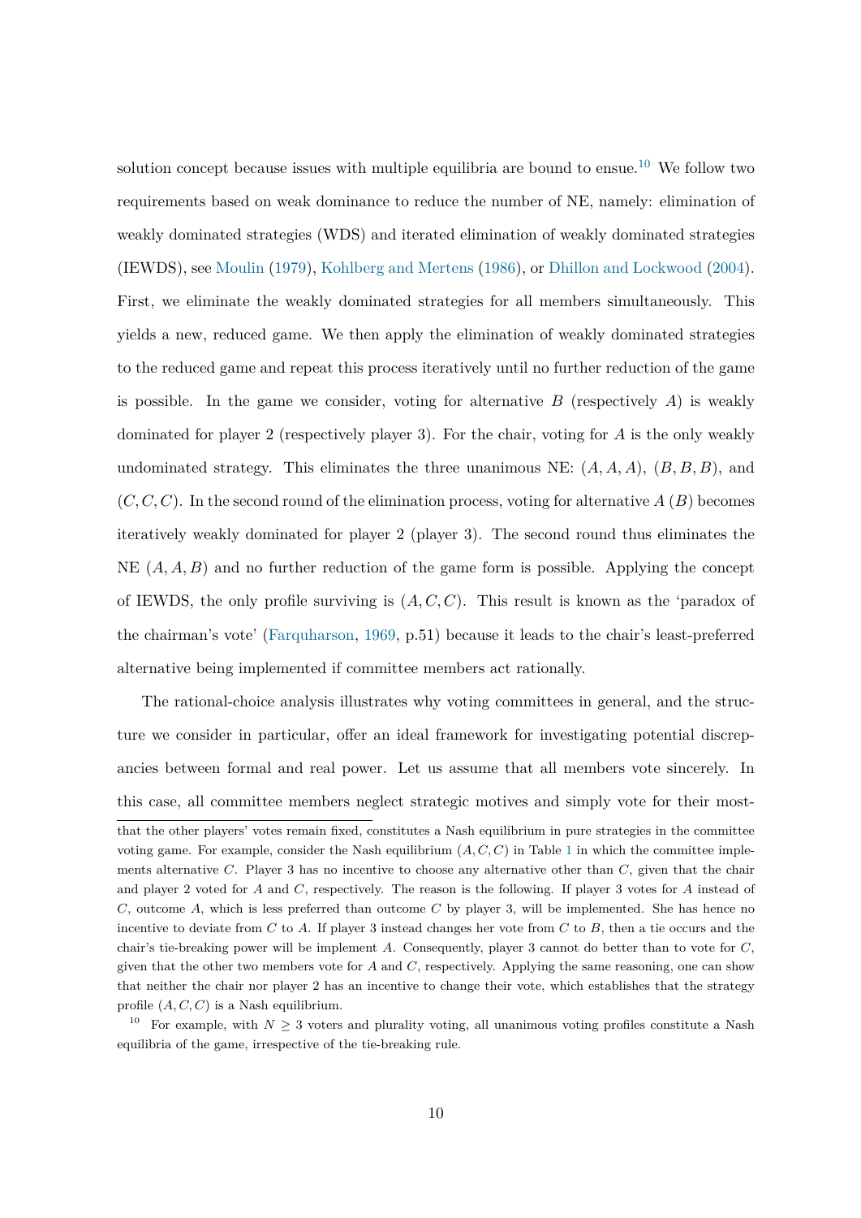solution concept because issues with multiple equilibria are bound to ensue.[10] We follow two requirements based on weak dominance to reduce the number of NE, namely: elimination of weakly dominated strategies (WDS) and iterated elimination of weakly dominated strategies (IEWDS), see Moulin (1979), Kohlberg and Mertens (1986), or Dhillon and Lockwood (2004). First, we eliminate the weakly dominated strategies for all members simultaneously. This yields a new, reduced game. We then apply the elimination of weakly dominated strategies to the reduced game and repeat this process iteratively until no further reduction of the game is possible. In the game we consider, voting for alternative $B$ (respectively $A$) is weakly dominated for player 2 (respectively player 3). For the chair, voting for $A$ is the only weakly undominated strategy. This eliminates the three unanimous NE: $(A, A, A)$, $(B, B, B)$, and $(C, C, C)$. In the second round of the elimination process, voting for alternative $A$ ($B$) becomes iteratively weakly dominated for player 2 (player 3). The second round thus eliminates the NE $(A, A, B)$ and no further reduction of the game form is possible. Applying the concept of IEWDS, the only profile surviving is $(A, C, C)$. This result is known as the 'paradox of the chairman's vote' (Farquharson, 1969, p.51) because it leads to the chair's least-preferred alternative being implemented if committee members act rationally.

The rational-choice analysis illustrates why voting committees in general, and the structure we consider in particular, offer an ideal framework for investigating potential discrepancies between formal and real power. Let us assume that all members vote sincerely. In this case, all committee members neglect strategic motives and simply vote for their most-

---

that the other players' votes remain fixed, constitutes a Nash equilibrium in pure strategies in the committee voting game. For example, consider the Nash equilibrium $(A, C, C)$ in Table 1 in which the committee implements alternative $C$. Player 3 has no incentive to choose any alternative other than $C$, given that the chair and player 2 voted for $A$ and $C$, respectively. The reason is the following. If player 3 votes for $A$ instead of $C$, outcome $A$, which is less preferred than outcome $C$ by player 3, will be implemented. She has hence no incentive to deviate from $C$ to $A$. If player 3 instead changes her vote from $C$ to $B$, then a tie occurs and the chair's tie-breaking power will be implement $A$. Consequently, player 3 cannot do better than to vote for $C$, given that the other two members vote for $A$ and $C$, respectively. Applying the same reasoning, one can show that neither the chair nor player 2 has an incentive to change their vote, which establishes that the strategy profile $(A, C, C)$ is a Nash equilibrium.

[10] For example, with $N \geq 3$ voters and plurality voting, all unanimous voting profiles constitute a Nash equilibria of the game, irrespective of the tie-breaking rule.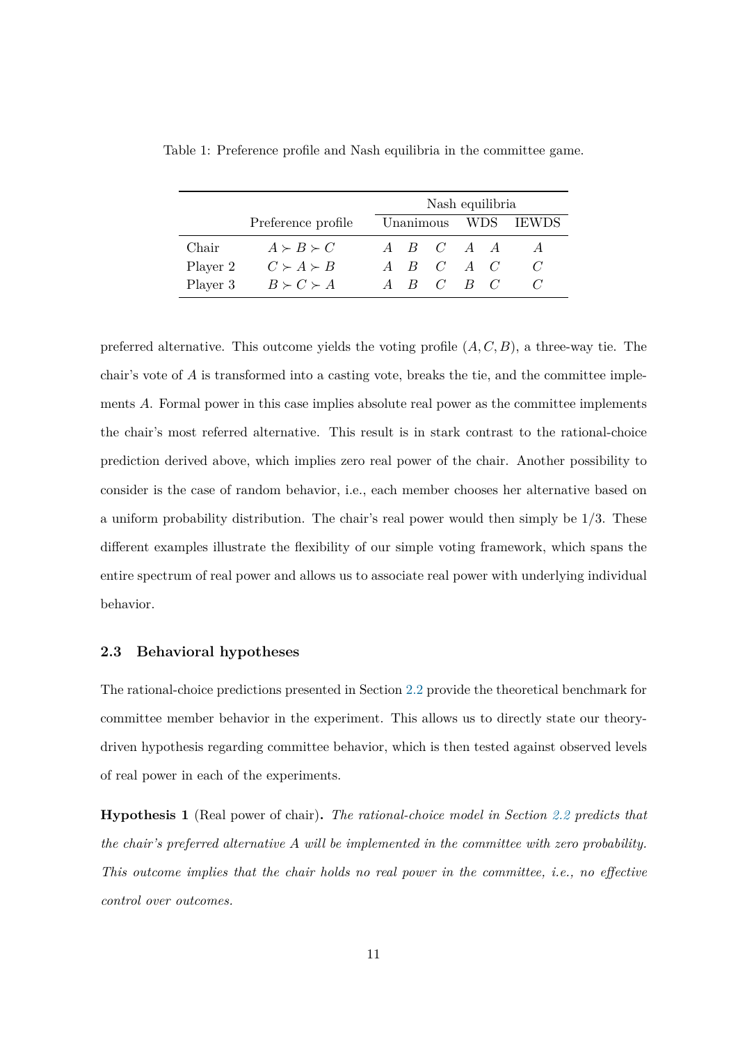Table 1: Preference profile and Nash equilibria in the committee game.

| | Preference profile | Nash equilibria | | | | | |
|---|---|---|---|---|---|---|---|
| | | Unanimous | | | WDS | | IEWDS |
| Chair | $A \succ B \succ C$ | $A$ | $B$ | $C$ | $A$ | $A$ | $A$ |
| Player 2 | $C \succ A \succ B$ | $A$ | $B$ | $C$ | $A$ | $C$ | $C$ |
| Player 3 | $B \succ C \succ A$ | $A$ | $B$ | $C$ | $B$ | $C$ | $C$ |

preferred alternative. This outcome yields the voting profile $(A, C, B)$, a three-way tie. The chair's vote of $A$ is transformed into a casting vote, breaks the tie, and the committee implements $A$. Formal power in this case implies absolute real power as the committee implements the chair's most referred alternative. This result is in stark contrast to the rational-choice prediction derived above, which implies zero real power of the chair. Another possibility to consider is the case of random behavior, i.e., each member chooses her alternative based on a uniform probability distribution. The chair's real power would then simply be $1/3$. These different examples illustrate the flexibility of our simple voting framework, which spans the entire spectrum of real power and allows us to associate real power with underlying individual behavior.

### 2.3 Behavioral hypotheses

The rational-choice predictions presented in Section 2.2 provide the theoretical benchmark for committee member behavior in the experiment. This allows us to directly state our theory-driven hypothesis regarding committee behavior, which is then tested against observed levels of real power in each of the experiments.

**Hypothesis 1** (Real power of chair)**.** *The rational-choice model in Section 2.2 predicts that the chair's preferred alternative $A$ will be implemented in the committee with zero probability. This outcome implies that the chair holds no real power in the committee, i.e., no effective control over outcomes.*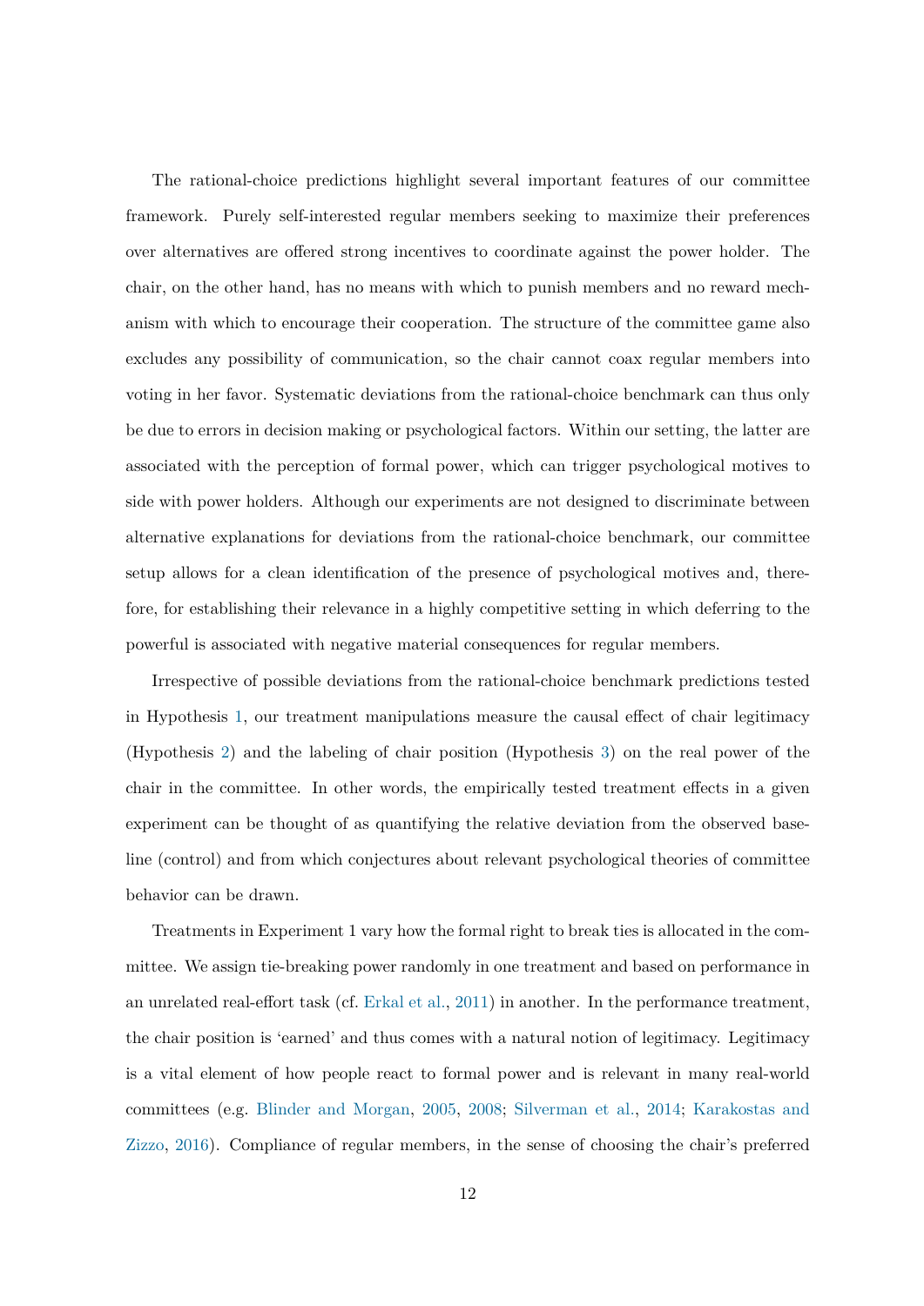The rational-choice predictions highlight several important features of our committee framework. Purely self-interested regular members seeking to maximize their preferences over alternatives are offered strong incentives to coordinate against the power holder. The chair, on the other hand, has no means with which to punish members and no reward mechanism with which to encourage their cooperation. The structure of the committee game also excludes any possibility of communication, so the chair cannot coax regular members into voting in her favor. Systematic deviations from the rational-choice benchmark can thus only be due to errors in decision making or psychological factors. Within our setting, the latter are associated with the perception of formal power, which can trigger psychological motives to side with power holders. Although our experiments are not designed to discriminate between alternative explanations for deviations from the rational-choice benchmark, our committee setup allows for a clean identification of the presence of psychological motives and, therefore, for establishing their relevance in a highly competitive setting in which deferring to the powerful is associated with negative material consequences for regular members.

Irrespective of possible deviations from the rational-choice benchmark predictions tested in Hypothesis 1, our treatment manipulations measure the causal effect of chair legitimacy (Hypothesis 2) and the labeling of chair position (Hypothesis 3) on the real power of the chair in the committee. In other words, the empirically tested treatment effects in a given experiment can be thought of as quantifying the relative deviation from the observed baseline (control) and from which conjectures about relevant psychological theories of committee behavior can be drawn.

Treatments in Experiment 1 vary how the formal right to break ties is allocated in the committee. We assign tie-breaking power randomly in one treatment and based on performance in an unrelated real-effort task (cf. Erkal et al., 2011) in another. In the performance treatment, the chair position is 'earned' and thus comes with a natural notion of legitimacy. Legitimacy is a vital element of how people react to formal power and is relevant in many real-world committees (e.g. Blinder and Morgan, 2005, 2008; Silverman et al., 2014; Karakostas and Zizzo, 2016). Compliance of regular members, in the sense of choosing the chair's preferred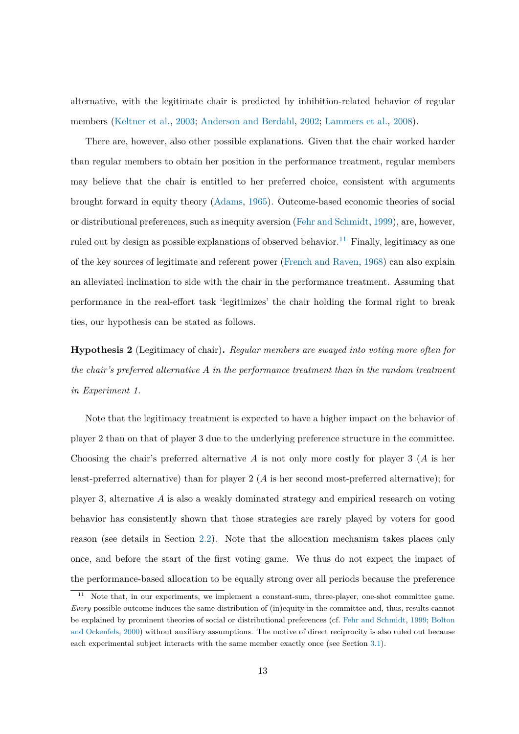alternative, with the legitimate chair is predicted by inhibition-related behavior of regular members (Keltner et al., 2003; Anderson and Berdahl, 2002; Lammers et al., 2008).

There are, however, also other possible explanations. Given that the chair worked harder than regular members to obtain her position in the performance treatment, regular members may believe that the chair is entitled to her preferred choice, consistent with arguments brought forward in equity theory (Adams, 1965). Outcome-based economic theories of social or distributional preferences, such as inequity aversion (Fehr and Schmidt, 1999), are, however, ruled out by design as possible explanations of observed behavior.[11] Finally, legitimacy as one of the key sources of legitimate and referent power (French and Raven, 1968) can also explain an alleviated inclination to side with the chair in the performance treatment. Assuming that performance in the real-effort task 'legitimizes' the chair holding the formal right to break ties, our hypothesis can be stated as follows.

**Hypothesis 2** (Legitimacy of chair)**.** *Regular members are swayed into voting more often for the chair's preferred alternative A in the performance treatment than in the random treatment in Experiment 1.*

Note that the legitimacy treatment is expected to have a higher impact on the behavior of player 2 than on that of player 3 due to the underlying preference structure in the committee. Choosing the chair's preferred alternative $A$ is not only more costly for player 3 ($A$ is her least-preferred alternative) than for player 2 ($A$ is her second most-preferred alternative); for player 3, alternative $A$ is also a weakly dominated strategy and empirical research on voting behavior has consistently shown that those strategies are rarely played by voters for good reason (see details in Section 2.2). Note that the allocation mechanism takes places only once, and before the start of the first voting game. We thus do not expect the impact of the performance-based allocation to be equally strong over all periods because the preference

[11] Note that, in our experiments, we implement a constant-sum, three-player, one-shot committee game. *Every* possible outcome induces the same distribution of (in)equity in the committee and, thus, results cannot be explained by prominent theories of social or distributional preferences (cf. Fehr and Schmidt, 1999; Bolton and Ockenfels, 2000) without auxiliary assumptions. The motive of direct reciprocity is also ruled out because each experimental subject interacts with the same member exactly once (see Section 3.1).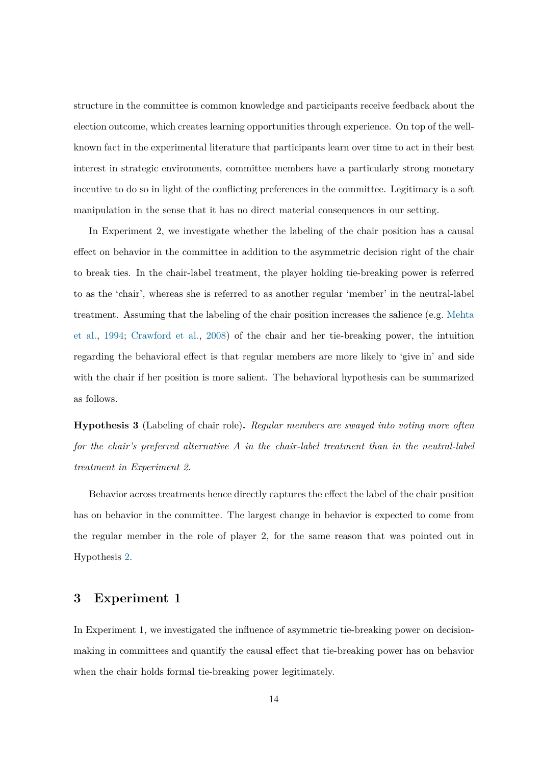structure in the committee is common knowledge and participants receive feedback about the election outcome, which creates learning opportunities through experience. On top of the well-known fact in the experimental literature that participants learn over time to act in their best interest in strategic environments, committee members have a particularly strong monetary incentive to do so in light of the conflicting preferences in the committee. Legitimacy is a soft manipulation in the sense that it has no direct material consequences in our setting.

In Experiment 2, we investigate whether the labeling of the chair position has a causal effect on behavior in the committee in addition to the asymmetric decision right of the chair to break ties. In the chair-label treatment, the player holding tie-breaking power is referred to as the 'chair', whereas she is referred to as another regular 'member' in the neutral-label treatment. Assuming that the labeling of the chair position increases the salience (e.g. Mehta et al., 1994; Crawford et al., 2008) of the chair and her tie-breaking power, the intuition regarding the behavioral effect is that regular members are more likely to 'give in' and side with the chair if her position is more salient. The behavioral hypothesis can be summarized as follows.

**Hypothesis 3** (Labeling of chair role)**.** *Regular members are swayed into voting more often for the chair's preferred alternative A in the chair-label treatment than in the neutral-label treatment in Experiment 2.*

Behavior across treatments hence directly captures the effect the label of the chair position has on behavior in the committee. The largest change in behavior is expected to come from the regular member in the role of player 2, for the same reason that was pointed out in Hypothesis 2.

## 3 Experiment 1

In Experiment 1, we investigated the influence of asymmetric tie-breaking power on decision-making in committees and quantify the causal effect that tie-breaking power has on behavior when the chair holds formal tie-breaking power legitimately.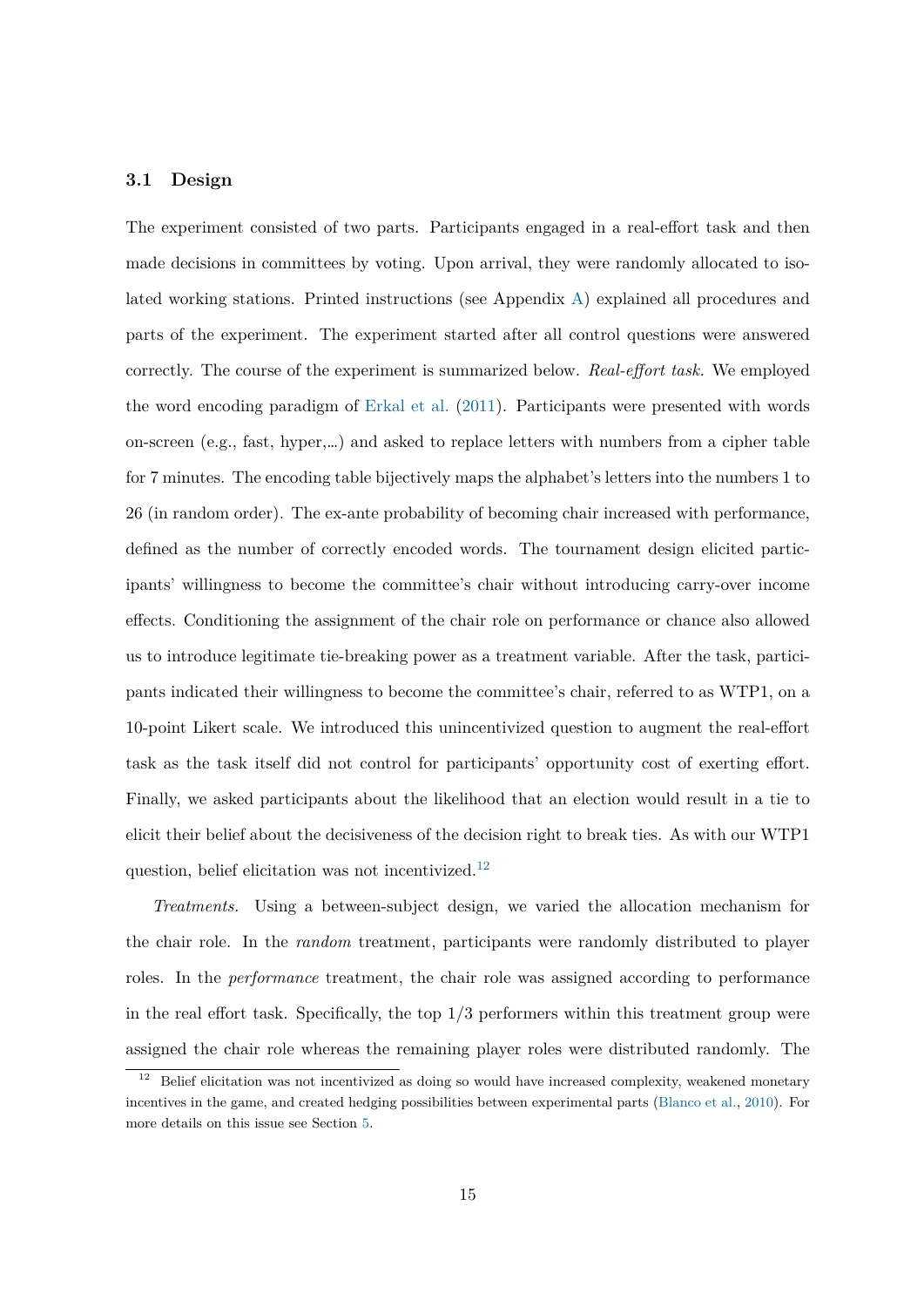### 3.1 Design

The experiment consisted of two parts. Participants engaged in a real-effort task and then made decisions in committees by voting. Upon arrival, they were randomly allocated to isolated working stations. Printed instructions (see Appendix A) explained all procedures and parts of the experiment. The experiment started after all control questions were answered correctly. The course of the experiment is summarized below. *Real-effort task.* We employed the word encoding paradigm of Erkal et al. (2011). Participants were presented with words on-screen (e.g., fast, hyper,…) and asked to replace letters with numbers from a cipher table for 7 minutes. The encoding table bijectively maps the alphabet's letters into the numbers 1 to 26 (in random order). The ex-ante probability of becoming chair increased with performance, defined as the number of correctly encoded words. The tournament design elicited participants' willingness to become the committee's chair without introducing carry-over income effects. Conditioning the assignment of the chair role on performance or chance also allowed us to introduce legitimate tie-breaking power as a treatment variable. After the task, participants indicated their willingness to become the committee's chair, referred to as WTP1, on a 10-point Likert scale. We introduced this unincentivized question to augment the real-effort task as the task itself did not control for participants' opportunity cost of exerting effort. Finally, we asked participants about the likelihood that an election would result in a tie to elicit their belief about the decisiveness of the decision right to break ties. As with our WTP1 question, belief elicitation was not incentivized.[12]

*Treatments.* Using a between-subject design, we varied the allocation mechanism for the chair role. In the *random* treatment, participants were randomly distributed to player roles. In the *performance* treatment, the chair role was assigned according to performance in the real effort task. Specifically, the top 1/3 performers within this treatment group were assigned the chair role whereas the remaining player roles were distributed randomly. The

[12] Belief elicitation was not incentivized as doing so would have increased complexity, weakened monetary incentives in the game, and created hedging possibilities between experimental parts (Blanco et al., 2010). For more details on this issue see Section 5.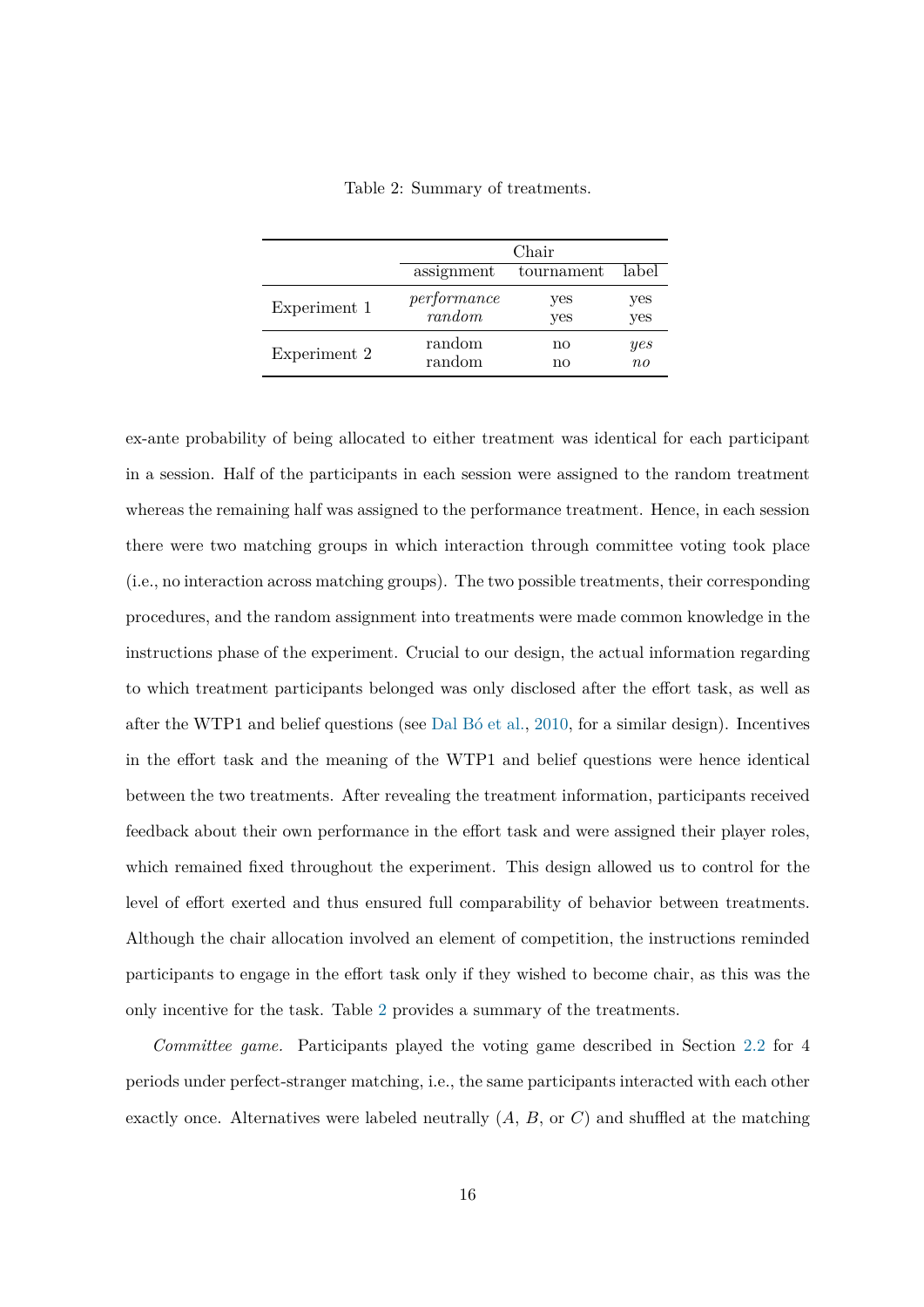Table 2: Summary of treatments.

| | Chair | | |
|---|---|---|---|
| | assignment | tournament | label |
| Experiment 1 | *performance* | yes | yes |
| | *random* | yes | yes |
| Experiment 2 | random | no | *yes* |
| | random | no | *no* |

ex-ante probability of being allocated to either treatment was identical for each participant in a session. Half of the participants in each session were assigned to the random treatment whereas the remaining half was assigned to the performance treatment. Hence, in each session there were two matching groups in which interaction through committee voting took place (i.e., no interaction across matching groups). The two possible treatments, their corresponding procedures, and the random assignment into treatments were made common knowledge in the instructions phase of the experiment. Crucial to our design, the actual information regarding to which treatment participants belonged was only disclosed after the effort task, as well as after the WTP1 and belief questions (see Dal Bó et al., 2010, for a similar design). Incentives in the effort task and the meaning of the WTP1 and belief questions were hence identical between the two treatments. After revealing the treatment information, participants received feedback about their own performance in the effort task and were assigned their player roles, which remained fixed throughout the experiment. This design allowed us to control for the level of effort exerted and thus ensured full comparability of behavior between treatments. Although the chair allocation involved an element of competition, the instructions reminded participants to engage in the effort task only if they wished to become chair, as this was the only incentive for the task. Table 2 provides a summary of the treatments.

*Committee game.* Participants played the voting game described in Section 2.2 for 4 periods under perfect-stranger matching, i.e., the same participants interacted with each other exactly once. Alternatives were labeled neutrally ($A$, $B$, or $C$) and shuffled at the matching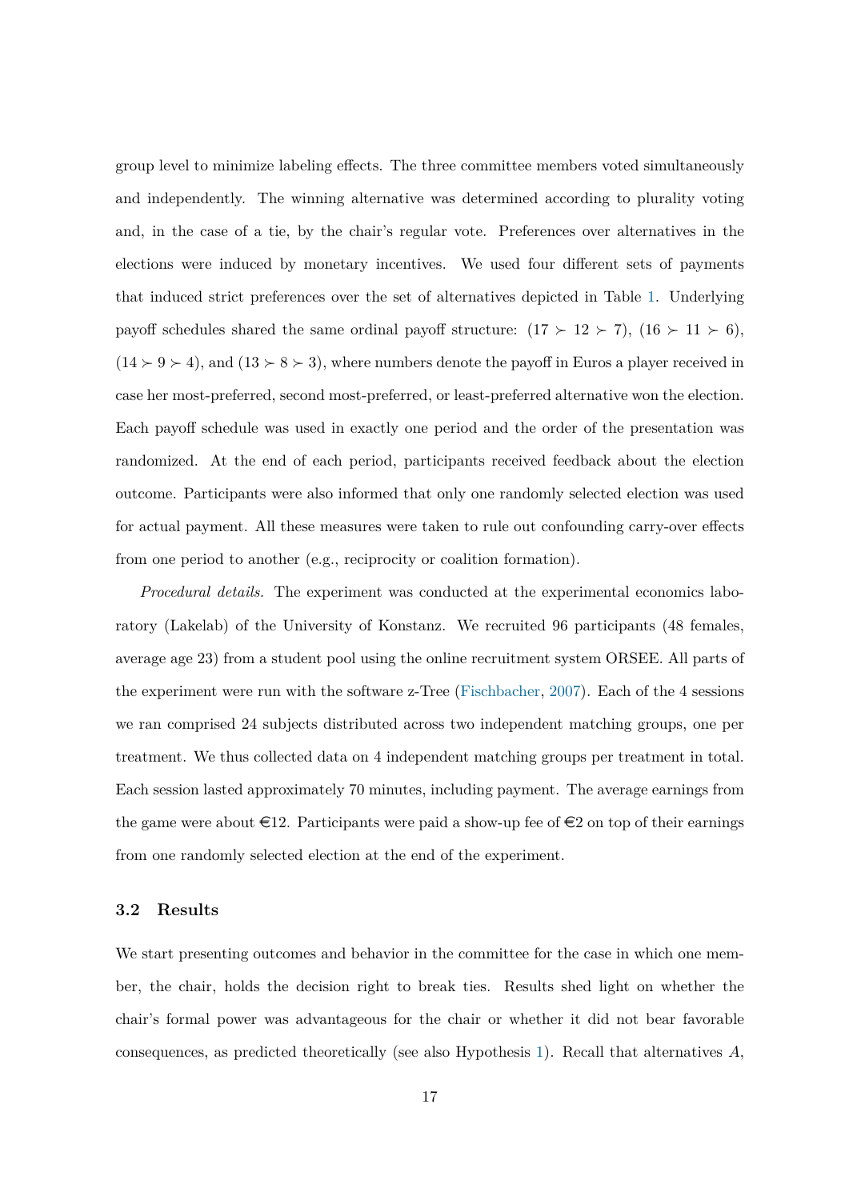group level to minimize labeling effects. The three committee members voted simultaneously and independently. The winning alternative was determined according to plurality voting and, in the case of a tie, by the chair's regular vote. Preferences over alternatives in the elections were induced by monetary incentives. We used four different sets of payments that induced strict preferences over the set of alternatives depicted in Table 1. Underlying payoff schedules shared the same ordinal payoff structure: $(17 \succ 12 \succ 7)$, $(16 \succ 11 \succ 6)$, $(14 \succ 9 \succ 4)$, and $(13 \succ 8 \succ 3)$, where numbers denote the payoff in Euros a player received in case her most-preferred, second most-preferred, or least-preferred alternative won the election. Each payoff schedule was used in exactly one period and the order of the presentation was randomized. At the end of each period, participants received feedback about the election outcome. Participants were also informed that only one randomly selected election was used for actual payment. All these measures were taken to rule out confounding carry-over effects from one period to another (e.g., reciprocity or coalition formation).

*Procedural details.* The experiment was conducted at the experimental economics laboratory (Lakelab) of the University of Konstanz. We recruited 96 participants (48 females, average age 23) from a student pool using the online recruitment system ORSEE. All parts of the experiment were run with the software z-Tree (Fischbacher, 2007). Each of the 4 sessions we ran comprised 24 subjects distributed across two independent matching groups, one per treatment. We thus collected data on 4 independent matching groups per treatment in total. Each session lasted approximately 70 minutes, including payment. The average earnings from the game were about €12. Participants were paid a show-up fee of €2 on top of their earnings from one randomly selected election at the end of the experiment.

### 3.2 Results

We start presenting outcomes and behavior in the committee for the case in which one member, the chair, holds the decision right to break ties. Results shed light on whether the chair's formal power was advantageous for the chair or whether it did not bear favorable consequences, as predicted theoretically (see also Hypothesis 1). Recall that alternatives $A$,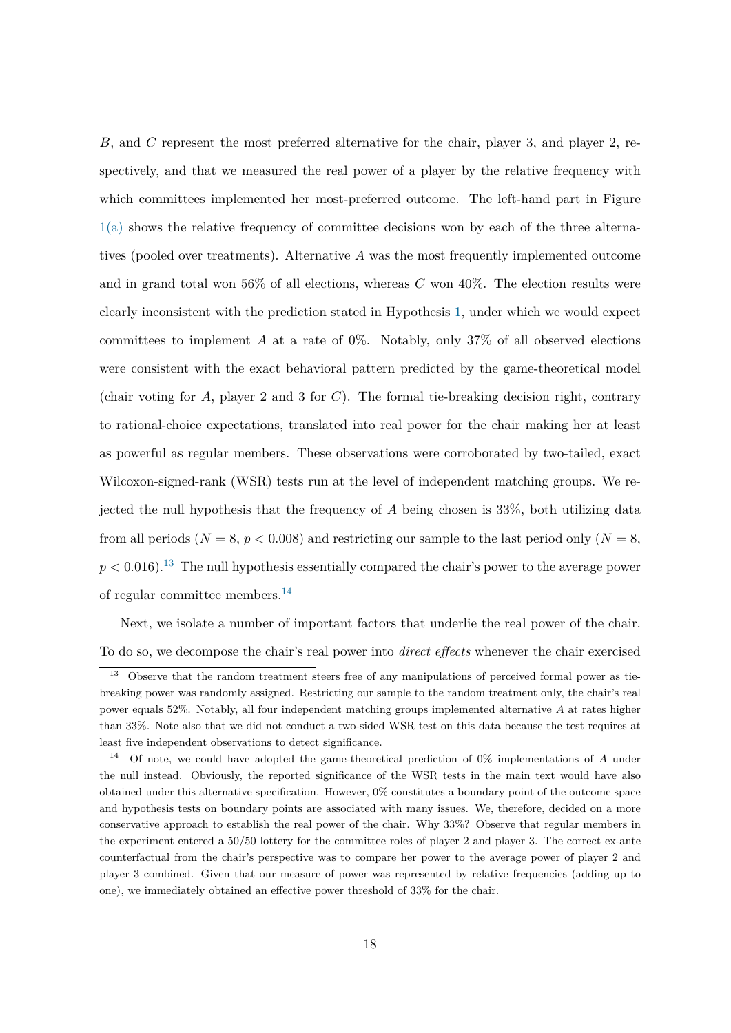$B$, and $C$ represent the most preferred alternative for the chair, player 3, and player 2, respectively, and that we measured the real power of a player by the relative frequency with which committees implemented her most-preferred outcome. The left-hand part in Figure 1(a) shows the relative frequency of committee decisions won by each of the three alternatives (pooled over treatments). Alternative $A$ was the most frequently implemented outcome and in grand total won 56% of all elections, whereas $C$ won 40%. The election results were clearly inconsistent with the prediction stated in Hypothesis 1, under which we would expect committees to implement $A$ at a rate of 0%. Notably, only 37% of all observed elections were consistent with the exact behavioral pattern predicted by the game-theoretical model (chair voting for $A$, player 2 and 3 for $C$). The formal tie-breaking decision right, contrary to rational-choice expectations, translated into real power for the chair making her at least as powerful as regular members. These observations were corroborated by two-tailed, exact Wilcoxon-signed-rank (WSR) tests run at the level of independent matching groups. We rejected the null hypothesis that the frequency of $A$ being chosen is 33%, both utilizing data from all periods ($N = 8$, $p < 0.008$) and restricting our sample to the last period only ($N = 8$, $p < 0.016$).[13] The null hypothesis essentially compared the chair's power to the average power of regular committee members.[14]

Next, we isolate a number of important factors that underlie the real power of the chair. To do so, we decompose the chair's real power into *direct effects* whenever the chair exercised

[13] Observe that the random treatment steers free of any manipulations of perceived formal power as tie-breaking power was randomly assigned. Restricting our sample to the random treatment only, the chair's real power equals 52%. Notably, all four independent matching groups implemented alternative $A$ at rates higher than 33%. Note also that we did not conduct a two-sided WSR test on this data because the test requires at least five independent observations to detect significance.

[14] Of note, we could have adopted the game-theoretical prediction of 0% implementations of $A$ under the null instead. Obviously, the reported significance of the WSR tests in the main text would have also obtained under this alternative specification. However, 0% constitutes a boundary point of the outcome space and hypothesis tests on boundary points are associated with many issues. We, therefore, decided on a more conservative approach to establish the real power of the chair. Why 33%? Observe that regular members in the experiment entered a 50/50 lottery for the committee roles of player 2 and player 3. The correct ex-ante counterfactual from the chair's perspective was to compare her power to the average power of player 2 and player 3 combined. Given that our measure of power was represented by relative frequencies (adding up to one), we immediately obtained an effective power threshold of 33% for the chair.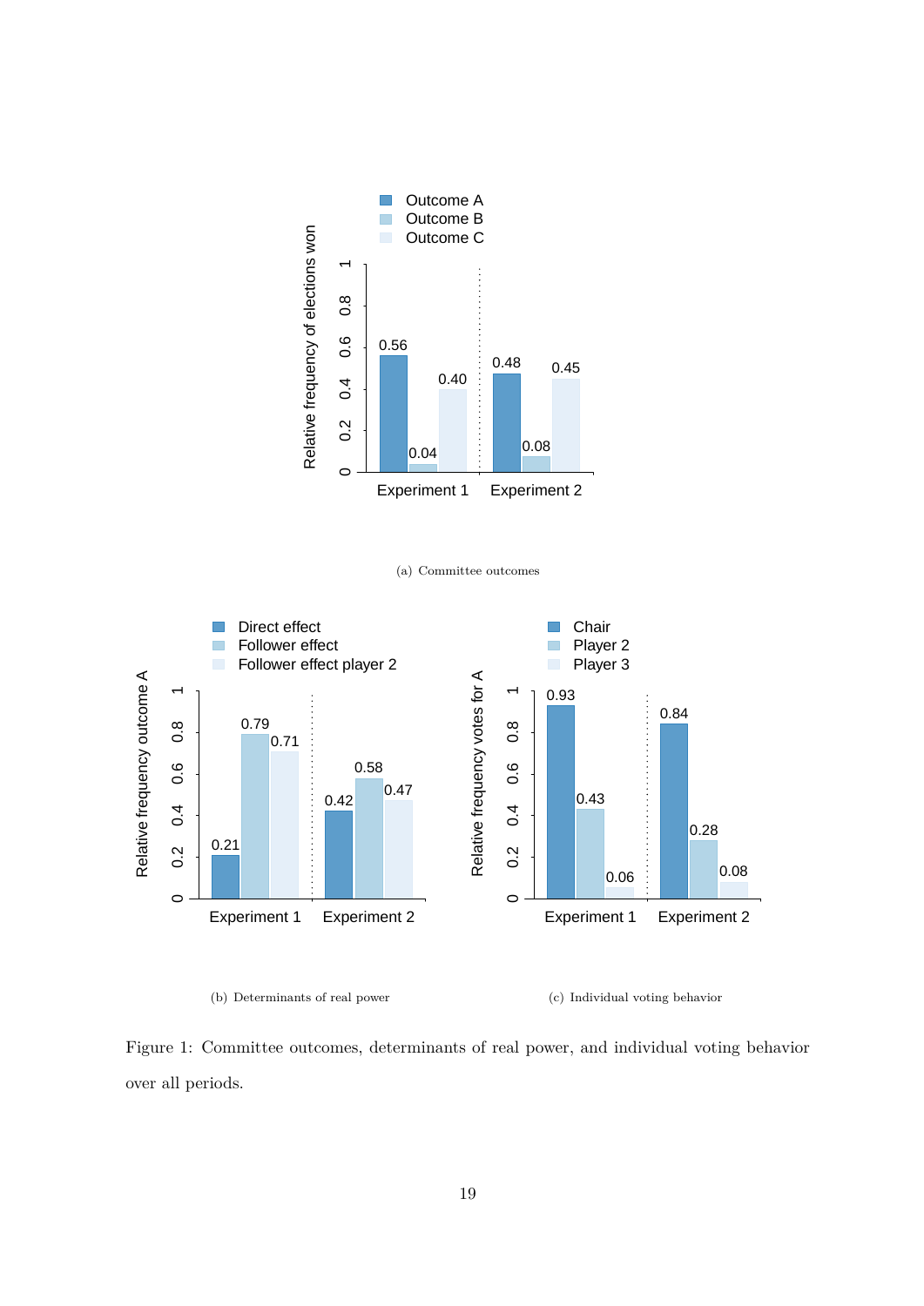(a) Committee outcomes

(b) Determinants of real power

(c) Individual voting behavior

Figure 1: Committee outcomes, determinants of real power, and individual voting behavior over all periods.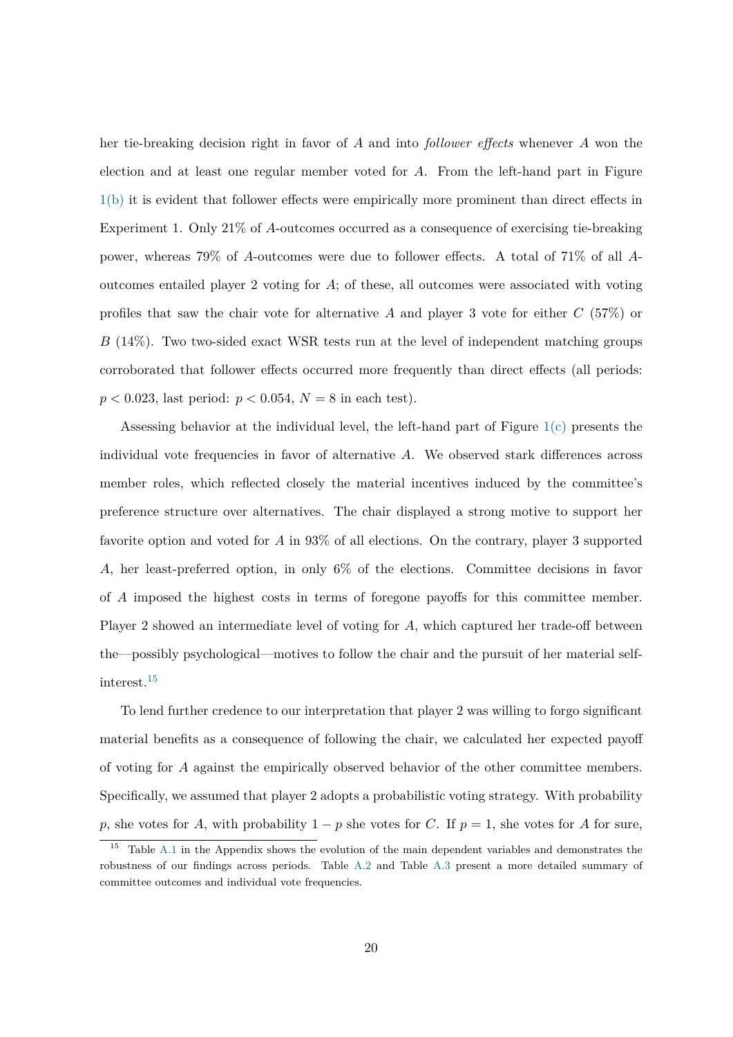her tie-breaking decision right in favor of $A$ and into *follower effects* whenever $A$ won the election and at least one regular member voted for $A$. From the left-hand part in Figure 1(b) it is evident that follower effects were empirically more prominent than direct effects in Experiment 1. Only 21% of $A$-outcomes occurred as a consequence of exercising tie-breaking power, whereas 79% of $A$-outcomes were due to follower effects. A total of 71% of all $A$-outcomes entailed player 2 voting for $A$; of these, all outcomes were associated with voting profiles that saw the chair vote for alternative $A$ and player 3 vote for either $C$ (57%) or $B$ (14%). Two two-sided exact WSR tests run at the level of independent matching groups corroborated that follower effects occurred more frequently than direct effects (all periods: $p < 0.023$, last period: $p < 0.054$, $N = 8$ in each test).

Assessing behavior at the individual level, the left-hand part of Figure 1(c) presents the individual vote frequencies in favor of alternative $A$. We observed stark differences across member roles, which reflected closely the material incentives induced by the committee's preference structure over alternatives. The chair displayed a strong motive to support her favorite option and voted for $A$ in 93% of all elections. On the contrary, player 3 supported $A$, her least-preferred option, in only 6% of the elections. Committee decisions in favor of $A$ imposed the highest costs in terms of foregone payoffs for this committee member. Player 2 showed an intermediate level of voting for $A$, which captured her trade-off between the—possibly psychological—motives to follow the chair and the pursuit of her material self-interest.[15]

To lend further credence to our interpretation that player 2 was willing to forgo significant material benefits as a consequence of following the chair, we calculated her expected payoff of voting for $A$ against the empirically observed behavior of the other committee members. Specifically, we assumed that player 2 adopts a probabilistic voting strategy. With probability $p$, she votes for $A$, with probability $1 - p$ she votes for $C$. If $p = 1$, she votes for $A$ for sure,

[15] Table A.1 in the Appendix shows the evolution of the main dependent variables and demonstrates the robustness of our findings across periods. Table A.2 and Table A.3 present a more detailed summary of committee outcomes and individual vote frequencies.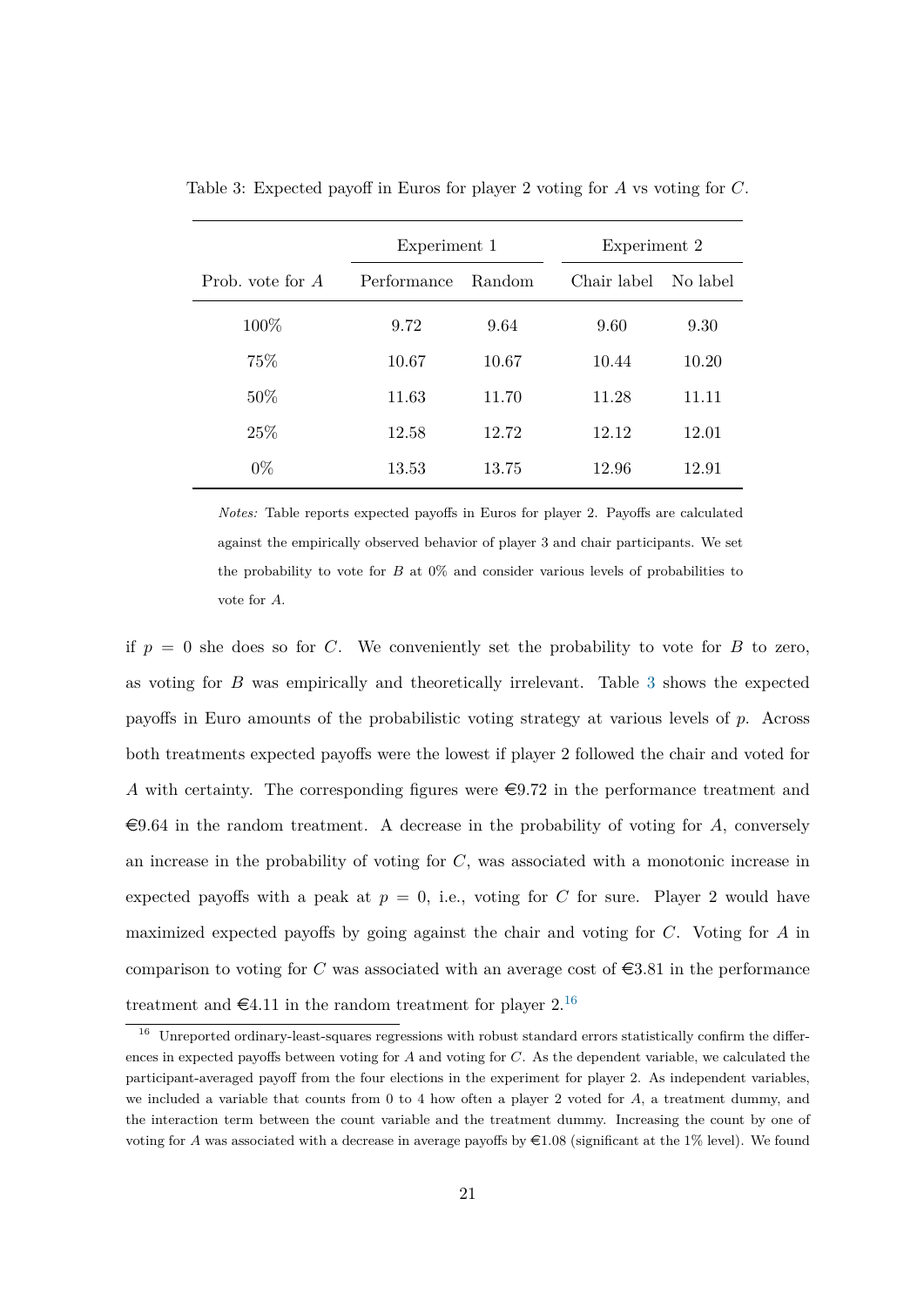Table 3: Expected payoff in Euros for player 2 voting for $A$ vs voting for $C$.

| | Experiment 1 | | Experiment 2 | |
|---|---|---|---|---|
| Prob. vote for $A$ | Performance | Random | Chair label | No label |
| 100% | 9.72 | 9.64 | 9.60 | 9.30 |
| 75% | 10.67 | 10.67 | 10.44 | 10.20 |
| 50% | 11.63 | 11.70 | 11.28 | 11.11 |
| 25% | 12.58 | 12.72 | 12.12 | 12.01 |
| 0% | 13.53 | 13.75 | 12.96 | 12.91 |

*Notes:* Table reports expected payoffs in Euros for player 2. Payoffs are calculated against the empirically observed behavior of player 3 and chair participants. We set the probability to vote for $B$ at 0% and consider various levels of probabilities to vote for $A$.

if $p = 0$ she does so for $C$. We conveniently set the probability to vote for $B$ to zero, as voting for $B$ was empirically and theoretically irrelevant. Table 3 shows the expected payoffs in Euro amounts of the probabilistic voting strategy at various levels of $p$. Across both treatments expected payoffs were the lowest if player 2 followed the chair and voted for $A$ with certainty. The corresponding figures were €9.72 in the performance treatment and €9.64 in the random treatment. A decrease in the probability of voting for $A$, conversely an increase in the probability of voting for $C$, was associated with a monotonic increase in expected payoffs with a peak at $p = 0$, i.e., voting for $C$ for sure. Player 2 would have maximized expected payoffs by going against the chair and voting for $C$. Voting for $A$ in comparison to voting for $C$ was associated with an average cost of €3.81 in the performance treatment and €4.11 in the random treatment for player 2.[16]

[16] Unreported ordinary-least-squares regressions with robust standard errors statistically confirm the differences in expected payoffs between voting for $A$ and voting for $C$. As the dependent variable, we calculated the participant-averaged payoff from the four elections in the experiment for player 2. As independent variables, we included a variable that counts from 0 to 4 how often a player 2 voted for $A$, a treatment dummy, and the interaction term between the count variable and the treatment dummy. Increasing the count by one of voting for $A$ was associated with a decrease in average payoffs by €1.08 (significant at the 1% level). We found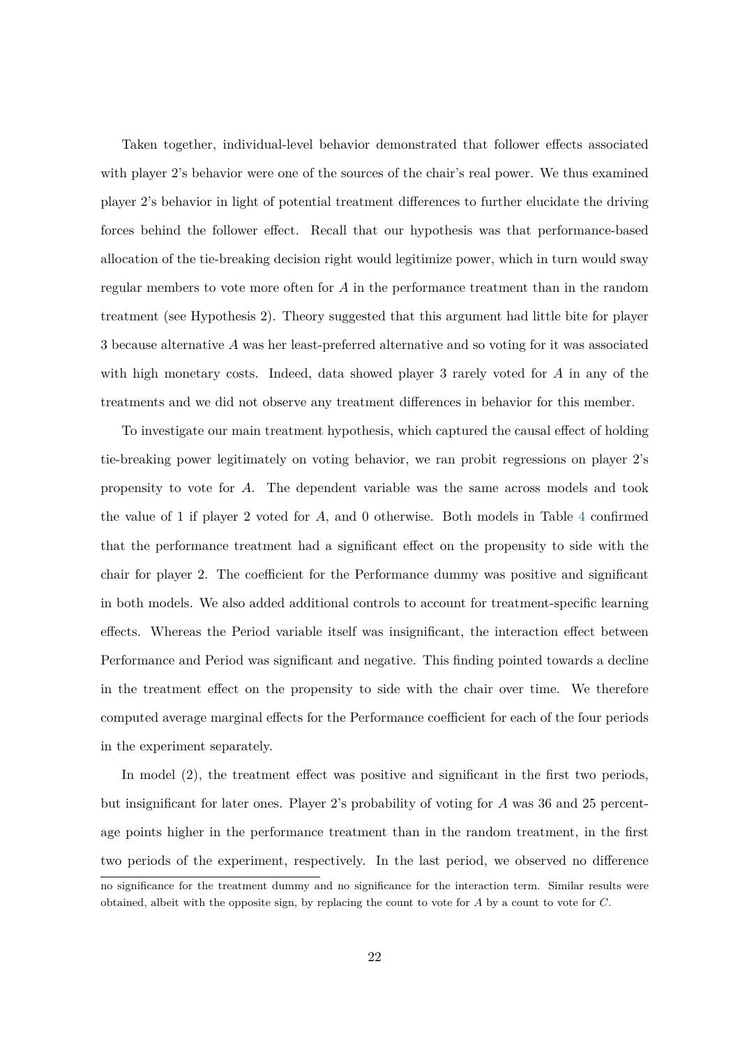Taken together, individual-level behavior demonstrated that follower effects associated with player 2's behavior were one of the sources of the chair's real power. We thus examined player 2's behavior in light of potential treatment differences to further elucidate the driving forces behind the follower effect. Recall that our hypothesis was that performance-based allocation of the tie-breaking decision right would legitimize power, which in turn would sway regular members to vote more often for $A$ in the performance treatment than in the random treatment (see Hypothesis 2). Theory suggested that this argument had little bite for player 3 because alternative $A$ was her least-preferred alternative and so voting for it was associated with high monetary costs. Indeed, data showed player 3 rarely voted for $A$ in any of the treatments and we did not observe any treatment differences in behavior for this member.

To investigate our main treatment hypothesis, which captured the causal effect of holding tie-breaking power legitimately on voting behavior, we ran probit regressions on player 2's propensity to vote for $A$. The dependent variable was the same across models and took the value of 1 if player 2 voted for $A$, and 0 otherwise. Both models in Table 4 confirmed that the performance treatment had a significant effect on the propensity to side with the chair for player 2. The coefficient for the Performance dummy was positive and significant in both models. We also added additional controls to account for treatment-specific learning effects. Whereas the Period variable itself was insignificant, the interaction effect between Performance and Period was significant and negative. This finding pointed towards a decline in the treatment effect on the propensity to side with the chair over time. We therefore computed average marginal effects for the Performance coefficient for each of the four periods in the experiment separately.

In model (2), the treatment effect was positive and significant in the first two periods, but insignificant for later ones. Player 2's probability of voting for $A$ was 36 and 25 percentage points higher in the performance treatment than in the random treatment, in the first two periods of the experiment, respectively. In the last period, we observed no difference

no significance for the treatment dummy and no significance for the interaction term. Similar results were obtained, albeit with the opposite sign, by replacing the count to vote for $A$ by a count to vote for $C$.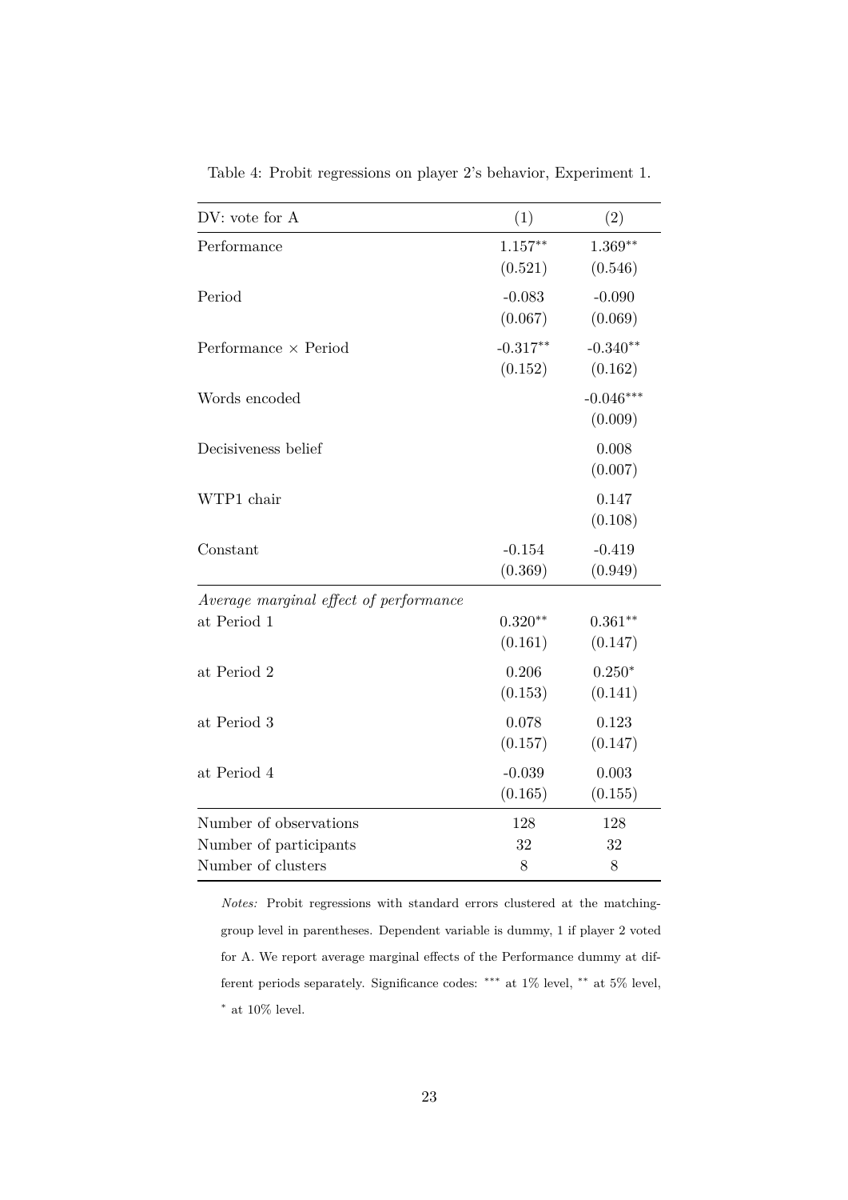Table 4: Probit regressions on player 2's behavior, Experiment 1.

| DV: vote for A | (1) | (2) |
|---|---|---|
| Performance | 1.157** | 1.369** |
| | (0.521) | (0.546) |
| Period | -0.083 | -0.090 |
| | (0.067) | (0.069) |
| Performance × Period | -0.317** | -0.340** |
| | (0.152) | (0.162) |
| Words encoded | | -0.046*** |
| | | (0.009) |
| Decisiveness belief | | 0.008 |
| | | (0.007) |
| WTP1 chair | | 0.147 |
| | | (0.108) |
| Constant | -0.154 | -0.419 |
| | (0.369) | (0.949) |
| *Average marginal effect of performance* | | |
| at Period 1 | 0.320** | 0.361** |
| | (0.161) | (0.147) |
| at Period 2 | 0.206 | 0.250* |
| | (0.153) | (0.141) |
| at Period 3 | 0.078 | 0.123 |
| | (0.157) | (0.147) |
| at Period 4 | -0.039 | 0.003 |
| | (0.165) | (0.155) |
| Number of observations | 128 | 128 |
| Number of participants | 32 | 32 |
| Number of clusters | 8 | 8 |

*Notes:* Probit regressions with standard errors clustered at the matching-group level in parentheses. Dependent variable is dummy, 1 if player 2 voted for A. We report average marginal effects of the Performance dummy at different periods separately. Significance codes: *** at 1% level, ** at 5% level, * at 10% level.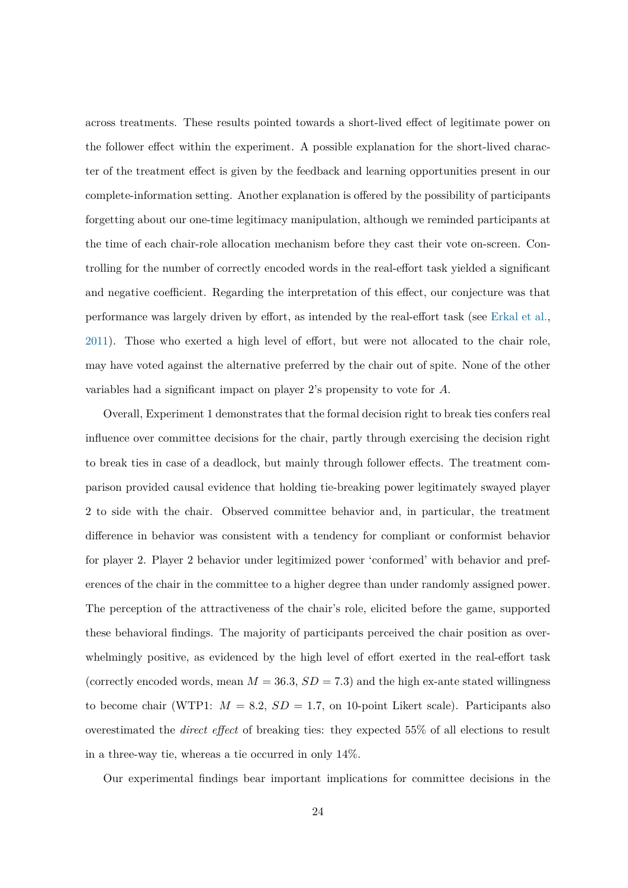across treatments. These results pointed towards a short-lived effect of legitimate power on the follower effect within the experiment. A possible explanation for the short-lived character of the treatment effect is given by the feedback and learning opportunities present in our complete-information setting. Another explanation is offered by the possibility of participants forgetting about our one-time legitimacy manipulation, although we reminded participants at the time of each chair-role allocation mechanism before they cast their vote on-screen. Controlling for the number of correctly encoded words in the real-effort task yielded a significant and negative coefficient. Regarding the interpretation of this effect, our conjecture was that performance was largely driven by effort, as intended by the real-effort task (see Erkal et al., 2011). Those who exerted a high level of effort, but were not allocated to the chair role, may have voted against the alternative preferred by the chair out of spite. None of the other variables had a significant impact on player 2's propensity to vote for $A$.

Overall, Experiment 1 demonstrates that the formal decision right to break ties confers real influence over committee decisions for the chair, partly through exercising the decision right to break ties in case of a deadlock, but mainly through follower effects. The treatment comparison provided causal evidence that holding tie-breaking power legitimately swayed player 2 to side with the chair. Observed committee behavior and, in particular, the treatment difference in behavior was consistent with a tendency for compliant or conformist behavior for player 2. Player 2 behavior under legitimized power 'conformed' with behavior and preferences of the chair in the committee to a higher degree than under randomly assigned power. The perception of the attractiveness of the chair's role, elicited before the game, supported these behavioral findings. The majority of participants perceived the chair position as overwhelmingly positive, as evidenced by the high level of effort exerted in the real-effort task (correctly encoded words, mean $M = 36.3$, $SD = 7.3$) and the high ex-ante stated willingness to become chair (WTP1: $M = 8.2$, $SD = 1.7$, on 10-point Likert scale). Participants also overestimated the *direct effect* of breaking ties: they expected 55% of all elections to result in a three-way tie, whereas a tie occurred in only 14%.

Our experimental findings bear important implications for committee decisions in the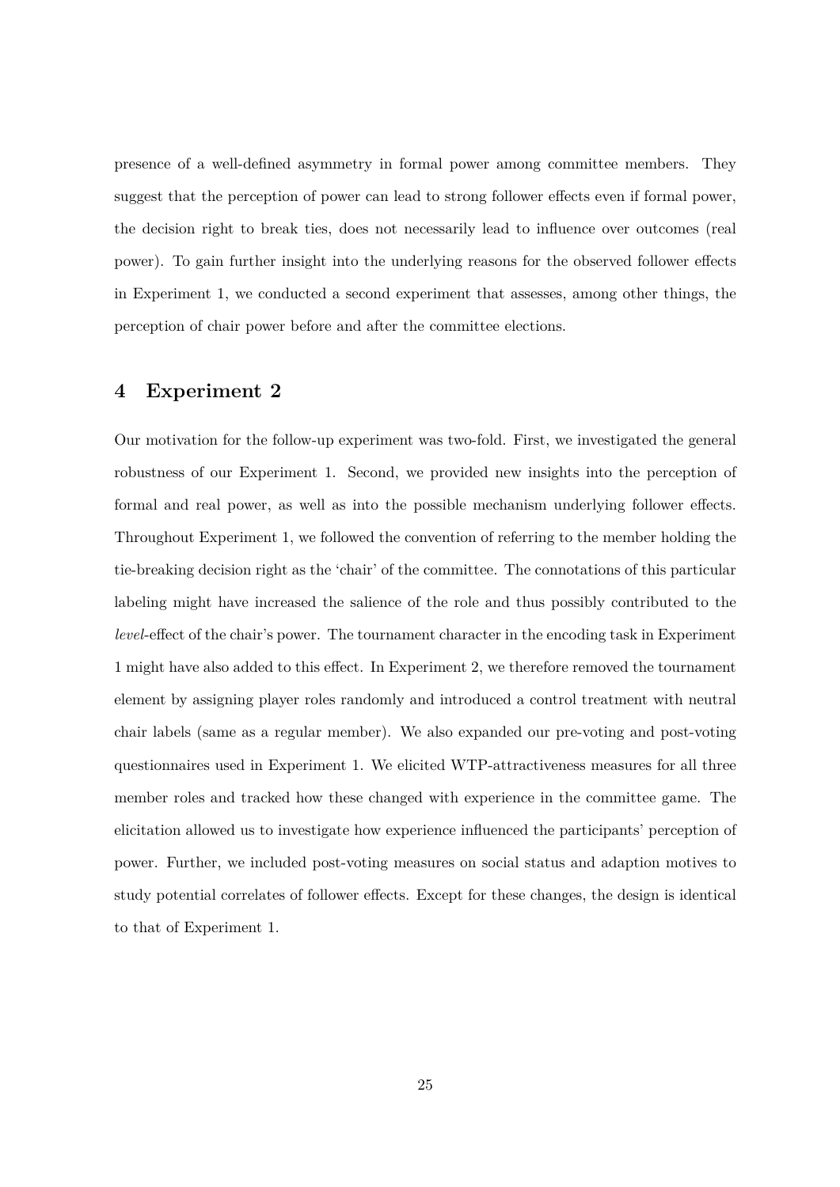presence of a well-defined asymmetry in formal power among committee members. They suggest that the perception of power can lead to strong follower effects even if formal power, the decision right to break ties, does not necessarily lead to influence over outcomes (real power). To gain further insight into the underlying reasons for the observed follower effects in Experiment 1, we conducted a second experiment that assesses, among other things, the perception of chair power before and after the committee elections.

## 4 Experiment 2

Our motivation for the follow-up experiment was two-fold. First, we investigated the general robustness of our Experiment 1. Second, we provided new insights into the perception of formal and real power, as well as into the possible mechanism underlying follower effects. Throughout Experiment 1, we followed the convention of referring to the member holding the tie-breaking decision right as the 'chair' of the committee. The connotations of this particular labeling might have increased the salience of the role and thus possibly contributed to the *level*-effect of the chair's power. The tournament character in the encoding task in Experiment 1 might have also added to this effect. In Experiment 2, we therefore removed the tournament element by assigning player roles randomly and introduced a control treatment with neutral chair labels (same as a regular member). We also expanded our pre-voting and post-voting questionnaires used in Experiment 1. We elicited WTP-attractiveness measures for all three member roles and tracked how these changed with experience in the committee game. The elicitation allowed us to investigate how experience influenced the participants' perception of power. Further, we included post-voting measures on social status and adaption motives to study potential correlates of follower effects. Except for these changes, the design is identical to that of Experiment 1.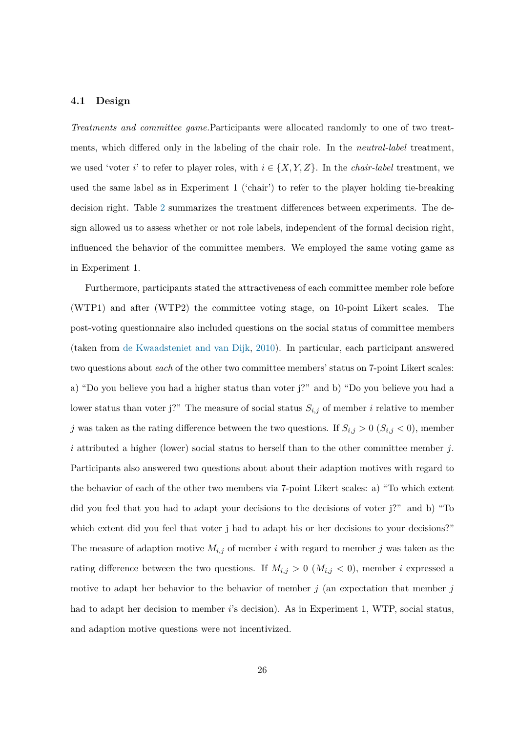### 4.1 Design

*Treatments and committee game.*Participants were allocated randomly to one of two treatments, which differed only in the labeling of the chair role. In the *neutral-label* treatment, we used 'voter $i$' to refer to player roles, with $i \in \{X, Y, Z\}$. In the *chair-label* treatment, we used the same label as in Experiment 1 ('chair') to refer to the player holding tie-breaking decision right. Table 2 summarizes the treatment differences between experiments. The design allowed us to assess whether or not role labels, independent of the formal decision right, influenced the behavior of the committee members. We employed the same voting game as in Experiment 1.

Furthermore, participants stated the attractiveness of each committee member role before (WTP1) and after (WTP2) the committee voting stage, on 10-point Likert scales. The post-voting questionnaire also included questions on the social status of committee members (taken from de Kwaadsteniet and van Dijk, 2010). In particular, each participant answered two questions about *each* of the other two committee members' status on 7-point Likert scales: a) "Do you believe you had a higher status than voter j?" and b) "Do you believe you had a lower status than voter j?" The measure of social status $S_{i,j}$ of member $i$ relative to member $j$ was taken as the rating difference between the two questions. If $S_{i,j} > 0$ ($S_{i,j} < 0$), member $i$ attributed a higher (lower) social status to herself than to the other committee member $j$. Participants also answered two questions about about their adaption motives with regard to the behavior of each of the other two members via 7-point Likert scales: a) "To which extent did you feel that you had to adapt your decisions to the decisions of voter j?" and b) "To which extent did you feel that voter j had to adapt his or her decisions to your decisions?" The measure of adaption motive $M_{i,j}$ of member $i$ with regard to member $j$ was taken as the rating difference between the two questions. If $M_{i,j} > 0$ ($M_{i,j} < 0$), member $i$ expressed a motive to adapt her behavior to the behavior of member $j$ (an expectation that member $j$ had to adapt her decision to member $i$'s decision). As in Experiment 1, WTP, social status, and adaption motive questions were not incentivized.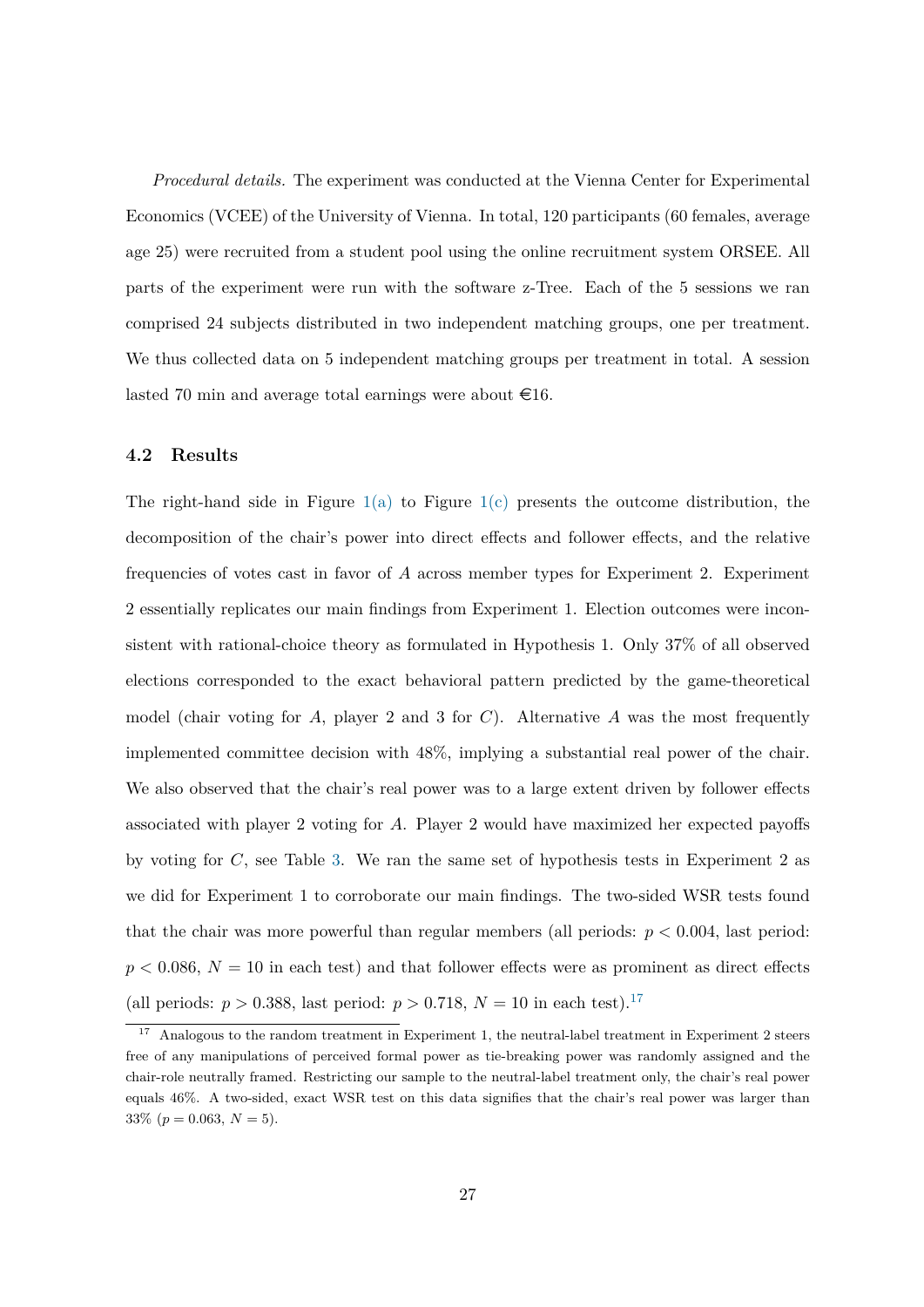*Procedural details.* The experiment was conducted at the Vienna Center for Experimental Economics (VCEE) of the University of Vienna. In total, 120 participants (60 females, average age 25) were recruited from a student pool using the online recruitment system ORSEE. All parts of the experiment were run with the software z-Tree. Each of the 5 sessions we ran comprised 24 subjects distributed in two independent matching groups, one per treatment. We thus collected data on 5 independent matching groups per treatment in total. A session lasted 70 min and average total earnings were about €16.

### 4.2 Results

The right-hand side in Figure 1(a) to Figure 1(c) presents the outcome distribution, the decomposition of the chair's power into direct effects and follower effects, and the relative frequencies of votes cast in favor of $A$ across member types for Experiment 2. Experiment 2 essentially replicates our main findings from Experiment 1. Election outcomes were inconsistent with rational-choice theory as formulated in Hypothesis 1. Only 37% of all observed elections corresponded to the exact behavioral pattern predicted by the game-theoretical model (chair voting for $A$, player 2 and 3 for $C$). Alternative $A$ was the most frequently implemented committee decision with 48%, implying a substantial real power of the chair. We also observed that the chair's real power was to a large extent driven by follower effects associated with player 2 voting for $A$. Player 2 would have maximized her expected payoffs by voting for $C$, see Table 3. We ran the same set of hypothesis tests in Experiment 2 as we did for Experiment 1 to corroborate our main findings. The two-sided WSR tests found that the chair was more powerful than regular members (all periods: $p < 0.004$, last period: $p < 0.086$, $N = 10$ in each test) and that follower effects were as prominent as direct effects (all periods: $p > 0.388$, last period: $p > 0.718$, $N = 10$ in each test).[17]

[17] Analogous to the random treatment in Experiment 1, the neutral-label treatment in Experiment 2 steers free of any manipulations of perceived formal power as tie-breaking power was randomly assigned and the chair-role neutrally framed. Restricting our sample to the neutral-label treatment only, the chair's real power equals 46%. A two-sided, exact WSR test on this data signifies that the chair's real power was larger than 33% ($p = 0.063$, $N = 5$).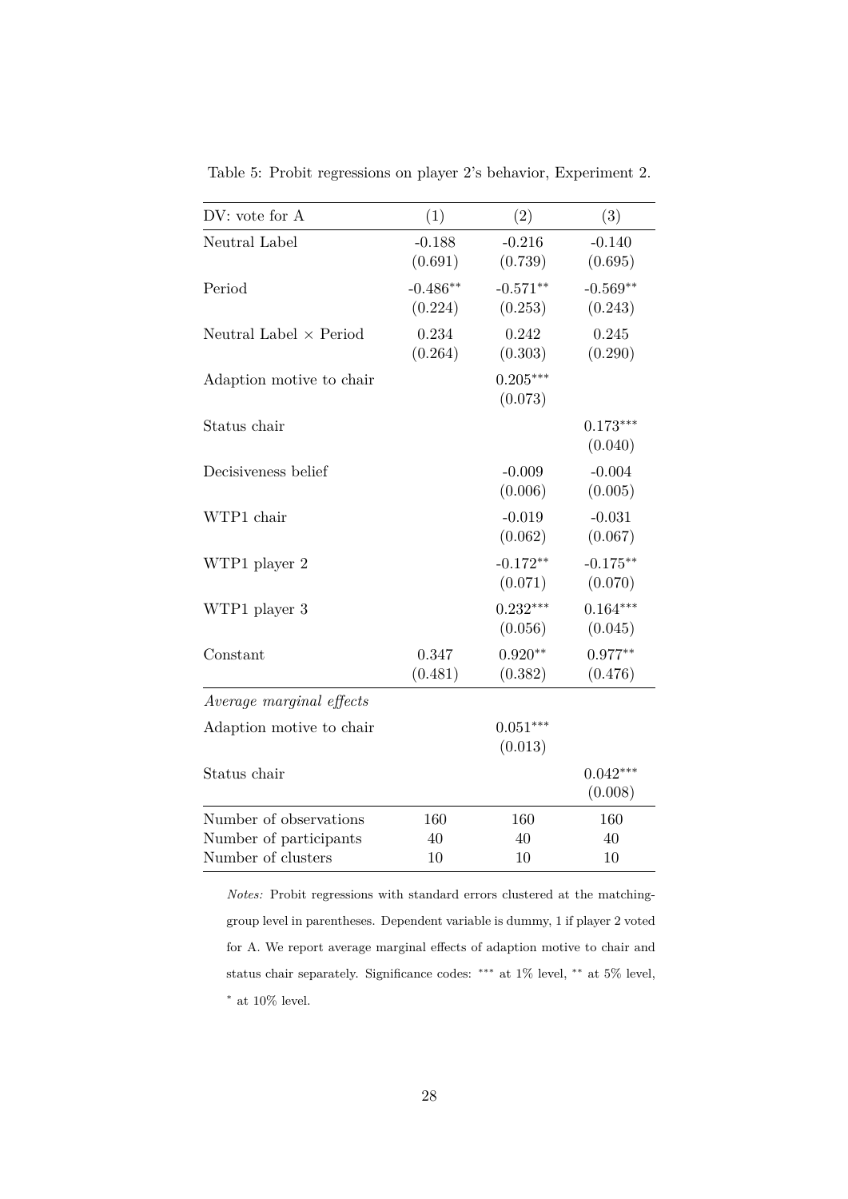Table 5: Probit regressions on player 2's behavior, Experiment 2.

| DV: vote for A | (1) | (2) | (3) |
|---|---|---|---|
| Neutral Label | -0.188 | -0.216 | -0.140 |
| | (0.691) | (0.739) | (0.695) |
| Period | -0.486** | -0.571** | -0.569** |
| | (0.224) | (0.253) | (0.243) |
| Neutral Label × Period | 0.234 | 0.242 | 0.245 |
| | (0.264) | (0.303) | (0.290) |
| Adaption motive to chair | | 0.205*** | |
| | | (0.073) | |
| Status chair | | | 0.173*** |
| | | | (0.040) |
| Decisiveness belief | | -0.009 | -0.004 |
| | | (0.006) | (0.005) |
| WTP1 chair | | -0.019 | -0.031 |
| | | (0.062) | (0.067) |
| WTP1 player 2 | | -0.172** | -0.175** |
| | | (0.071) | (0.070) |
| WTP1 player 3 | | 0.232*** | 0.164*** |
| | | (0.056) | (0.045) |
| Constant | 0.347 | 0.920** | 0.977** |
| | (0.481) | (0.382) | (0.476) |
| *Average marginal effects* | | | |
| Adaption motive to chair | | 0.051*** | |
| | | (0.013) | |
| Status chair | | | 0.042*** |
| | | | (0.008) |
| Number of observations | 160 | 160 | 160 |
| Number of participants | 40 | 40 | 40 |
| Number of clusters | 10 | 10 | 10 |

*Notes:* Probit regressions with standard errors clustered at the matching-group level in parentheses. Dependent variable is dummy, 1 if player 2 voted for A. We report average marginal effects of adaption motive to chair and status chair separately. Significance codes: *** at 1% level, ** at 5% level, * at 10% level.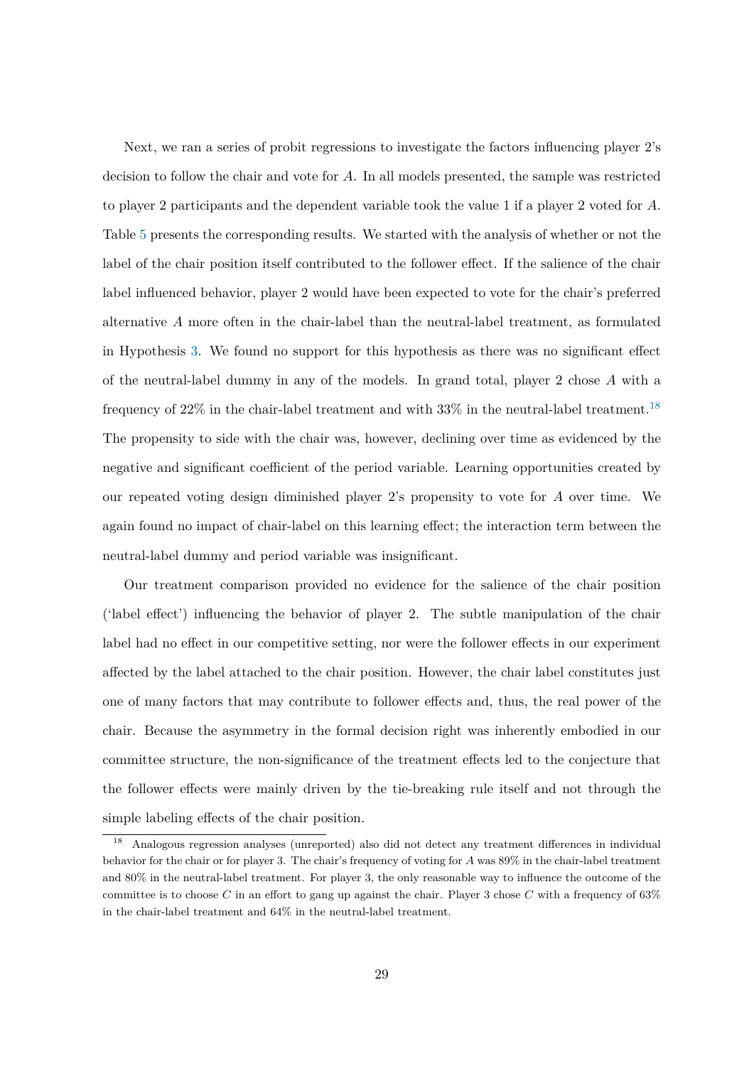Next, we ran a series of probit regressions to investigate the factors influencing player 2's decision to follow the chair and vote for $A$. In all models presented, the sample was restricted to player 2 participants and the dependent variable took the value 1 if a player 2 voted for $A$. Table 5 presents the corresponding results. We started with the analysis of whether or not the label of the chair position itself contributed to the follower effect. If the salience of the chair label influenced behavior, player 2 would have been expected to vote for the chair's preferred alternative $A$ more often in the chair-label than the neutral-label treatment, as formulated in Hypothesis 3. We found no support for this hypothesis as there was no significant effect of the neutral-label dummy in any of the models. In grand total, player 2 chose $A$ with a frequency of 22% in the chair-label treatment and with 33% in the neutral-label treatment.[18] The propensity to side with the chair was, however, declining over time as evidenced by the negative and significant coefficient of the period variable. Learning opportunities created by our repeated voting design diminished player 2's propensity to vote for $A$ over time. We again found no impact of chair-label on this learning effect; the interaction term between the neutral-label dummy and period variable was insignificant.

Our treatment comparison provided no evidence for the salience of the chair position ('label effect') influencing the behavior of player 2. The subtle manipulation of the chair label had no effect in our competitive setting, nor were the follower effects in our experiment affected by the label attached to the chair position. However, the chair label constitutes just one of many factors that may contribute to follower effects and, thus, the real power of the chair. Because the asymmetry in the formal decision right was inherently embodied in our committee structure, the non-significance of the treatment effects led to the conjecture that the follower effects were mainly driven by the tie-breaking rule itself and not through the simple labeling effects of the chair position.

[18] Analogous regression analyses (unreported) also did not detect any treatment differences in individual behavior for the chair or for player 3. The chair's frequency of voting for $A$ was 89% in the chair-label treatment and 80% in the neutral-label treatment. For player 3, the only reasonable way to influence the outcome of the committee is to choose $C$ in an effort to gang up against the chair. Player 3 chose $C$ with a frequency of 63% in the chair-label treatment and 64% in the neutral-label treatment.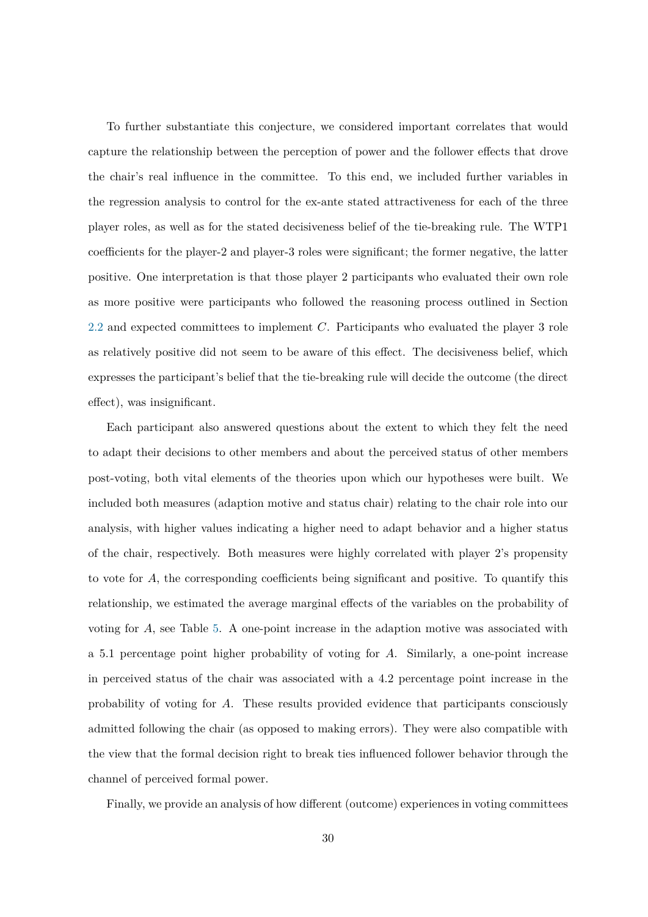To further substantiate this conjecture, we considered important correlates that would capture the relationship between the perception of power and the follower effects that drove the chair's real influence in the committee. To this end, we included further variables in the regression analysis to control for the ex-ante stated attractiveness for each of the three player roles, as well as for the stated decisiveness belief of the tie-breaking rule. The WTP1 coefficients for the player-2 and player-3 roles were significant; the former negative, the latter positive. One interpretation is that those player 2 participants who evaluated their own role as more positive were participants who followed the reasoning process outlined in Section 2.2 and expected committees to implement $C$. Participants who evaluated the player 3 role as relatively positive did not seem to be aware of this effect. The decisiveness belief, which expresses the participant's belief that the tie-breaking rule will decide the outcome (the direct effect), was insignificant.

Each participant also answered questions about the extent to which they felt the need to adapt their decisions to other members and about the perceived status of other members post-voting, both vital elements of the theories upon which our hypotheses were built. We included both measures (adaption motive and status chair) relating to the chair role into our analysis, with higher values indicating a higher need to adapt behavior and a higher status of the chair, respectively. Both measures were highly correlated with player 2's propensity to vote for $A$, the corresponding coefficients being significant and positive. To quantify this relationship, we estimated the average marginal effects of the variables on the probability of voting for $A$, see Table 5. A one-point increase in the adaption motive was associated with a 5.1 percentage point higher probability of voting for $A$. Similarly, a one-point increase in perceived status of the chair was associated with a 4.2 percentage point increase in the probability of voting for $A$. These results provided evidence that participants consciously admitted following the chair (as opposed to making errors). They were also compatible with the view that the formal decision right to break ties influenced follower behavior through the channel of perceived formal power.

Finally, we provide an analysis of how different (outcome) experiences in voting committees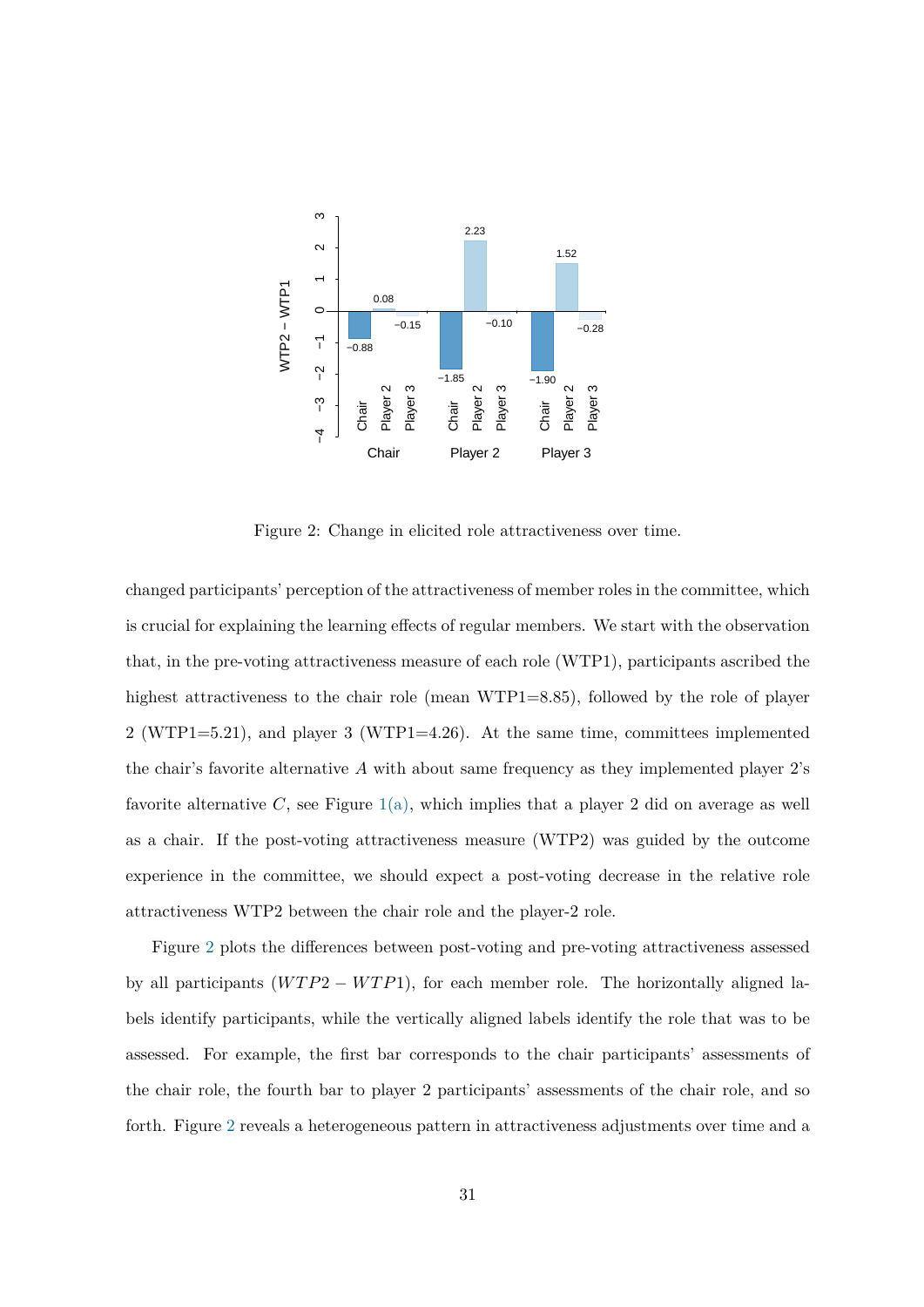Figure 2: Change in elicited role attractiveness over time.

changed participants' perception of the attractiveness of member roles in the committee, which is crucial for explaining the learning effects of regular members. We start with the observation that, in the pre-voting attractiveness measure of each role (WTP1), participants ascribed the highest attractiveness to the chair role (mean WTP1=8.85), followed by the role of player 2 (WTP1=5.21), and player 3 (WTP1=4.26). At the same time, committees implemented the chair's favorite alternative $A$ with about same frequency as they implemented player 2's favorite alternative $C$, see Figure 1(a), which implies that a player 2 did on average as well as a chair. If the post-voting attractiveness measure (WTP2) was guided by the outcome experience in the committee, we should expect a post-voting decrease in the relative role attractiveness WTP2 between the chair role and the player-2 role.

Figure 2 plots the differences between post-voting and pre-voting attractiveness assessed by all participants ($WTP2 - WTP1$), for each member role. The horizontally aligned labels identify participants, while the vertically aligned labels identify the role that was to be assessed. For example, the first bar corresponds to the chair participants' assessments of the chair role, the fourth bar to player 2 participants' assessments of the chair role, and so forth. Figure 2 reveals a heterogeneous pattern in attractiveness adjustments over time and a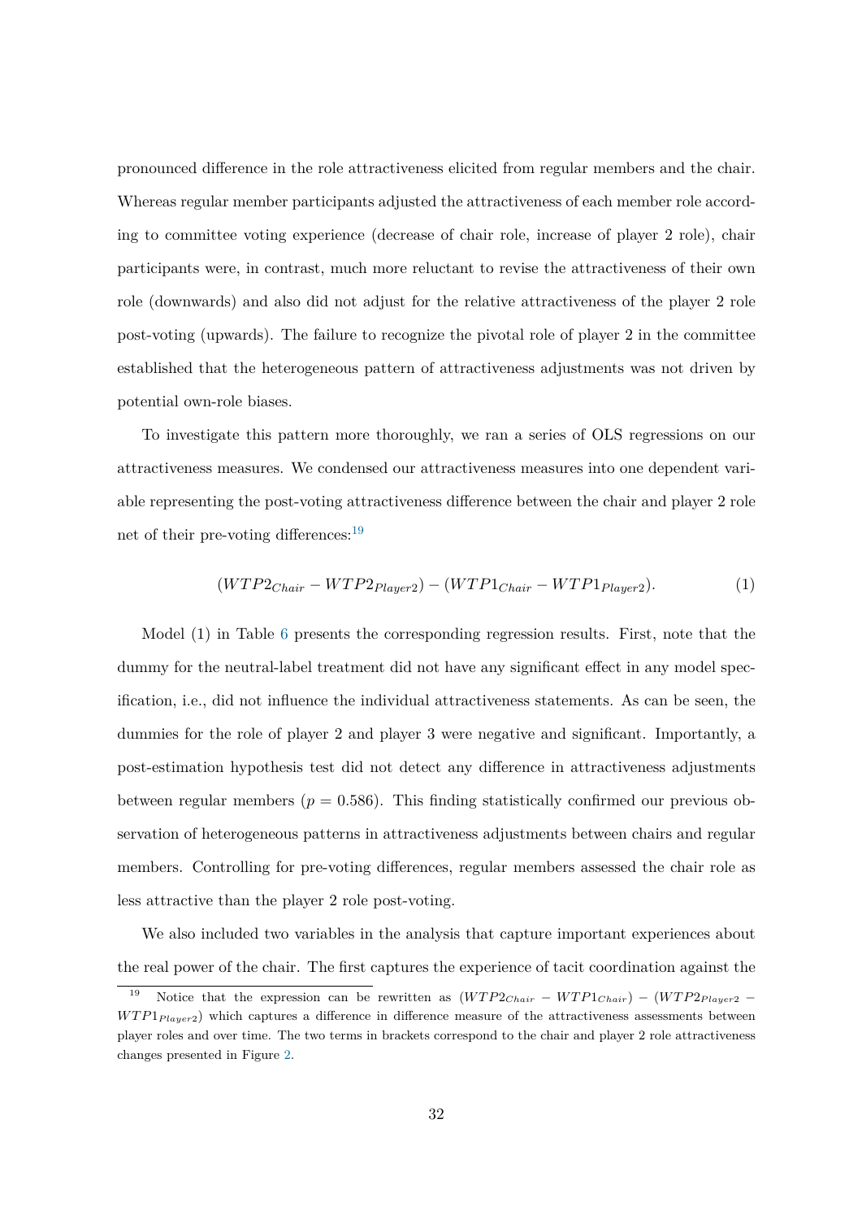pronounced difference in the role attractiveness elicited from regular members and the chair. Whereas regular member participants adjusted the attractiveness of each member role according to committee voting experience (decrease of chair role, increase of player 2 role), chair participants were, in contrast, much more reluctant to revise the attractiveness of their own role (downwards) and also did not adjust for the relative attractiveness of the player 2 role post-voting (upwards). The failure to recognize the pivotal role of player 2 in the committee established that the heterogeneous pattern of attractiveness adjustments was not driven by potential own-role biases.

To investigate this pattern more thoroughly, we ran a series of OLS regressions on our attractiveness measures. We condensed our attractiveness measures into one dependent variable representing the post-voting attractiveness difference between the chair and player 2 role net of their pre-voting differences:[19]

$$(WTP2_{Chair} - WTP2_{Player2}) - (WTP1_{Chair} - WTP1_{Player2}). \tag{1}$$

Model (1) in Table 6 presents the corresponding regression results. First, note that the dummy for the neutral-label treatment did not have any significant effect in any model specification, i.e., did not influence the individual attractiveness statements. As can be seen, the dummies for the role of player 2 and player 3 were negative and significant. Importantly, a post-estimation hypothesis test did not detect any difference in attractiveness adjustments between regular members ($p = 0.586$). This finding statistically confirmed our previous observation of heterogeneous patterns in attractiveness adjustments between chairs and regular members. Controlling for pre-voting differences, regular members assessed the chair role as less attractive than the player 2 role post-voting.

We also included two variables in the analysis that capture important experiences about the real power of the chair. The first captures the experience of tacit coordination against the

[19] Notice that the expression can be rewritten as $(WTP2_{Chair} - WTP1_{Chair}) - (WTP2_{Player2} - WTP1_{Player2})$ which captures a difference in difference measure of the attractiveness assessments between player roles and over time. The two terms in brackets correspond to the chair and player 2 role attractiveness changes presented in Figure 2.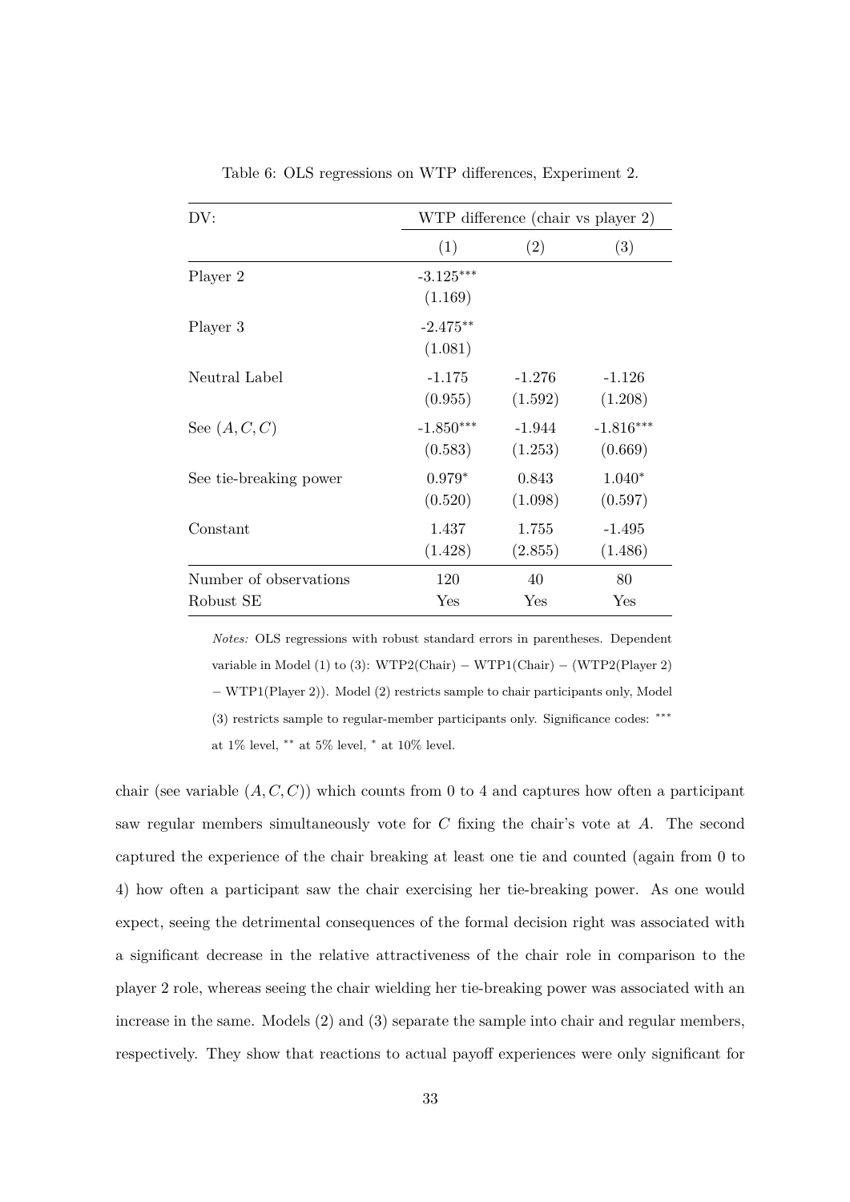Table 6: OLS regressions on WTP differences, Experiment 2.

| DV: | WTP difference (chair vs player 2) | | |
|---|---|---|---|
| | (1) | (2) | (3) |
| Player 2 | -3.125*** | | |
| | (1.169) | | |
| Player 3 | -2.475** | | |
| | (1.081) | | |
| Neutral Label | -1.175 | -1.276 | -1.126 |
| | (0.955) | (1.592) | (1.208) |
| See $(A, C, C)$ | -1.850*** | -1.944 | -1.816*** |
| | (0.583) | (1.253) | (0.669) |
| See tie-breaking power | 0.979* | 0.843 | 1.040* |
| | (0.520) | (1.098) | (0.597) |
| Constant | 1.437 | 1.755 | -1.495 |
| | (1.428) | (2.855) | (1.486) |
| Number of observations | 120 | 40 | 80 |
| Robust SE | Yes | Yes | Yes |

*Notes:* OLS regressions with robust standard errors in parentheses. Dependent variable in Model (1) to (3): WTP2(Chair) − WTP1(Chair) − (WTP2(Player 2) − WTP1(Player 2)). Model (2) restricts sample to chair participants only, Model (3) restricts sample to regular-member participants only. Significance codes: *** at 1% level, ** at 5% level, * at 10% level.

chair (see variable $(A, C, C)$) which counts from 0 to 4 and captures how often a participant saw regular members simultaneously vote for $C$ fixing the chair's vote at $A$. The second captured the experience of the chair breaking at least one tie and counted (again from 0 to 4) how often a participant saw the chair exercising her tie-breaking power. As one would expect, seeing the detrimental consequences of the formal decision right was associated with a significant decrease in the relative attractiveness of the chair role in comparison to the player 2 role, whereas seeing the chair wielding her tie-breaking power was associated with an increase in the same. Models (2) and (3) separate the sample into chair and regular members, respectively. They show that reactions to actual payoff experiences were only significant for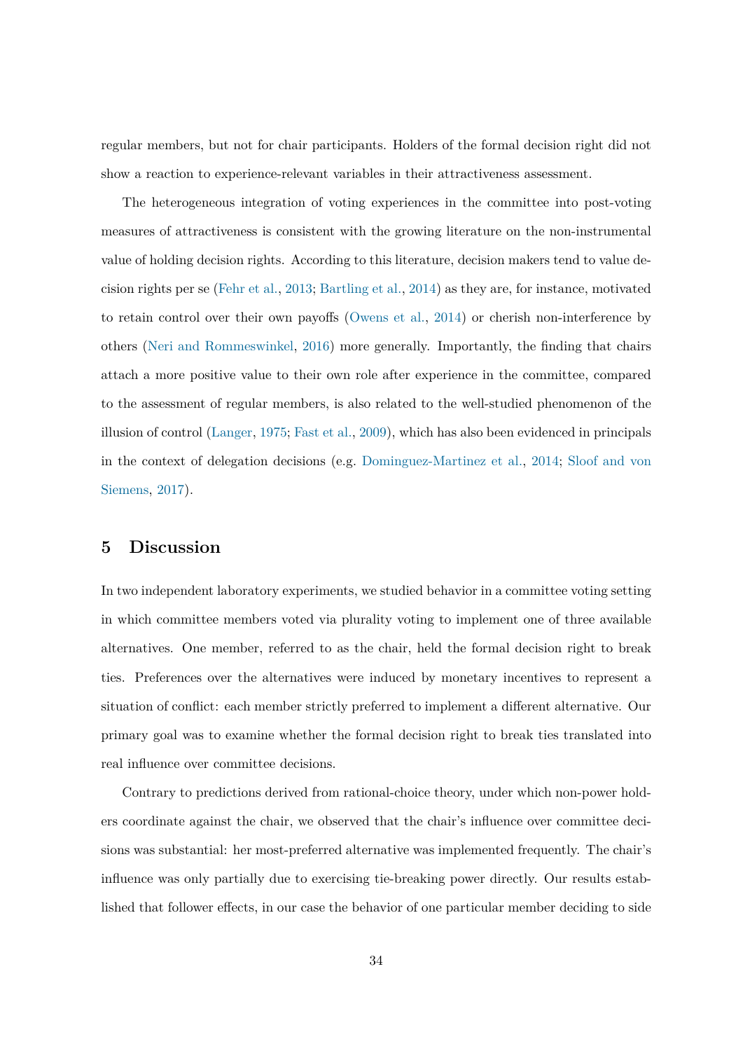regular members, but not for chair participants. Holders of the formal decision right did not show a reaction to experience-relevant variables in their attractiveness assessment.

The heterogeneous integration of voting experiences in the committee into post-voting measures of attractiveness is consistent with the growing literature on the non-instrumental value of holding decision rights. According to this literature, decision makers tend to value decision rights per se (Fehr et al., 2013; Bartling et al., 2014) as they are, for instance, motivated to retain control over their own payoffs (Owens et al., 2014) or cherish non-interference by others (Neri and Rommeswinkel, 2016) more generally. Importantly, the finding that chairs attach a more positive value to their own role after experience in the committee, compared to the assessment of regular members, is also related to the well-studied phenomenon of the illusion of control (Langer, 1975; Fast et al., 2009), which has also been evidenced in principals in the context of delegation decisions (e.g. Dominguez-Martinez et al., 2014; Sloof and von Siemens, 2017).

## 5 Discussion

In two independent laboratory experiments, we studied behavior in a committee voting setting in which committee members voted via plurality voting to implement one of three available alternatives. One member, referred to as the chair, held the formal decision right to break ties. Preferences over the alternatives were induced by monetary incentives to represent a situation of conflict: each member strictly preferred to implement a different alternative. Our primary goal was to examine whether the formal decision right to break ties translated into real influence over committee decisions.

Contrary to predictions derived from rational-choice theory, under which non-power holders coordinate against the chair, we observed that the chair's influence over committee decisions was substantial: her most-preferred alternative was implemented frequently. The chair's influence was only partially due to exercising tie-breaking power directly. Our results established that follower effects, in our case the behavior of one particular member deciding to side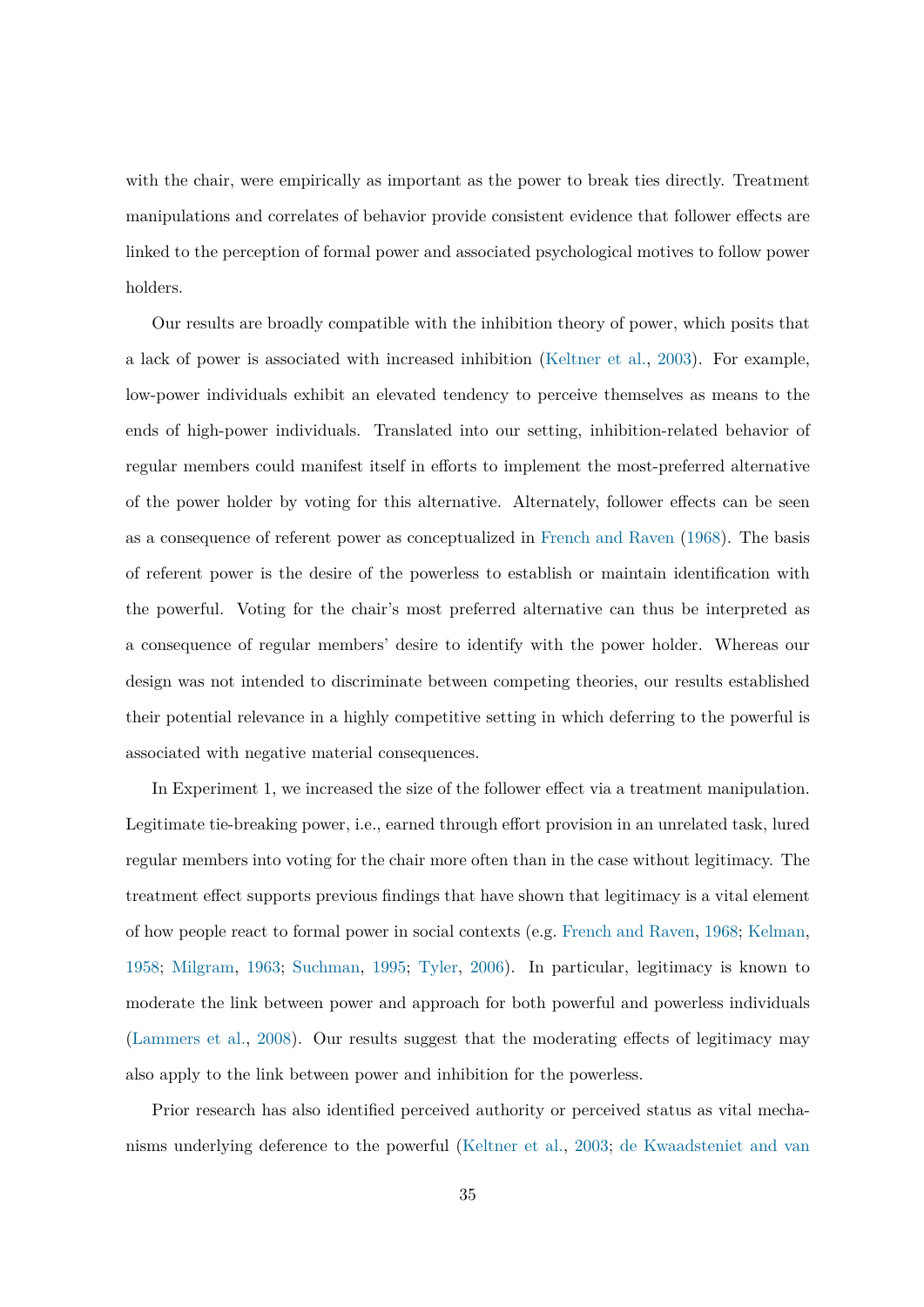with the chair, were empirically as important as the power to break ties directly. Treatment manipulations and correlates of behavior provide consistent evidence that follower effects are linked to the perception of formal power and associated psychological motives to follow power holders.

Our results are broadly compatible with the inhibition theory of power, which posits that a lack of power is associated with increased inhibition (Keltner et al., 2003). For example, low-power individuals exhibit an elevated tendency to perceive themselves as means to the ends of high-power individuals. Translated into our setting, inhibition-related behavior of regular members could manifest itself in efforts to implement the most-preferred alternative of the power holder by voting for this alternative. Alternately, follower effects can be seen as a consequence of referent power as conceptualized in French and Raven (1968). The basis of referent power is the desire of the powerless to establish or maintain identification with the powerful. Voting for the chair's most preferred alternative can thus be interpreted as a consequence of regular members' desire to identify with the power holder. Whereas our design was not intended to discriminate between competing theories, our results established their potential relevance in a highly competitive setting in which deferring to the powerful is associated with negative material consequences.

In Experiment 1, we increased the size of the follower effect via a treatment manipulation. Legitimate tie-breaking power, i.e., earned through effort provision in an unrelated task, lured regular members into voting for the chair more often than in the case without legitimacy. The treatment effect supports previous findings that have shown that legitimacy is a vital element of how people react to formal power in social contexts (e.g. French and Raven, 1968; Kelman, 1958; Milgram, 1963; Suchman, 1995; Tyler, 2006). In particular, legitimacy is known to moderate the link between power and approach for both powerful and powerless individuals (Lammers et al., 2008). Our results suggest that the moderating effects of legitimacy may also apply to the link between power and inhibition for the powerless.

Prior research has also identified perceived authority or perceived status as vital mechanisms underlying deference to the powerful (Keltner et al., 2003; de Kwaadsteniet and van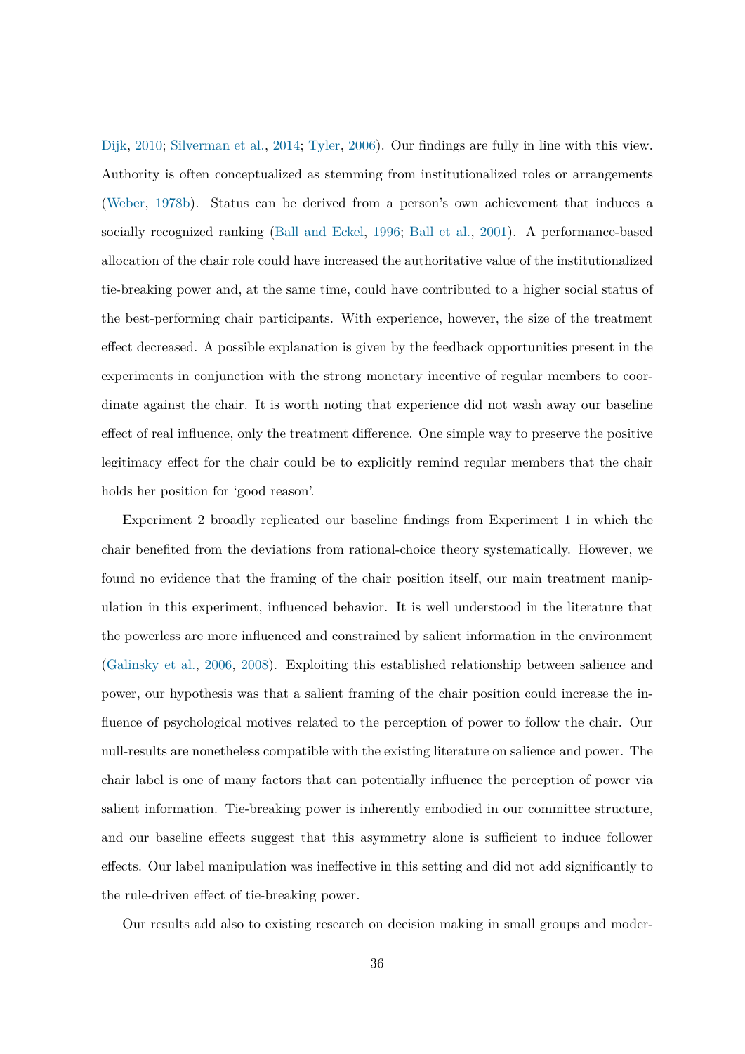Dijk, 2010; Silverman et al., 2014; Tyler, 2006). Our findings are fully in line with this view. Authority is often conceptualized as stemming from institutionalized roles or arrangements (Weber, 1978b). Status can be derived from a person's own achievement that induces a socially recognized ranking (Ball and Eckel, 1996; Ball et al., 2001). A performance-based allocation of the chair role could have increased the authoritative value of the institutionalized tie-breaking power and, at the same time, could have contributed to a higher social status of the best-performing chair participants. With experience, however, the size of the treatment effect decreased. A possible explanation is given by the feedback opportunities present in the experiments in conjunction with the strong monetary incentive of regular members to coordinate against the chair. It is worth noting that experience did not wash away our baseline effect of real influence, only the treatment difference. One simple way to preserve the positive legitimacy effect for the chair could be to explicitly remind regular members that the chair holds her position for 'good reason'.

Experiment 2 broadly replicated our baseline findings from Experiment 1 in which the chair benefited from the deviations from rational-choice theory systematically. However, we found no evidence that the framing of the chair position itself, our main treatment manipulation in this experiment, influenced behavior. It is well understood in the literature that the powerless are more influenced and constrained by salient information in the environment (Galinsky et al., 2006, 2008). Exploiting this established relationship between salience and power, our hypothesis was that a salient framing of the chair position could increase the influence of psychological motives related to the perception of power to follow the chair. Our null-results are nonetheless compatible with the existing literature on salience and power. The chair label is one of many factors that can potentially influence the perception of power via salient information. Tie-breaking power is inherently embodied in our committee structure, and our baseline effects suggest that this asymmetry alone is sufficient to induce follower effects. Our label manipulation was ineffective in this setting and did not add significantly to the rule-driven effect of tie-breaking power.

Our results add also to existing research on decision making in small groups and moder-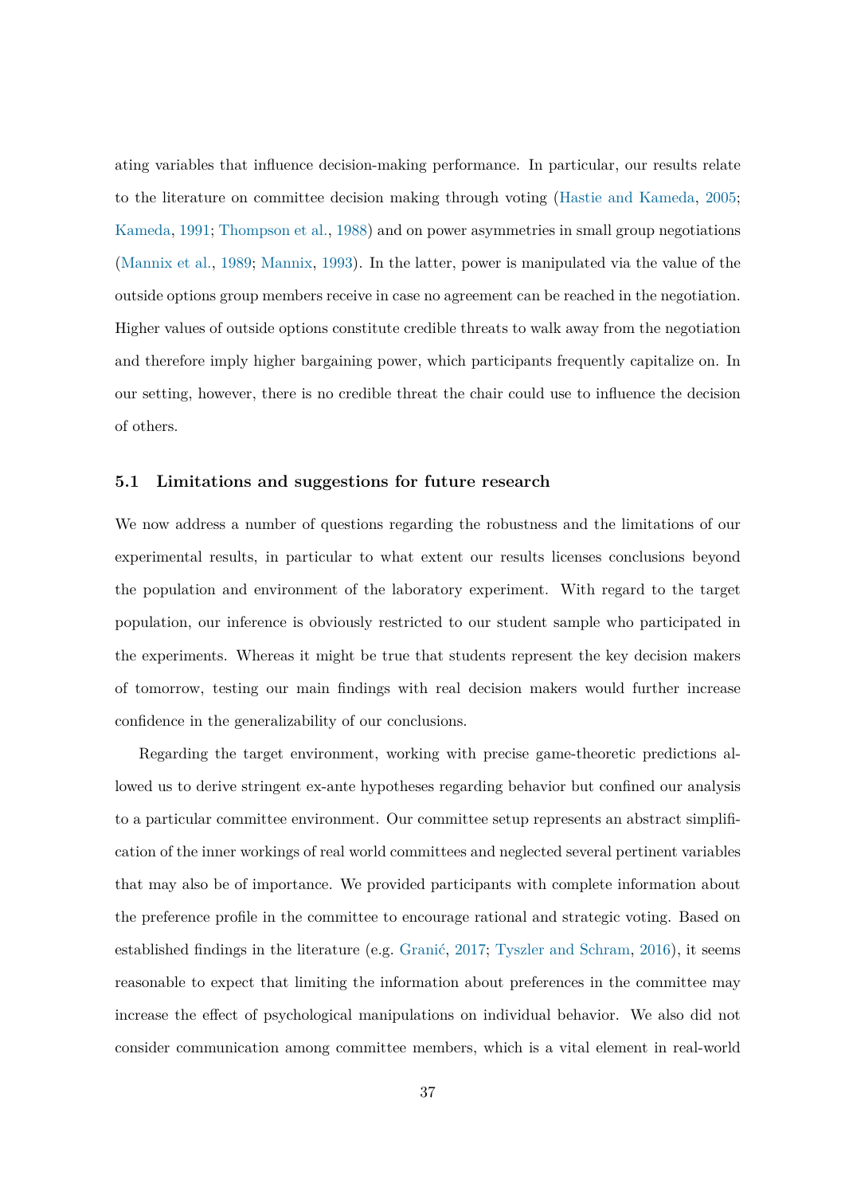ating variables that influence decision-making performance. In particular, our results relate to the literature on committee decision making through voting (Hastie and Kameda, 2005; Kameda, 1991; Thompson et al., 1988) and on power asymmetries in small group negotiations (Mannix et al., 1989; Mannix, 1993). In the latter, power is manipulated via the value of the outside options group members receive in case no agreement can be reached in the negotiation. Higher values of outside options constitute credible threats to walk away from the negotiation and therefore imply higher bargaining power, which participants frequently capitalize on. In our setting, however, there is no credible threat the chair could use to influence the decision of others.

### 5.1 Limitations and suggestions for future research

We now address a number of questions regarding the robustness and the limitations of our experimental results, in particular to what extent our results licenses conclusions beyond the population and environment of the laboratory experiment. With regard to the target population, our inference is obviously restricted to our student sample who participated in the experiments. Whereas it might be true that students represent the key decision makers of tomorrow, testing our main findings with real decision makers would further increase confidence in the generalizability of our conclusions.

Regarding the target environment, working with precise game-theoretic predictions allowed us to derive stringent ex-ante hypotheses regarding behavior but confined our analysis to a particular committee environment. Our committee setup represents an abstract simplification of the inner workings of real world committees and neglected several pertinent variables that may also be of importance. We provided participants with complete information about the preference profile in the committee to encourage rational and strategic voting. Based on established findings in the literature (e.g. Granić, 2017; Tyszler and Schram, 2016), it seems reasonable to expect that limiting the information about preferences in the committee may increase the effect of psychological manipulations on individual behavior. We also did not consider communication among committee members, which is a vital element in real-world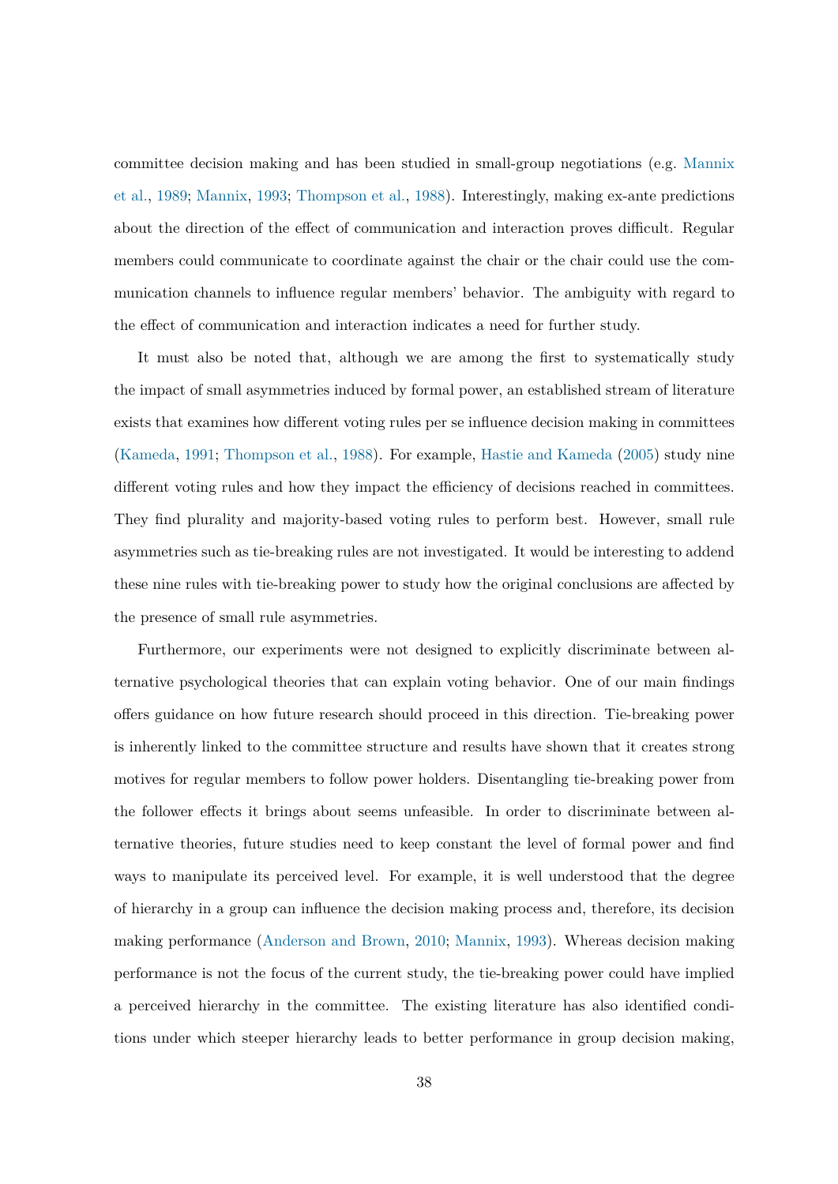committee decision making and has been studied in small-group negotiations (e.g. Mannix et al., 1989; Mannix, 1993; Thompson et al., 1988). Interestingly, making ex-ante predictions about the direction of the effect of communication and interaction proves difficult. Regular members could communicate to coordinate against the chair or the chair could use the communication channels to influence regular members' behavior. The ambiguity with regard to the effect of communication and interaction indicates a need for further study.

It must also be noted that, although we are among the first to systematically study the impact of small asymmetries induced by formal power, an established stream of literature exists that examines how different voting rules per se influence decision making in committees (Kameda, 1991; Thompson et al., 1988). For example, Hastie and Kameda (2005) study nine different voting rules and how they impact the efficiency of decisions reached in committees. They find plurality and majority-based voting rules to perform best. However, small rule asymmetries such as tie-breaking rules are not investigated. It would be interesting to addend these nine rules with tie-breaking power to study how the original conclusions are affected by the presence of small rule asymmetries.

Furthermore, our experiments were not designed to explicitly discriminate between alternative psychological theories that can explain voting behavior. One of our main findings offers guidance on how future research should proceed in this direction. Tie-breaking power is inherently linked to the committee structure and results have shown that it creates strong motives for regular members to follow power holders. Disentangling tie-breaking power from the follower effects it brings about seems unfeasible. In order to discriminate between alternative theories, future studies need to keep constant the level of formal power and find ways to manipulate its perceived level. For example, it is well understood that the degree of hierarchy in a group can influence the decision making process and, therefore, its decision making performance (Anderson and Brown, 2010; Mannix, 1993). Whereas decision making performance is not the focus of the current study, the tie-breaking power could have implied a perceived hierarchy in the committee. The existing literature has also identified conditions under which steeper hierarchy leads to better performance in group decision making,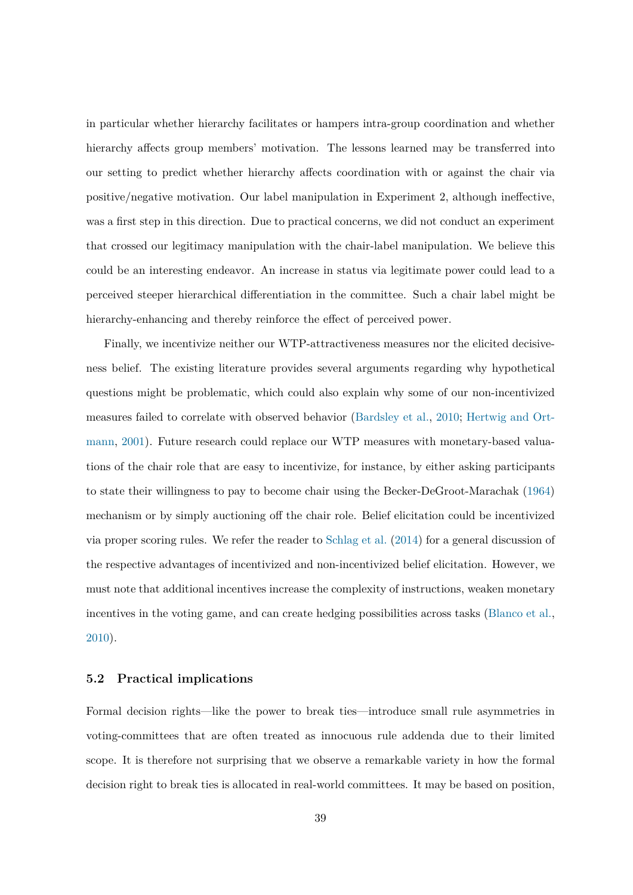in particular whether hierarchy facilitates or hampers intra-group coordination and whether hierarchy affects group members' motivation. The lessons learned may be transferred into our setting to predict whether hierarchy affects coordination with or against the chair via positive/negative motivation. Our label manipulation in Experiment 2, although ineffective, was a first step in this direction. Due to practical concerns, we did not conduct an experiment that crossed our legitimacy manipulation with the chair-label manipulation. We believe this could be an interesting endeavor. An increase in status via legitimate power could lead to a perceived steeper hierarchical differentiation in the committee. Such a chair label might be hierarchy-enhancing and thereby reinforce the effect of perceived power.

Finally, we incentivize neither our WTP-attractiveness measures nor the elicited decisiveness belief. The existing literature provides several arguments regarding why hypothetical questions might be problematic, which could also explain why some of our non-incentivized measures failed to correlate with observed behavior (Bardsley et al., 2010; Hertwig and Ortmann, 2001). Future research could replace our WTP measures with monetary-based valuations of the chair role that are easy to incentivize, for instance, by either asking participants to state their willingness to pay to become chair using the Becker-DeGroot-Marachak (1964) mechanism or by simply auctioning off the chair role. Belief elicitation could be incentivized via proper scoring rules. We refer the reader to Schlag et al. (2014) for a general discussion of the respective advantages of incentivized and non-incentivized belief elicitation. However, we must note that additional incentives increase the complexity of instructions, weaken monetary incentives in the voting game, and can create hedging possibilities across tasks (Blanco et al., 2010).

### 5.2 Practical implications

Formal decision rights—like the power to break ties—introduce small rule asymmetries in voting-committees that are often treated as innocuous rule addenda due to their limited scope. It is therefore not surprising that we observe a remarkable variety in how the formal decision right to break ties is allocated in real-world committees. It may be based on position,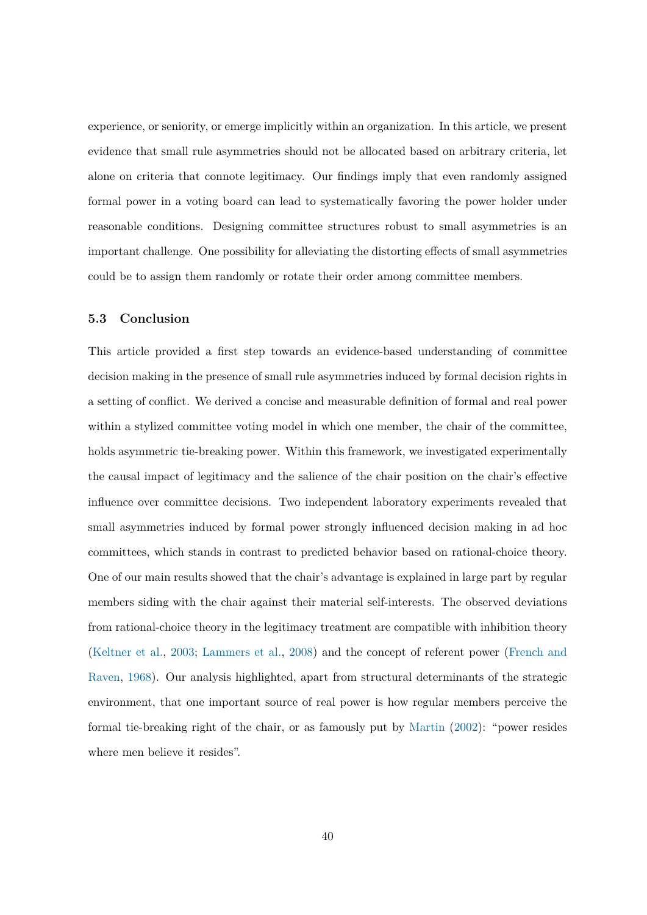experience, or seniority, or emerge implicitly within an organization. In this article, we present evidence that small rule asymmetries should not be allocated based on arbitrary criteria, let alone on criteria that connote legitimacy. Our findings imply that even randomly assigned formal power in a voting board can lead to systematically favoring the power holder under reasonable conditions. Designing committee structures robust to small asymmetries is an important challenge. One possibility for alleviating the distorting effects of small asymmetries could be to assign them randomly or rotate their order among committee members.

### 5.3 Conclusion

This article provided a first step towards an evidence-based understanding of committee decision making in the presence of small rule asymmetries induced by formal decision rights in a setting of conflict. We derived a concise and measurable definition of formal and real power within a stylized committee voting model in which one member, the chair of the committee, holds asymmetric tie-breaking power. Within this framework, we investigated experimentally the causal impact of legitimacy and the salience of the chair position on the chair's effective influence over committee decisions. Two independent laboratory experiments revealed that small asymmetries induced by formal power strongly influenced decision making in ad hoc committees, which stands in contrast to predicted behavior based on rational-choice theory. One of our main results showed that the chair's advantage is explained in large part by regular members siding with the chair against their material self-interests. The observed deviations from rational-choice theory in the legitimacy treatment are compatible with inhibition theory (Keltner et al., 2003; Lammers et al., 2008) and the concept of referent power (French and Raven, 1968). Our analysis highlighted, apart from structural determinants of the strategic environment, that one important source of real power is how regular members perceive the formal tie-breaking right of the chair, or as famously put by Martin (2002): "power resides where men believe it resides".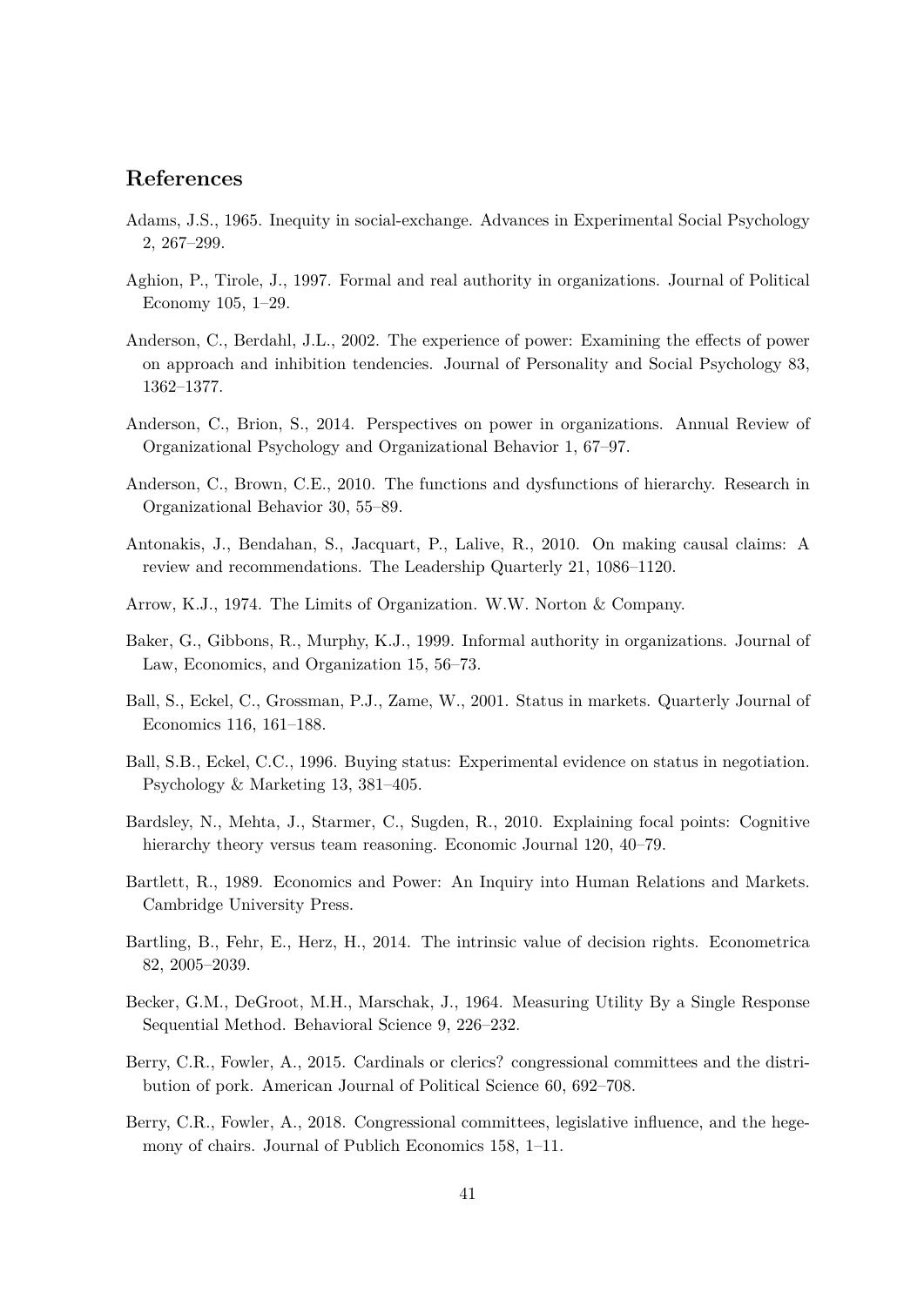## References

Adams, J.S., 1965. Inequity in social-exchange. Advances in Experimental Social Psychology 2, 267–299.

Aghion, P., Tirole, J., 1997. Formal and real authority in organizations. Journal of Political Economy 105, 1–29.

Anderson, C., Berdahl, J.L., 2002. The experience of power: Examining the effects of power on approach and inhibition tendencies. Journal of Personality and Social Psychology 83, 1362–1377.

Anderson, C., Brion, S., 2014. Perspectives on power in organizations. Annual Review of Organizational Psychology and Organizational Behavior 1, 67–97.

Anderson, C., Brown, C.E., 2010. The functions and dysfunctions of hierarchy. Research in Organizational Behavior 30, 55–89.

Antonakis, J., Bendahan, S., Jacquart, P., Lalive, R., 2010. On making causal claims: A review and recommendations. The Leadership Quarterly 21, 1086–1120.

Arrow, K.J., 1974. The Limits of Organization. W.W. Norton & Company.

Baker, G., Gibbons, R., Murphy, K.J., 1999. Informal authority in organizations. Journal of Law, Economics, and Organization 15, 56–73.

Ball, S., Eckel, C., Grossman, P.J., Zame, W., 2001. Status in markets. Quarterly Journal of Economics 116, 161–188.

Ball, S.B., Eckel, C.C., 1996. Buying status: Experimental evidence on status in negotiation. Psychology & Marketing 13, 381–405.

Bardsley, N., Mehta, J., Starmer, C., Sugden, R., 2010. Explaining focal points: Cognitive hierarchy theory versus team reasoning. Economic Journal 120, 40–79.

Bartlett, R., 1989. Economics and Power: An Inquiry into Human Relations and Markets. Cambridge University Press.

Bartling, B., Fehr, E., Herz, H., 2014. The intrinsic value of decision rights. Econometrica 82, 2005–2039.

Becker, G.M., DeGroot, M.H., Marschak, J., 1964. Measuring Utility By a Single Response Sequential Method. Behavioral Science 9, 226–232.

Berry, C.R., Fowler, A., 2015. Cardinals or clerics? congressional committees and the distribution of pork. American Journal of Political Science 60, 692–708.

Berry, C.R., Fowler, A., 2018. Congressional committees, legislative influence, and the hegemony of chairs. Journal of Publich Economics 158, 1–11.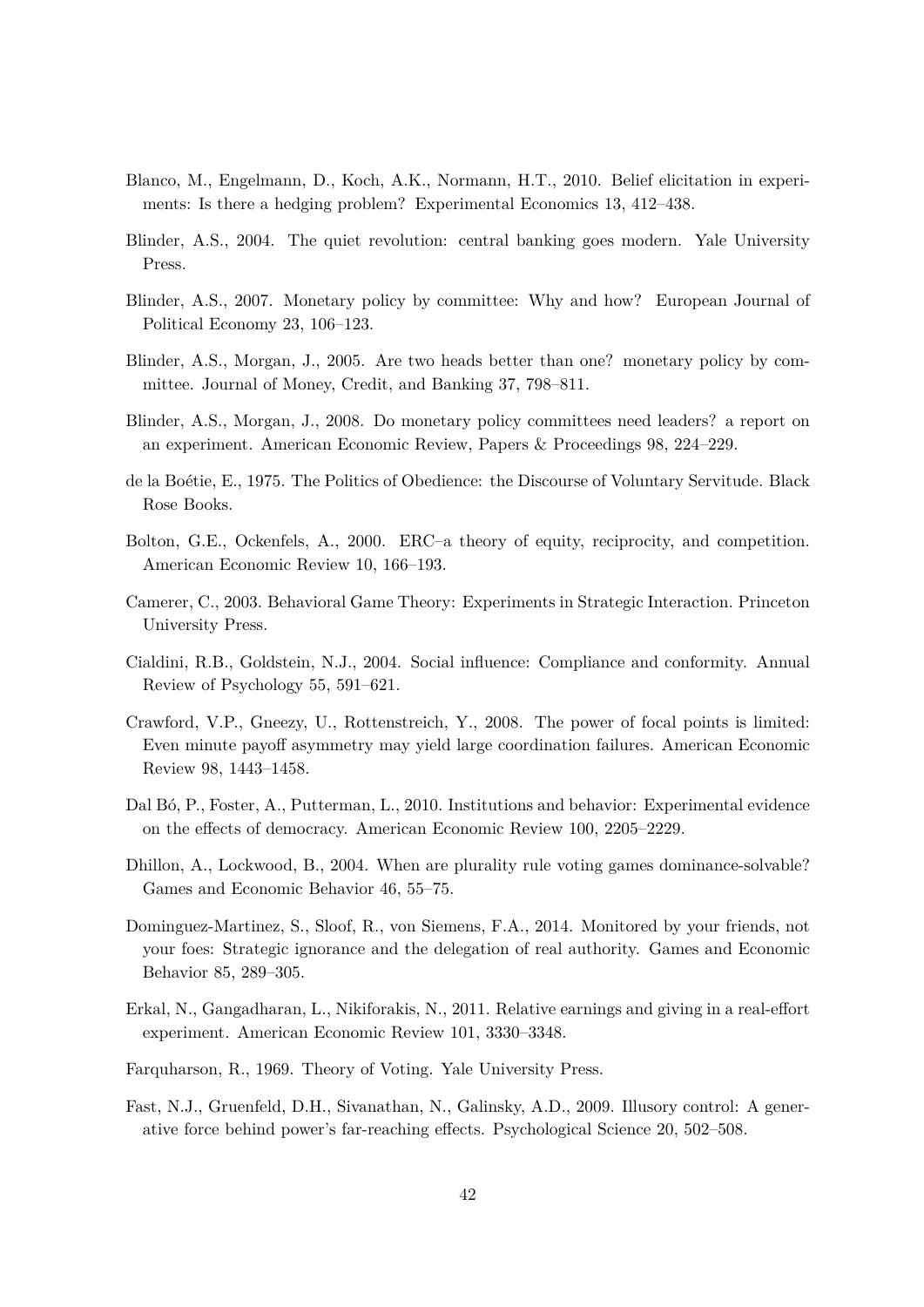Blanco, M., Engelmann, D., Koch, A.K., Normann, H.T., 2010. Belief elicitation in experiments: Is there a hedging problem? Experimental Economics 13, 412–438.

Blinder, A.S., 2004. The quiet revolution: central banking goes modern. Yale University Press.

Blinder, A.S., 2007. Monetary policy by committee: Why and how? European Journal of Political Economy 23, 106–123.

Blinder, A.S., Morgan, J., 2005. Are two heads better than one? monetary policy by committee. Journal of Money, Credit, and Banking 37, 798–811.

Blinder, A.S., Morgan, J., 2008. Do monetary policy committees need leaders? a report on an experiment. American Economic Review, Papers & Proceedings 98, 224–229.

de la Boétie, E., 1975. The Politics of Obedience: the Discourse of Voluntary Servitude. Black Rose Books.

Bolton, G.E., Ockenfels, A., 2000. ERC–a theory of equity, reciprocity, and competition. American Economic Review 10, 166–193.

Camerer, C., 2003. Behavioral Game Theory: Experiments in Strategic Interaction. Princeton University Press.

Cialdini, R.B., Goldstein, N.J., 2004. Social influence: Compliance and conformity. Annual Review of Psychology 55, 591–621.

Crawford, V.P., Gneezy, U., Rottenstreich, Y., 2008. The power of focal points is limited: Even minute payoff asymmetry may yield large coordination failures. American Economic Review 98, 1443–1458.

Dal Bó, P., Foster, A., Putterman, L., 2010. Institutions and behavior: Experimental evidence on the effects of democracy. American Economic Review 100, 2205–2229.

Dhillon, A., Lockwood, B., 2004. When are plurality rule voting games dominance-solvable? Games and Economic Behavior 46, 55–75.

Dominguez-Martinez, S., Sloof, R., von Siemens, F.A., 2014. Monitored by your friends, not your foes: Strategic ignorance and the delegation of real authority. Games and Economic Behavior 85, 289–305.

Erkal, N., Gangadharan, L., Nikiforakis, N., 2011. Relative earnings and giving in a real-effort experiment. American Economic Review 101, 3330–3348.

Farquharson, R., 1969. Theory of Voting. Yale University Press.

Fast, N.J., Gruenfeld, D.H., Sivanathan, N., Galinsky, A.D., 2009. Illusory control: A generative force behind power's far-reaching effects. Psychological Science 20, 502–508.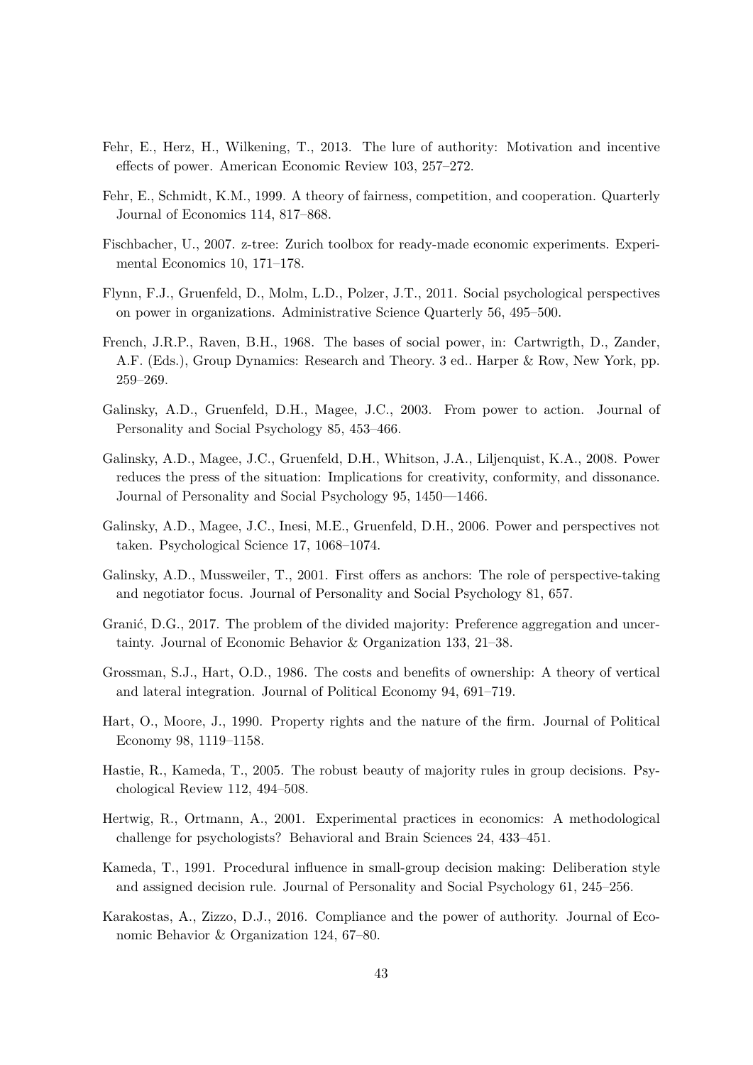Fehr, E., Herz, H., Wilkening, T., 2013. The lure of authority: Motivation and incentive effects of power. American Economic Review 103, 257–272.

Fehr, E., Schmidt, K.M., 1999. A theory of fairness, competition, and cooperation. Quarterly Journal of Economics 114, 817–868.

Fischbacher, U., 2007. z-tree: Zurich toolbox for ready-made economic experiments. Experimental Economics 10, 171–178.

Flynn, F.J., Gruenfeld, D., Molm, L.D., Polzer, J.T., 2011. Social psychological perspectives on power in organizations. Administrative Science Quarterly 56, 495–500.

French, J.R.P., Raven, B.H., 1968. The bases of social power, in: Cartwrigth, D., Zander, A.F. (Eds.), Group Dynamics: Research and Theory. 3 ed.. Harper & Row, New York, pp. 259–269.

Galinsky, A.D., Gruenfeld, D.H., Magee, J.C., 2003. From power to action. Journal of Personality and Social Psychology 85, 453–466.

Galinsky, A.D., Magee, J.C., Gruenfeld, D.H., Whitson, J.A., Liljenquist, K.A., 2008. Power reduces the press of the situation: Implications for creativity, conformity, and dissonance. Journal of Personality and Social Psychology 95, 1450—1466.

Galinsky, A.D., Magee, J.C., Inesi, M.E., Gruenfeld, D.H., 2006. Power and perspectives not taken. Psychological Science 17, 1068–1074.

Galinsky, A.D., Mussweiler, T., 2001. First offers as anchors: The role of perspective-taking and negotiator focus. Journal of Personality and Social Psychology 81, 657.

Granić, D.G., 2017. The problem of the divided majority: Preference aggregation and uncertainty. Journal of Economic Behavior & Organization 133, 21–38.

Grossman, S.J., Hart, O.D., 1986. The costs and benefits of ownership: A theory of vertical and lateral integration. Journal of Political Economy 94, 691–719.

Hart, O., Moore, J., 1990. Property rights and the nature of the firm. Journal of Political Economy 98, 1119–1158.

Hastie, R., Kameda, T., 2005. The robust beauty of majority rules in group decisions. Psychological Review 112, 494–508.

Hertwig, R., Ortmann, A., 2001. Experimental practices in economics: A methodological challenge for psychologists? Behavioral and Brain Sciences 24, 433–451.

Kameda, T., 1991. Procedural influence in small-group decision making: Deliberation style and assigned decision rule. Journal of Personality and Social Psychology 61, 245–256.

Karakostas, A., Zizzo, D.J., 2016. Compliance and the power of authority. Journal of Economic Behavior & Organization 124, 67–80.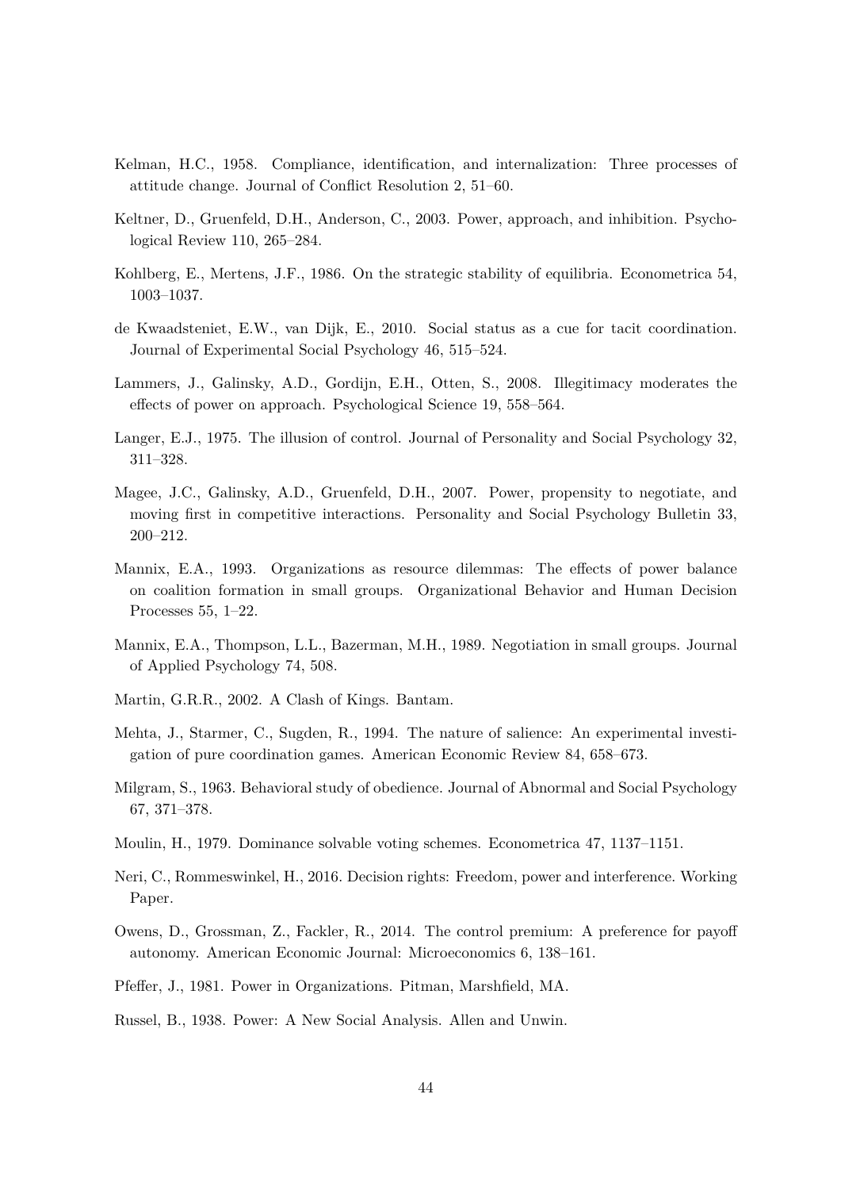Kelman, H.C., 1958. Compliance, identification, and internalization: Three processes of attitude change. Journal of Conflict Resolution 2, 51–60.

Keltner, D., Gruenfeld, D.H., Anderson, C., 2003. Power, approach, and inhibition. Psychological Review 110, 265–284.

Kohlberg, E., Mertens, J.F., 1986. On the strategic stability of equilibria. Econometrica 54, 1003–1037.

de Kwaadsteniet, E.W., van Dijk, E., 2010. Social status as a cue for tacit coordination. Journal of Experimental Social Psychology 46, 515–524.

Lammers, J., Galinsky, A.D., Gordijn, E.H., Otten, S., 2008. Illegitimacy moderates the effects of power on approach. Psychological Science 19, 558–564.

Langer, E.J., 1975. The illusion of control. Journal of Personality and Social Psychology 32, 311–328.

Magee, J.C., Galinsky, A.D., Gruenfeld, D.H., 2007. Power, propensity to negotiate, and moving first in competitive interactions. Personality and Social Psychology Bulletin 33, 200–212.

Mannix, E.A., 1993. Organizations as resource dilemmas: The effects of power balance on coalition formation in small groups. Organizational Behavior and Human Decision Processes 55, 1–22.

Mannix, E.A., Thompson, L.L., Bazerman, M.H., 1989. Negotiation in small groups. Journal of Applied Psychology 74, 508.

Martin, G.R.R., 2002. A Clash of Kings. Bantam.

Mehta, J., Starmer, C., Sugden, R., 1994. The nature of salience: An experimental investigation of pure coordination games. American Economic Review 84, 658–673.

Milgram, S., 1963. Behavioral study of obedience. Journal of Abnormal and Social Psychology 67, 371–378.

Moulin, H., 1979. Dominance solvable voting schemes. Econometrica 47, 1137–1151.

Neri, C., Rommeswinkel, H., 2016. Decision rights: Freedom, power and interference. Working Paper.

Owens, D., Grossman, Z., Fackler, R., 2014. The control premium: A preference for payoff autonomy. American Economic Journal: Microeconomics 6, 138–161.

Pfeffer, J., 1981. Power in Organizations. Pitman, Marshfield, MA.

Russel, B., 1938. Power: A New Social Analysis. Allen and Unwin.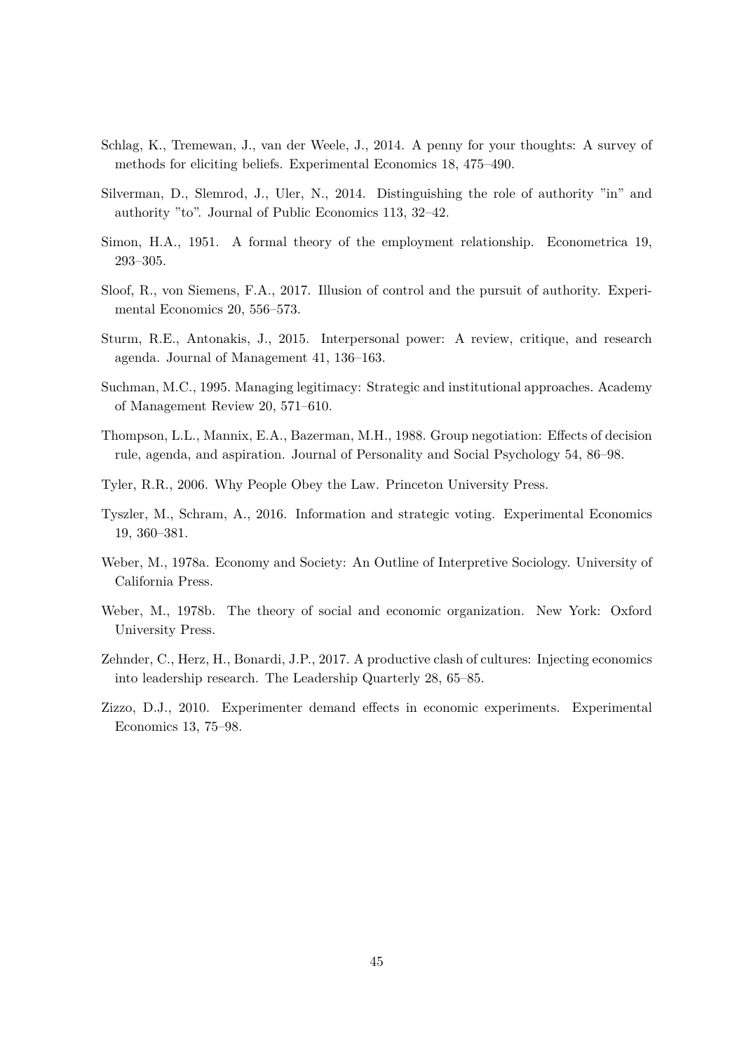Schlag, K., Tremewan, J., van der Weele, J., 2014. A penny for your thoughts: A survey of methods for eliciting beliefs. Experimental Economics 18, 475–490.

Silverman, D., Slemrod, J., Uler, N., 2014. Distinguishing the role of authority "in" and authority "to". Journal of Public Economics 113, 32–42.

Simon, H.A., 1951. A formal theory of the employment relationship. Econometrica 19, 293–305.

Sloof, R., von Siemens, F.A., 2017. Illusion of control and the pursuit of authority. Experimental Economics 20, 556–573.

Sturm, R.E., Antonakis, J., 2015. Interpersonal power: A review, critique, and research agenda. Journal of Management 41, 136–163.

Suchman, M.C., 1995. Managing legitimacy: Strategic and institutional approaches. Academy of Management Review 20, 571–610.

Thompson, L.L., Mannix, E.A., Bazerman, M.H., 1988. Group negotiation: Effects of decision rule, agenda, and aspiration. Journal of Personality and Social Psychology 54, 86–98.

Tyler, R.R., 2006. Why People Obey the Law. Princeton University Press.

Tyszler, M., Schram, A., 2016. Information and strategic voting. Experimental Economics 19, 360–381.

Weber, M., 1978a. Economy and Society: An Outline of Interpretive Sociology. University of California Press.

Weber, M., 1978b. The theory of social and economic organization. New York: Oxford University Press.

Zehnder, C., Herz, H., Bonardi, J.P., 2017. A productive clash of cultures: Injecting economics into leadership research. The Leadership Quarterly 28, 65–85.

Zizzo, D.J., 2010. Experimenter demand effects in economic experiments. Experimental Economics 13, 75–98.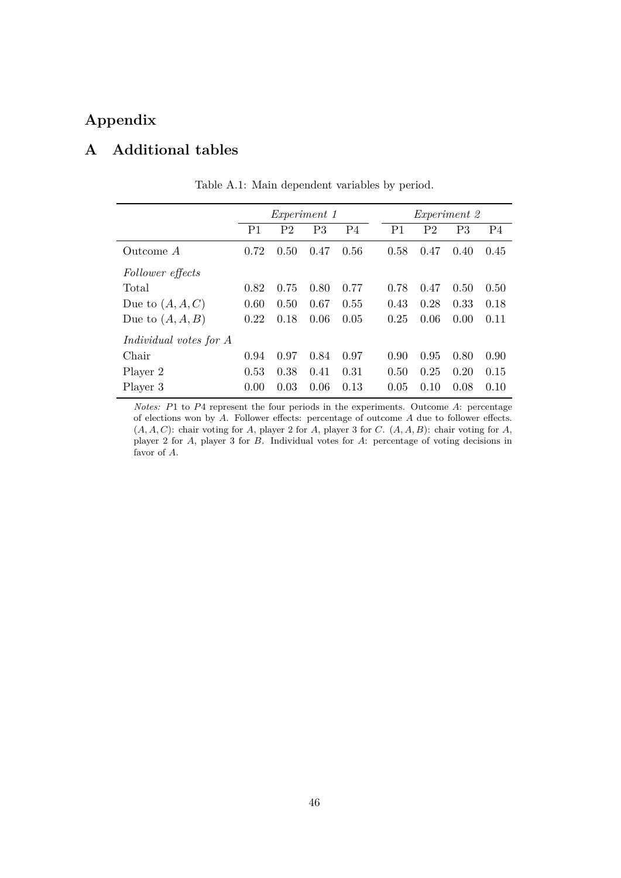# Appendix

## A Additional tables

Table A.1: Main dependent variables by period.

| | *Experiment 1* | | | | *Experiment 2* | | | |
|---|---|---|---|---|---|---|---|---|
| | P1 | P2 | P3 | P4 | P1 | P2 | P3 | P4 |
| Outcome $A$ | 0.72 | 0.50 | 0.47 | 0.56 | 0.58 | 0.47 | 0.40 | 0.45 |
| *Follower effects* | | | | | | | | |
| Total | 0.82 | 0.75 | 0.80 | 0.77 | 0.78 | 0.47 | 0.50 | 0.50 |
| Due to $(A, A, C)$ | 0.60 | 0.50 | 0.67 | 0.55 | 0.43 | 0.28 | 0.33 | 0.18 |
| Due to $(A, A, B)$ | 0.22 | 0.18 | 0.06 | 0.05 | 0.25 | 0.06 | 0.00 | 0.11 |
| *Individual votes for A* | | | | | | | | |
| Chair | 0.94 | 0.97 | 0.84 | 0.97 | 0.90 | 0.95 | 0.80 | 0.90 |
| Player 2 | 0.53 | 0.38 | 0.41 | 0.31 | 0.50 | 0.25 | 0.20 | 0.15 |
| Player 3 | 0.00 | 0.03 | 0.06 | 0.13 | 0.05 | 0.10 | 0.08 | 0.10 |

*Notes:* $P1$ to $P4$ represent the four periods in the experiments. Outcome $A$: percentage of elections won by $A$. Follower effects: percentage of outcome $A$ due to follower effects. $(A, A, C)$: chair voting for $A$, player 2 for $A$, player 3 for $C$. $(A, A, B)$: chair voting for $A$, player 2 for $A$, player 3 for $B$. Individual votes for $A$: percentage of voting decisions in favor of $A$.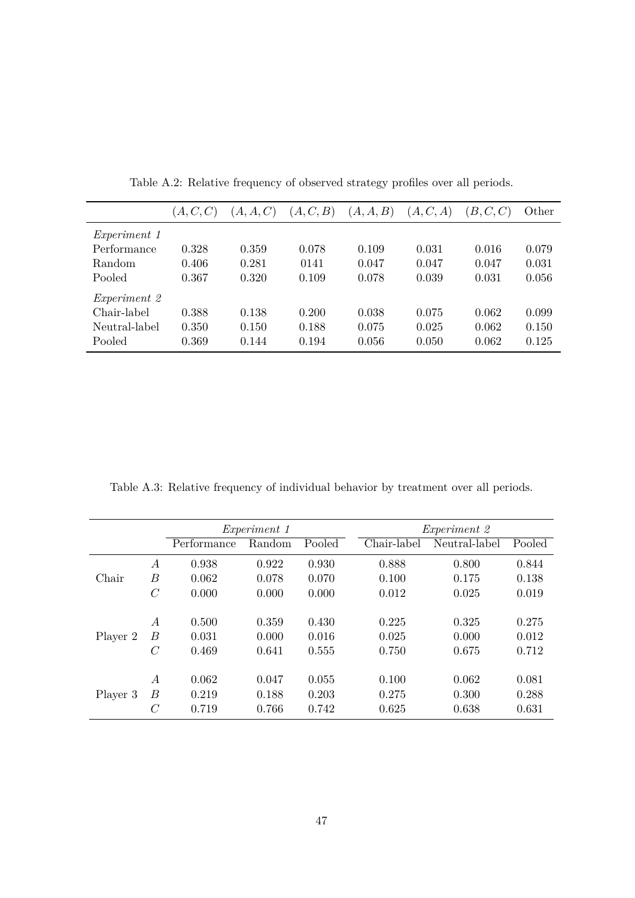Table A.2: Relative frequency of observed strategy profiles over all periods.

| | $(A, C, C)$ | $(A, A, C)$ | $(A, C, B)$ | $(A, A, B)$ | $(A, C, A)$ | $(B, C, C)$ | Other |
|---|---|---|---|---|---|---|---|
| *Experiment 1* | | | | | | | |
| Performance | 0.328 | 0.359 | 0.078 | 0.109 | 0.031 | 0.016 | 0.079 |
| Random | 0.406 | 0.281 | 0141 | 0.047 | 0.047 | 0.047 | 0.031 |
| Pooled | 0.367 | 0.320 | 0.109 | 0.078 | 0.039 | 0.031 | 0.056 |
| *Experiment 2* | | | | | | | |
| Chair-label | 0.388 | 0.138 | 0.200 | 0.038 | 0.075 | 0.062 | 0.099 |
| Neutral-label | 0.350 | 0.150 | 0.188 | 0.075 | 0.025 | 0.062 | 0.150 |
| Pooled | 0.369 | 0.144 | 0.194 | 0.056 | 0.050 | 0.062 | 0.125 |

Table A.3: Relative frequency of individual behavior by treatment over all periods.

| | | *Experiment 1* | | | *Experiment 2* | | |
|---|---|---|---|---|---|---|---|
| | | Performance | Random | Pooled | Chair-label | Neutral-label | Pooled |
| Chair | $A$ | 0.938 | 0.922 | 0.930 | 0.888 | 0.800 | 0.844 |
| | $B$ | 0.062 | 0.078 | 0.070 | 0.100 | 0.175 | 0.138 |
| | $C$ | 0.000 | 0.000 | 0.000 | 0.012 | 0.025 | 0.019 |
| Player 2 | $A$ | 0.500 | 0.359 | 0.430 | 0.225 | 0.325 | 0.275 |
| | $B$ | 0.031 | 0.000 | 0.016 | 0.025 | 0.000 | 0.012 |
| | $C$ | 0.469 | 0.641 | 0.555 | 0.750 | 0.675 | 0.712 |
| Player 3 | $A$ | 0.062 | 0.047 | 0.055 | 0.100 | 0.062 | 0.081 |
| | $B$ | 0.219 | 0.188 | 0.203 | 0.275 | 0.300 | 0.288 |
| | $C$ | 0.719 | 0.766 | 0.742 | 0.625 | 0.638 | 0.631 |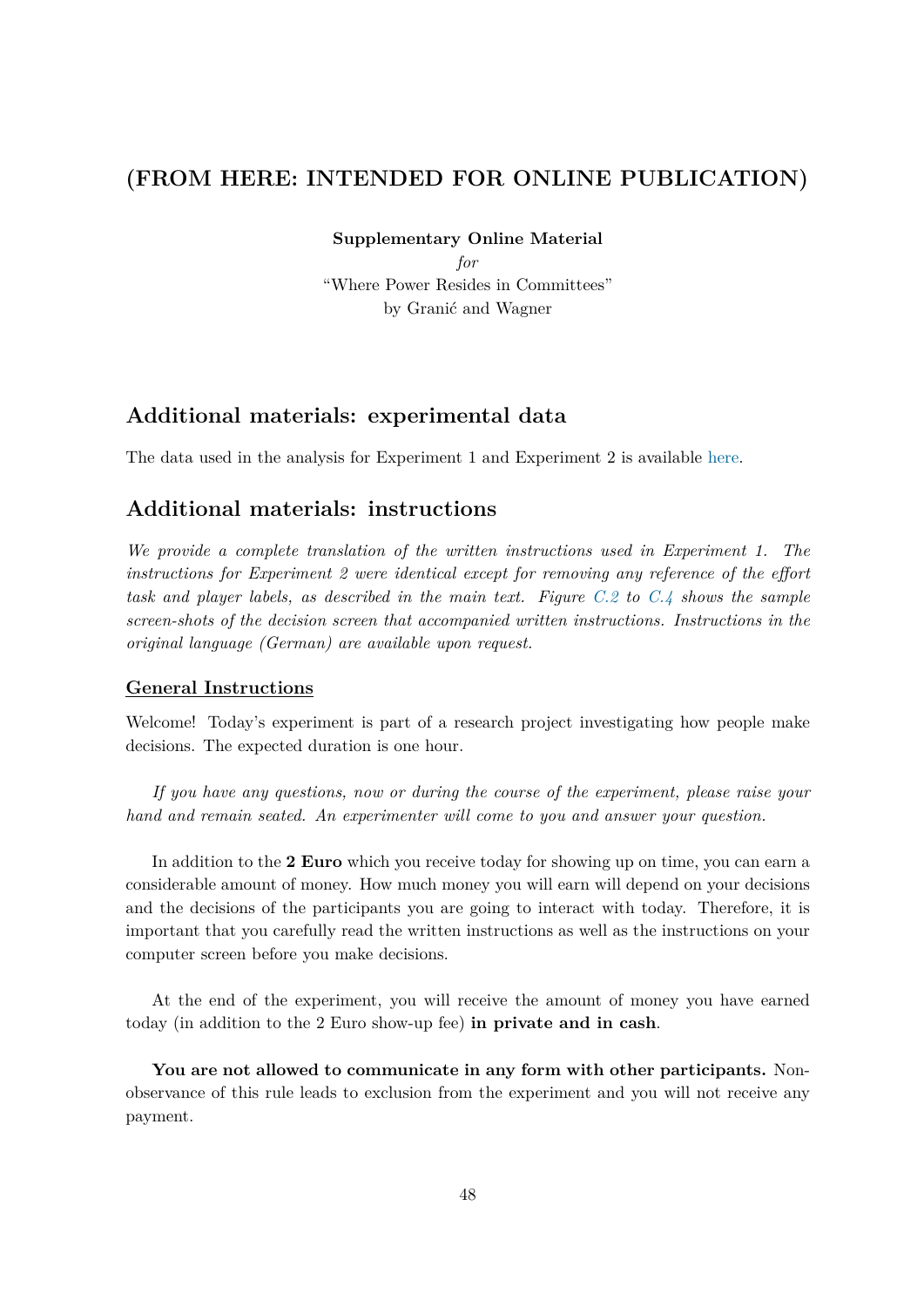## (FROM HERE: INTENDED FOR ONLINE PUBLICATION)

**Supplementary Online Material**

*for*

"Where Power Resides in Committees"

by Granić and Wagner

## Additional materials: experimental data

The data used in the analysis for Experiment 1 and Experiment 2 is available here.

## Additional materials: instructions

*We provide a complete translation of the written instructions used in Experiment 1. The instructions for Experiment 2 were identical except for removing any reference of the effort task and player labels, as described in the main text. Figure C.2 to C.4 shows the sample screen-shots of the decision screen that accompanied written instructions. Instructions in the original language (German) are available upon request.*

### General Instructions

Welcome! Today's experiment is part of a research project investigating how people make decisions. The expected duration is one hour.

*If you have any questions, now or during the course of the experiment, please raise your hand and remain seated. An experimenter will come to you and answer your question.*

In addition to the **2 Euro** which you receive today for showing up on time, you can earn a considerable amount of money. How much money you will earn will depend on your decisions and the decisions of the participants you are going to interact with today. Therefore, it is important that you carefully read the written instructions as well as the instructions on your computer screen before you make decisions.

At the end of the experiment, you will receive the amount of money you have earned today (in addition to the 2 Euro show-up fee) **in private and in cash**.

**You are not allowed to communicate in any form with other participants.** Non-observance of this rule leads to exclusion from the experiment and you will not receive any payment.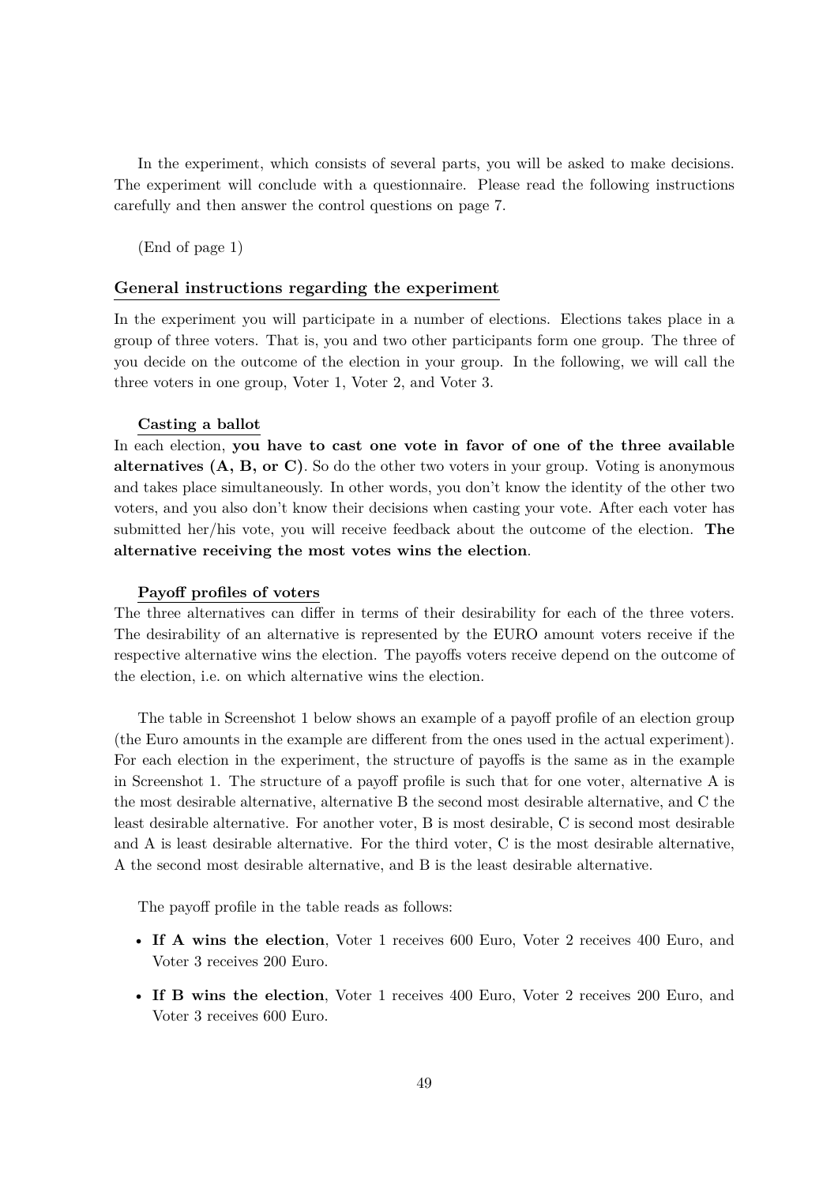In the experiment, which consists of several parts, you will be asked to make decisions. The experiment will conclude with a questionnaire. Please read the following instructions carefully and then answer the control questions on page 7.

(End of page 1)

## General instructions regarding the experiment

In the experiment you will participate in a number of elections. Elections takes place in a group of three voters. That is, you and two other participants form one group. The three of you decide on the outcome of the election in your group. In the following, we will call the three voters in one group, Voter 1, Voter 2, and Voter 3.

### Casting a ballot

In each election, **you have to cast one vote in favor of one of the three available alternatives (A, B, or C)**. So do the other two voters in your group. Voting is anonymous and takes place simultaneously. In other words, you don't know the identity of the other two voters, and you also don't know their decisions when casting your vote. After each voter has submitted her/his vote, you will receive feedback about the outcome of the election. **The alternative receiving the most votes wins the election**.

### Payoff profiles of voters

The three alternatives can differ in terms of their desirability for each of the three voters. The desirability of an alternative is represented by the EURO amount voters receive if the respective alternative wins the election. The payoffs voters receive depend on the outcome of the election, i.e. on which alternative wins the election.

The table in Screenshot 1 below shows an example of a payoff profile of an election group (the Euro amounts in the example are different from the ones used in the actual experiment). For each election in the experiment, the structure of payoffs is the same as in the example in Screenshot 1. The structure of a payoff profile is such that for one voter, alternative A is the most desirable alternative, alternative B the second most desirable alternative, and C the least desirable alternative. For another voter, B is most desirable, C is second most desirable and A is least desirable alternative. For the third voter, C is the most desirable alternative, A the second most desirable alternative, and B is the least desirable alternative.

The payoff profile in the table reads as follows:

- **If A wins the election**, Voter 1 receives 600 Euro, Voter 2 receives 400 Euro, and Voter 3 receives 200 Euro.
- **If B wins the election**, Voter 1 receives 400 Euro, Voter 2 receives 200 Euro, and Voter 3 receives 600 Euro.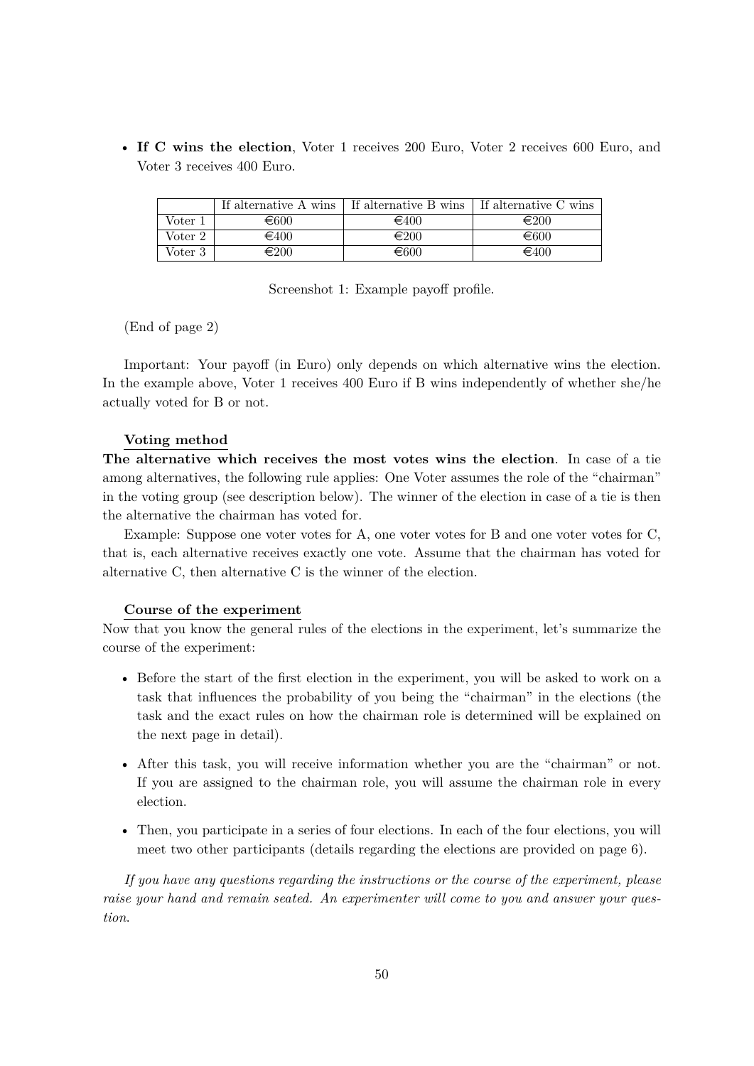- **If C wins the election**, Voter 1 receives 200 Euro, Voter 2 receives 600 Euro, and Voter 3 receives 400 Euro.

| | If alternative A wins | If alternative B wins | If alternative C wins |
|---|---|---|---|
| Voter 1 | €600 | €400 | €200 |
| Voter 2 | €400 | €200 | €600 |
| Voter 3 | €200 | €600 | €400 |

Screenshot 1: Example payoff profile.

(End of page 2)

Important: Your payoff (in Euro) only depends on which alternative wins the election. In the example above, Voter 1 receives 400 Euro if B wins independently of whether she/he actually voted for B or not.

**Voting method**

**The alternative which receives the most votes wins the election**. In case of a tie among alternatives, the following rule applies: One Voter assumes the role of the "chairman" in the voting group (see description below). The winner of the election in case of a tie is then the alternative the chairman has voted for.

Example: Suppose one voter votes for A, one voter votes for B and one voter votes for C, that is, each alternative receives exactly one vote. Assume that the chairman has voted for alternative C, then alternative C is the winner of the election.

**Course of the experiment**

Now that you know the general rules of the elections in the experiment, let's summarize the course of the experiment:

- Before the start of the first election in the experiment, you will be asked to work on a task that influences the probability of you being the "chairman" in the elections (the task and the exact rules on how the chairman role is determined will be explained on the next page in detail).
- After this task, you will receive information whether you are the "chairman" or not. If you are assigned to the chairman role, you will assume the chairman role in every election.
- Then, you participate in a series of four elections. In each of the four elections, you will meet two other participants (details regarding the elections are provided on page 6).

*If you have any questions regarding the instructions or the course of the experiment, please raise your hand and remain seated. An experimenter will come to you and answer your question.*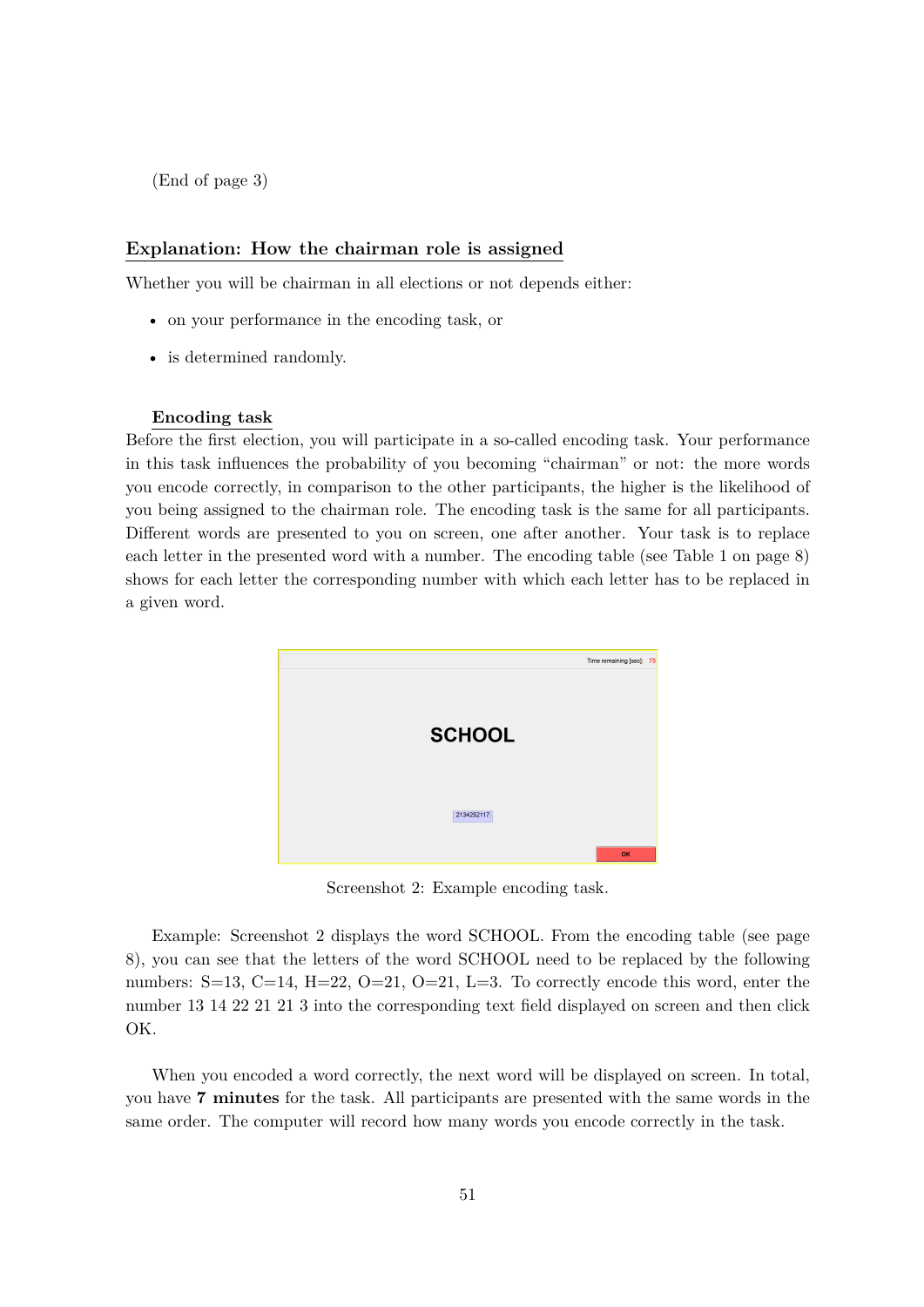(End of page 3)

## Explanation: How the chairman role is assigned

Whether you will be chairman in all elections or not depends either:

- on your performance in the encoding task, or
- is determined randomly.

### Encoding task

Before the first election, you will participate in a so-called encoding task. Your performance in this task influences the probability of you becoming "chairman" or not: the more words you encode correctly, in comparison to the other participants, the higher is the likelihood of you being assigned to the chairman role. The encoding task is the same for all participants. Different words are presented to you on screen, one after another. Your task is to replace each letter in the presented word with a number. The encoding table (see Table 1 on page 8) shows for each letter the corresponding number with which each letter has to be replaced in a given word.

Screenshot 2: Example encoding task.

Example: Screenshot 2 displays the word SCHOOL. From the encoding table (see page 8), you can see that the letters of the word SCHOOL need to be replaced by the following numbers: S=13, C=14, H=22, O=21, O=21, L=3. To correctly encode this word, enter the number 13 14 22 21 21 3 into the corresponding text field displayed on screen and then click OK.

When you encoded a word correctly, the next word will be displayed on screen. In total, you have **7 minutes** for the task. All participants are presented with the same words in the same order. The computer will record how many words you encode correctly in the task.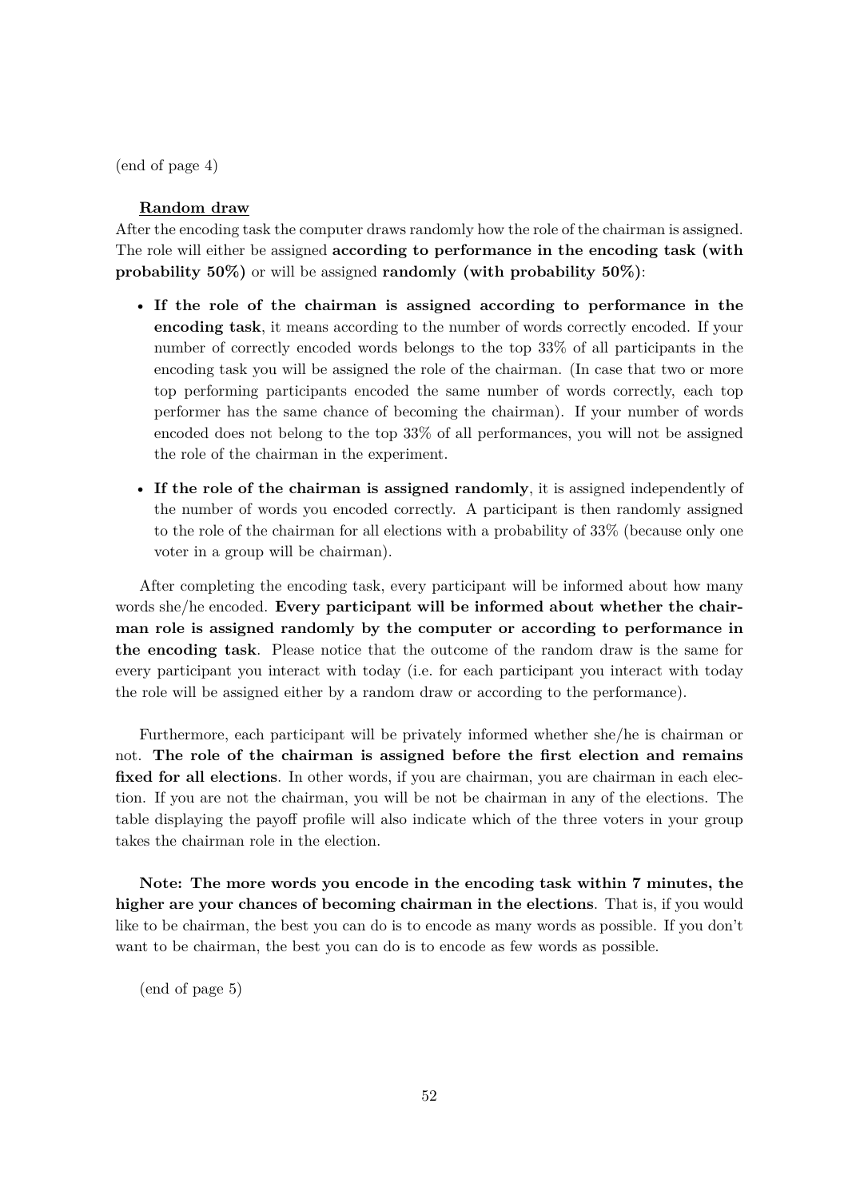(end of page 4)

**Random draw**

After the encoding task the computer draws randomly how the role of the chairman is assigned. The role will either be assigned **according to performance in the encoding task (with probability 50%)** or will be assigned **randomly (with probability 50%)**:

- **If the role of the chairman is assigned according to performance in the encoding task**, it means according to the number of words correctly encoded. If your number of correctly encoded words belongs to the top 33% of all participants in the encoding task you will be assigned the role of the chairman. (In case that two or more top performing participants encoded the same number of words correctly, each top performer has the same chance of becoming the chairman). If your number of words encoded does not belong to the top 33% of all performances, you will not be assigned the role of the chairman in the experiment.
- **If the role of the chairman is assigned randomly**, it is assigned independently of the number of words you encoded correctly. A participant is then randomly assigned to the role of the chairman for all elections with a probability of 33% (because only one voter in a group will be chairman).

After completing the encoding task, every participant will be informed about how many words she/he encoded. **Every participant will be informed about whether the chairman role is assigned randomly by the computer or according to performance in the encoding task**. Please notice that the outcome of the random draw is the same for every participant you interact with today (i.e. for each participant you interact with today the role will be assigned either by a random draw or according to the performance).

Furthermore, each participant will be privately informed whether she/he is chairman or not. **The role of the chairman is assigned before the first election and remains fixed for all elections**. In other words, if you are chairman, you are chairman in each election. If you are not the chairman, you will be not be chairman in any of the elections. The table displaying the payoff profile will also indicate which of the three voters in your group takes the chairman role in the election.

**Note: The more words you encode in the encoding task within 7 minutes, the higher are your chances of becoming chairman in the elections**. That is, if you would like to be chairman, the best you can do is to encode as many words as possible. If you don't want to be chairman, the best you can do is to encode as few words as possible.

(end of page 5)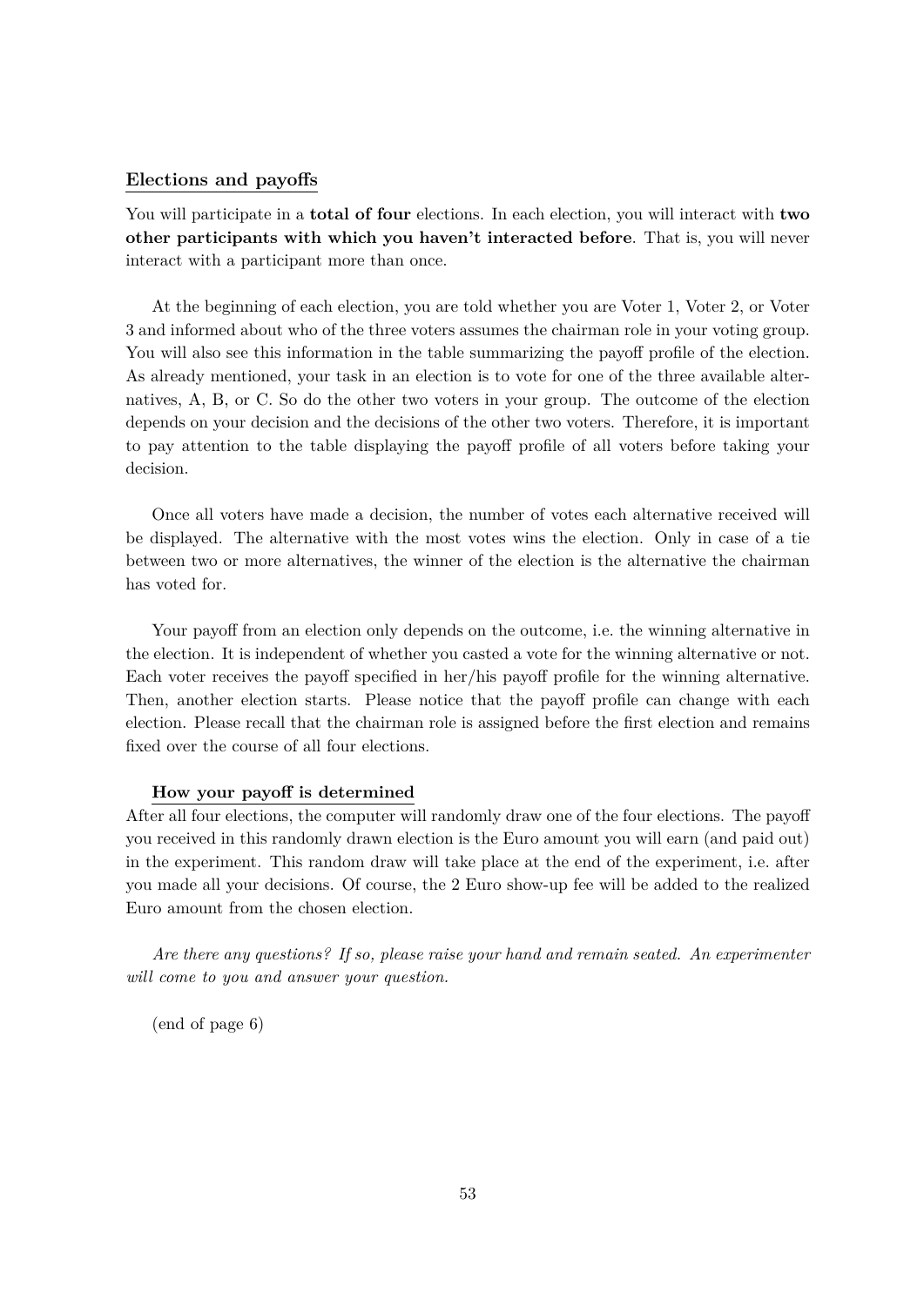## Elections and payoffs

You will participate in a **total of four** elections. In each election, you will interact with **two other participants with which you haven't interacted before**. That is, you will never interact with a participant more than once.

At the beginning of each election, you are told whether you are Voter 1, Voter 2, or Voter 3 and informed about who of the three voters assumes the chairman role in your voting group. You will also see this information in the table summarizing the payoff profile of the election. As already mentioned, your task in an election is to vote for one of the three available alternatives, A, B, or C. So do the other two voters in your group. The outcome of the election depends on your decision and the decisions of the other two voters. Therefore, it is important to pay attention to the table displaying the payoff profile of all voters before taking your decision.

Once all voters have made a decision, the number of votes each alternative received will be displayed. The alternative with the most votes wins the election. Only in case of a tie between two or more alternatives, the winner of the election is the alternative the chairman has voted for.

Your payoff from an election only depends on the outcome, i.e. the winning alternative in the election. It is independent of whether you casted a vote for the winning alternative or not. Each voter receives the payoff specified in her/his payoff profile for the winning alternative. Then, another election starts. Please notice that the payoff profile can change with each election. Please recall that the chairman role is assigned before the first election and remains fixed over the course of all four elections.

### How your payoff is determined

After all four elections, the computer will randomly draw one of the four elections. The payoff you received in this randomly drawn election is the Euro amount you will earn (and paid out) in the experiment. This random draw will take place at the end of the experiment, i.e. after you made all your decisions. Of course, the 2 Euro show-up fee will be added to the realized Euro amount from the chosen election.

*Are there any questions? If so, please raise your hand and remain seated. An experimenter will come to you and answer your question.*

(end of page 6)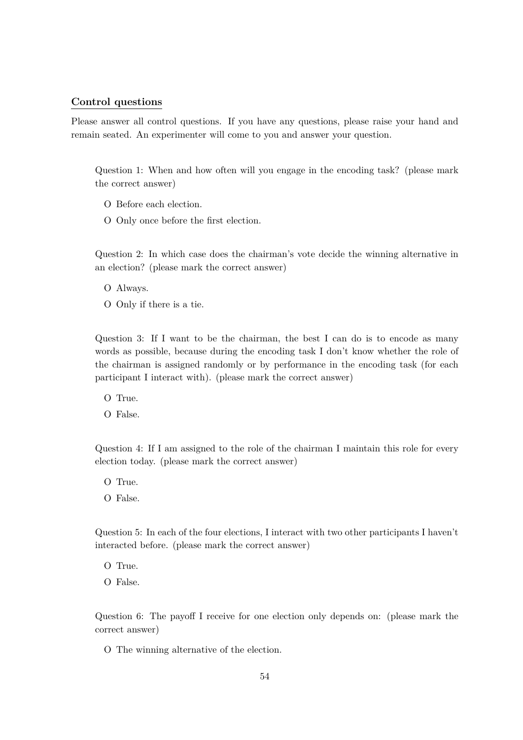**Control questions**

Please answer all control questions. If you have any questions, please raise your hand and remain seated. An experimenter will come to you and answer your question.

Question 1: When and how often will you engage in the encoding task? (please mark the correct answer)

O Before each election.

O Only once before the first election.

Question 2: In which case does the chairman's vote decide the winning alternative in an election? (please mark the correct answer)

O Always.

O Only if there is a tie.

Question 3: If I want to be the chairman, the best I can do is to encode as many words as possible, because during the encoding task I don't know whether the role of the chairman is assigned randomly or by performance in the encoding task (for each participant I interact with). (please mark the correct answer)

O True.

O False.

Question 4: If I am assigned to the role of the chairman I maintain this role for every election today. (please mark the correct answer)

O True.

O False.

Question 5: In each of the four elections, I interact with two other participants I haven't interacted before. (please mark the correct answer)

O True.

O False.

Question 6: The payoff I receive for one election only depends on: (please mark the correct answer)

O The winning alternative of the election.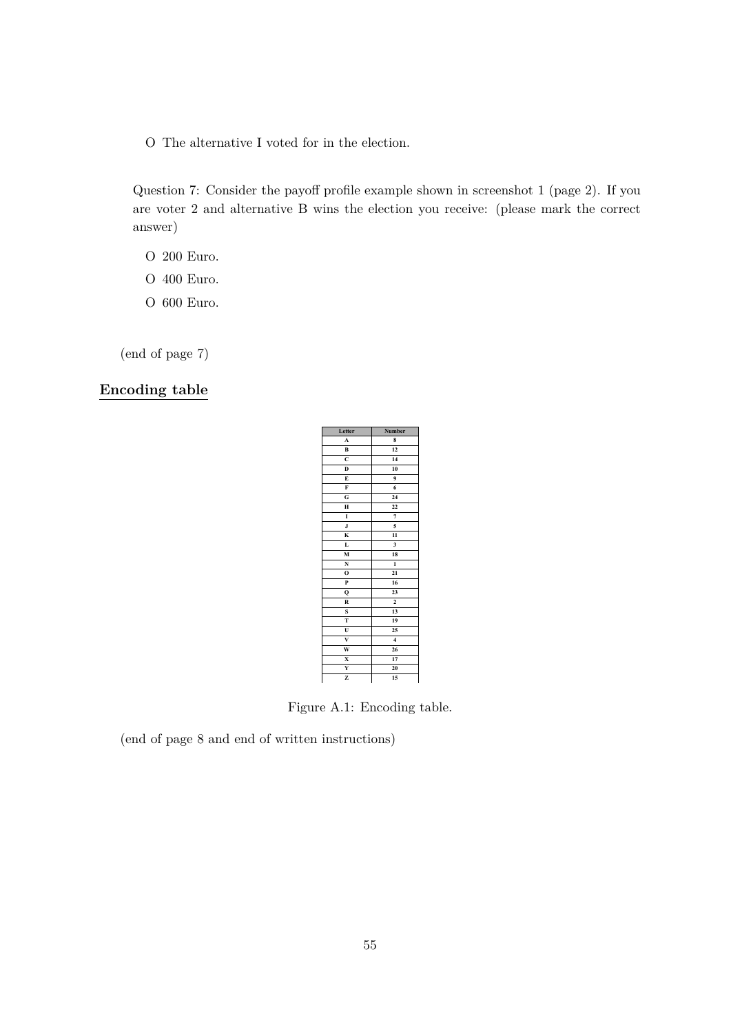O The alternative I voted for in the election.

Question 7: Consider the payoff profile example shown in screenshot 1 (page 2). If you are voter 2 and alternative B wins the election you receive: (please mark the correct answer)

O 200 Euro.

O 400 Euro.

O 600 Euro.

(end of page 7)

## Encoding table

| Letter | Number |
|---|---|
| A | 8 |
| B | 12 |
| C | 14 |
| D | 10 |
| E | 9 |
| F | 6 |
| G | 24 |
| H | 22 |
| I | 7 |
| J | 5 |
| K | 11 |
| L | 3 |
| M | 18 |
| N | 1 |
| O | 21 |
| P | 16 |
| Q | 23 |
| R | 2 |
| S | 13 |
| T | 19 |
| U | 25 |
| V | 4 |
| W | 26 |
| X | 17 |
| Y | 20 |
| Z | 15 |

Figure A.1: Encoding table.

(end of page 8 and end of written instructions)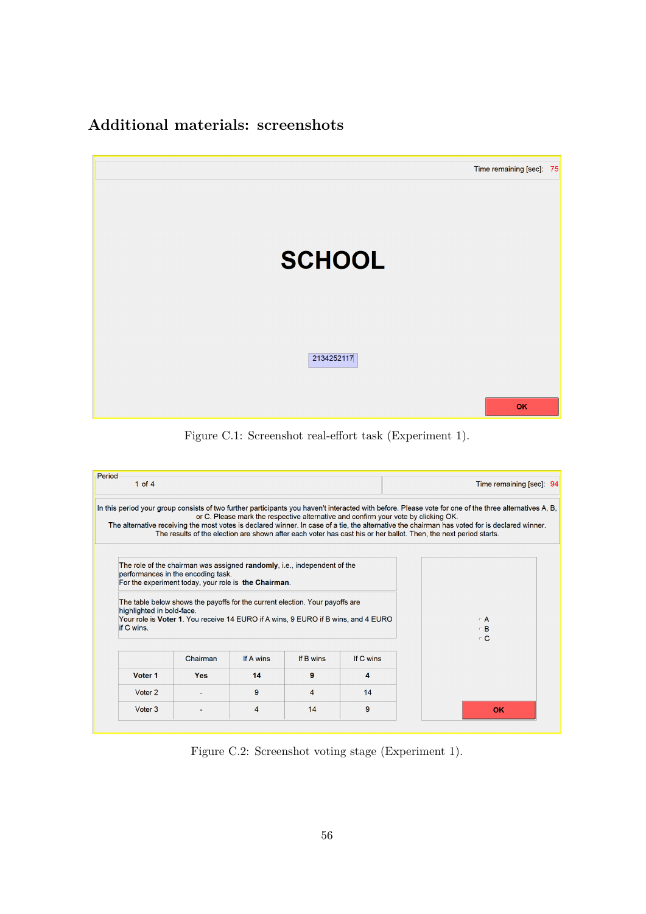## Additional materials: screenshots

Time remaining [sec]: 75

**SCHOOL**

2134252117

OK

Figure C.1: Screenshot real-effort task (Experiment 1).

Period

1 of 4

Time remaining [sec]: 94

In this period your group consists of two further participants you haven't interacted with before. Please vote for one of the three alternatives A, B, or C. Please mark the respective alternative and confirm your vote by clicking OK.
The alternative receiving the most votes is declared winner. In case of a tie, the alternative the chairman has voted for is declared winner.
The results of the election are shown after each voter has cast his or her ballot. Then, the next period starts.

The role of the chairman was assigned **randomly**, i.e., independent of the performances in the encoding task.
For the experiment today, your role is **the Chairman**.

The table below shows the payoffs for the current election. Your payoffs are highlighted in bold-face.
Your role is **Voter 1**. You receive 14 EURO if A wins, 9 EURO if B wins, and 4 EURO if C wins.

| | Chairman | If A wins | If B wins | If C wins |
|---|---|---|---|---|
| **Voter 1** | **Yes** | **14** | **9** | **4** |
| Voter 2 | - | 9 | 4 | 14 |
| Voter 3 | - | 4 | 14 | 9 |

A
B
C

OK

Figure C.2: Screenshot voting stage (Experiment 1).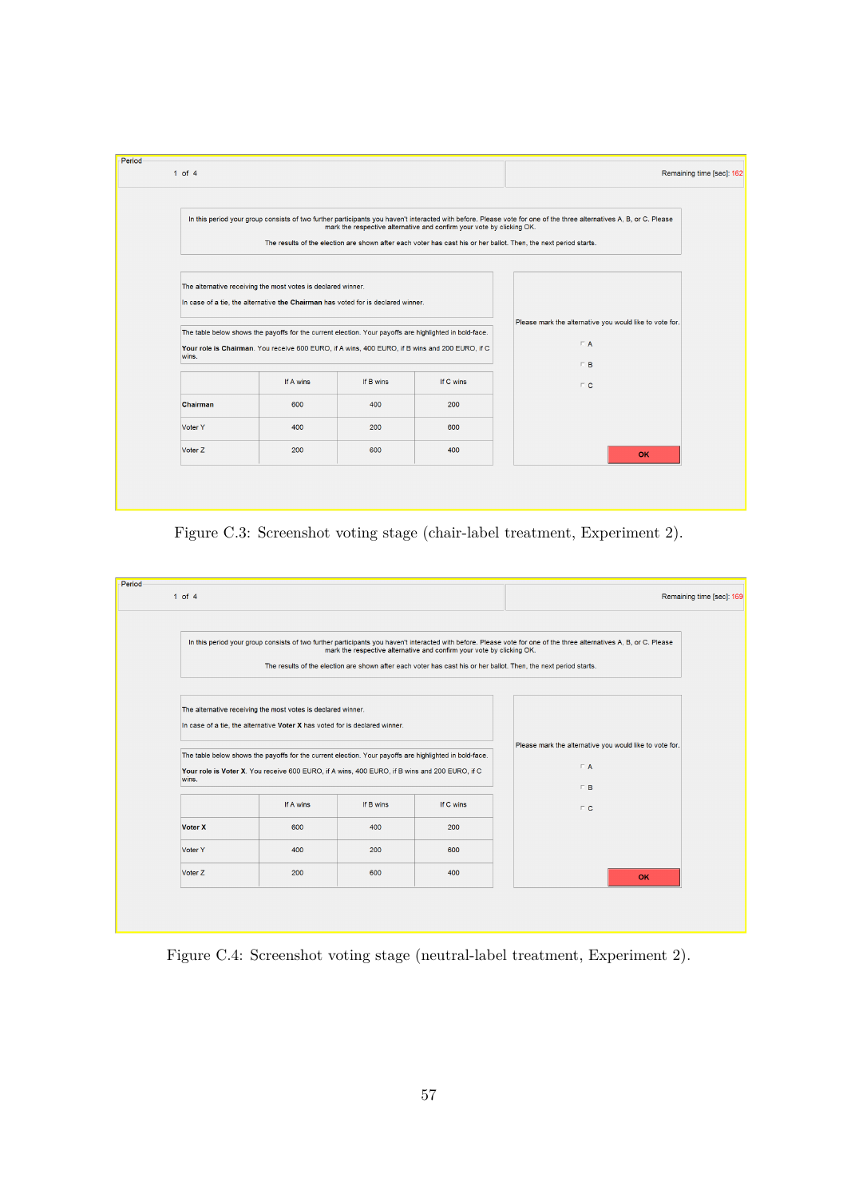Period

1 of 4

Remaining time [sec]: 162

In this period your group consists of two further participants you haven't interacted with before. Please vote for one of the three alternatives A, B, or C. Please mark the respective alternative and confirm your vote by clicking OK.

The results of the election are shown after each voter has cast his or her ballot. Then, the next period starts.

The alternative receiving the most votes is declared winner.

In case of a tie, the alternative **the Chairman** has voted for is declared winner.

The table below shows the payoffs for the current election. Your payoffs are highlighted in bold-face.

**Your role is Chairman**. You receive 600 EURO, if A wins, 400 EURO, if B wins and 200 EURO, if C wins.

| | If A wins | If B wins | If C wins |
|---|---|---|---|
| **Chairman** | 600 | 400 | 200 |
| Voter Y | 400 | 200 | 600 |
| Voter Z | 200 | 600 | 400 |

Please mark the alternative you would like to vote for.

A

B

C

OK

Figure C.3: Screenshot voting stage (chair-label treatment, Experiment 2).

Period

1 of 4

Remaining time [sec]: 169

In this period your group consists of two further participants you haven't interacted with before. Please vote for one of the three alternatives A, B, or C. Please mark the respective alternative and confirm your vote by clicking OK.

The results of the election are shown after each voter has cast his or her ballot. Then, the next period starts.

The alternative receiving the most votes is declared winner.

In case of a tie, the alternative **Voter X** has voted for is declared winner.

The table below shows the payoffs for the current election. Your payoffs are highlighted in bold-face.

**Your role is Voter X**. You receive 600 EURO, if A wins, 400 EURO, if B wins and 200 EURO, if C wins.

| | If A wins | If B wins | If C wins |
|---|---|---|---|
| **Voter X** | 600 | 400 | 200 |
| Voter Y | 400 | 200 | 600 |
| Voter Z | 200 | 600 | 400 |

Please mark the alternative you would like to vote for.

A

B

C

OK

Figure C.4: Screenshot voting stage (neutral-label treatment, Experiment 2).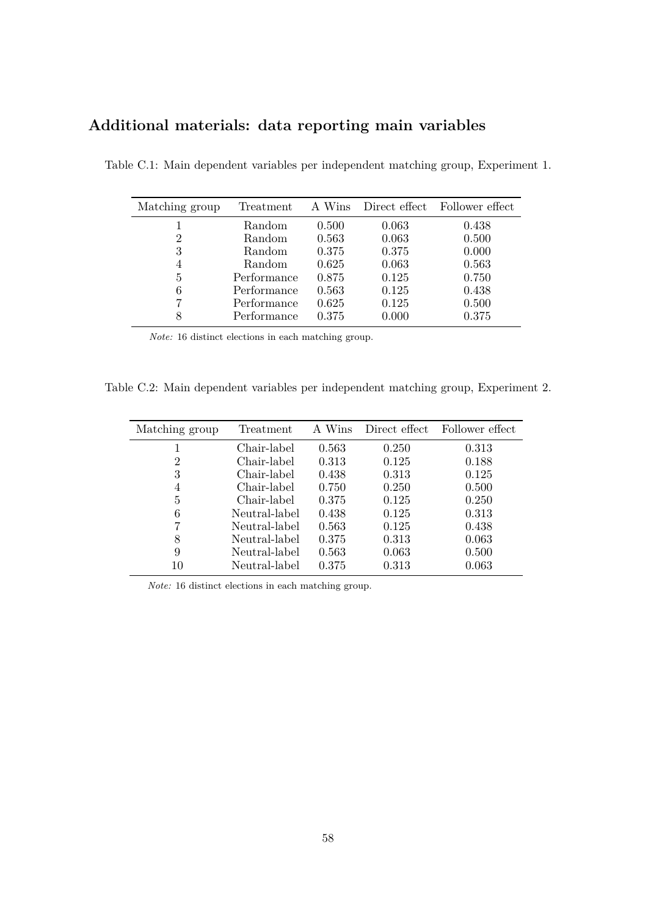## Additional materials: data reporting main variables

Table C.1: Main dependent variables per independent matching group, Experiment 1.

| Matching group | Treatment | A Wins | Direct effect | Follower effect |
|---|---|---|---|---|
| 1 | Random | 0.500 | 0.063 | 0.438 |
| 2 | Random | 0.563 | 0.063 | 0.500 |
| 3 | Random | 0.375 | 0.375 | 0.000 |
| 4 | Random | 0.625 | 0.063 | 0.563 |
| 5 | Performance | 0.875 | 0.125 | 0.750 |
| 6 | Performance | 0.563 | 0.125 | 0.438 |
| 7 | Performance | 0.625 | 0.125 | 0.500 |
| 8 | Performance | 0.375 | 0.000 | 0.375 |

*Note:* 16 distinct elections in each matching group.

Table C.2: Main dependent variables per independent matching group, Experiment 2.

| Matching group | Treatment | A Wins | Direct effect | Follower effect |
|---|---|---|---|---|
| 1 | Chair-label | 0.563 | 0.250 | 0.313 |
| 2 | Chair-label | 0.313 | 0.125 | 0.188 |
| 3 | Chair-label | 0.438 | 0.313 | 0.125 |
| 4 | Chair-label | 0.750 | 0.250 | 0.500 |
| 5 | Chair-label | 0.375 | 0.125 | 0.250 |
| 6 | Neutral-label | 0.438 | 0.125 | 0.313 |
| 7 | Neutral-label | 0.563 | 0.125 | 0.438 |
| 8 | Neutral-label | 0.375 | 0.313 | 0.063 |
| 9 | Neutral-label | 0.563 | 0.063 | 0.500 |
| 10 | Neutral-label | 0.375 | 0.313 | 0.063 |

*Note:* 16 distinct elections in each matching group.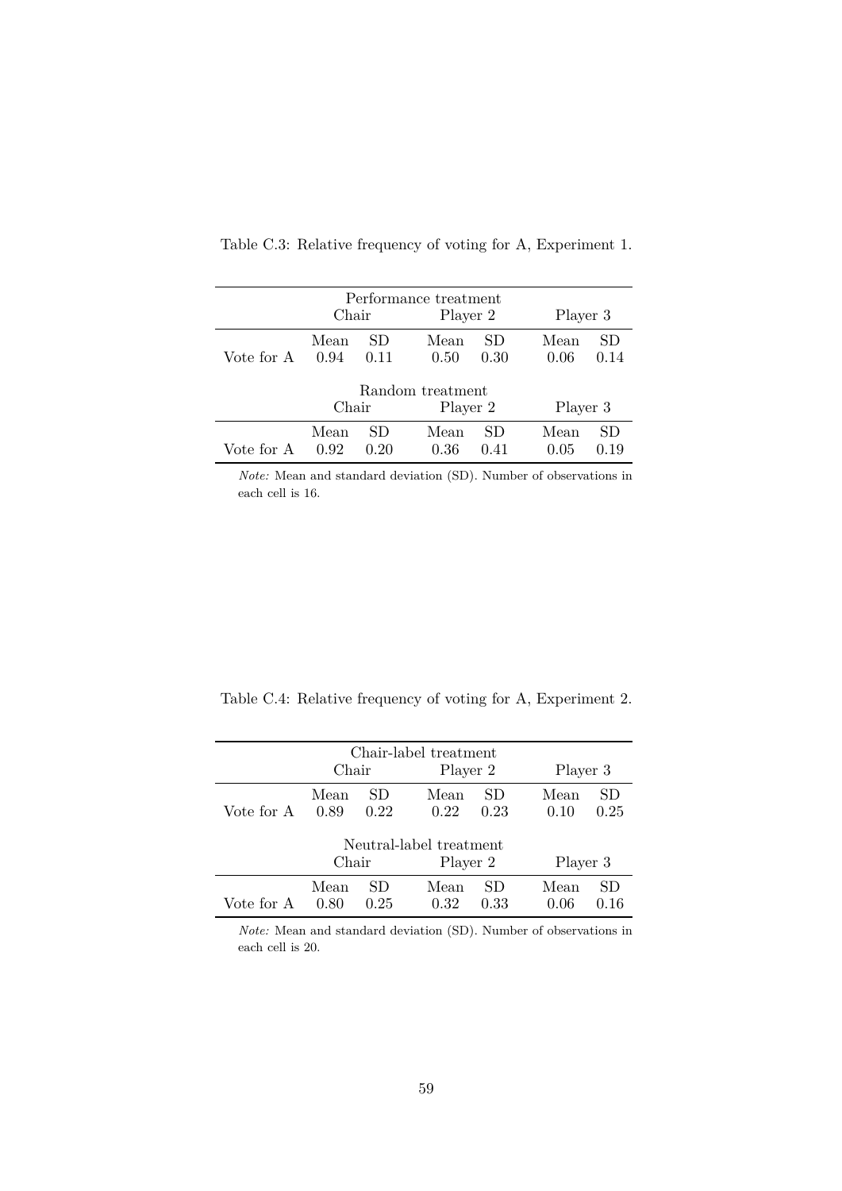Table C.3: Relative frequency of voting for A, Experiment 1.

| | Performance treatment | | | | | |
|---|---|---|---|---|---|---|
| | Chair | | Player 2 | | Player 3 | |
| | Mean | SD | Mean | SD | Mean | SD |
| Vote for A | 0.94 | 0.11 | 0.50 | 0.30 | 0.06 | 0.14 |
| | Random treatment | | | | | |
| | Chair | | Player 2 | | Player 3 | |
| | Mean | SD | Mean | SD | Mean | SD |
| Vote for A | 0.92 | 0.20 | 0.36 | 0.41 | 0.05 | 0.19 |

*Note:* Mean and standard deviation (SD). Number of observations in each cell is 16.

Table C.4: Relative frequency of voting for A, Experiment 2.

| | Chair-label treatment | | | | | |
|---|---|---|---|---|---|---|
| | Chair | | Player 2 | | Player 3 | |
| | Mean | SD | Mean | SD | Mean | SD |
| Vote for A | 0.89 | 0.22 | 0.22 | 0.23 | 0.10 | 0.25 |
| | Neutral-label treatment | | | | | |
| | Chair | | Player 2 | | Player 3 | |
| | Mean | SD | Mean | SD | Mean | SD |
| Vote for A | 0.80 | 0.25 | 0.32 | 0.33 | 0.06 | 0.16 |

*Note:* Mean and standard deviation (SD). Number of observations in each cell is 20.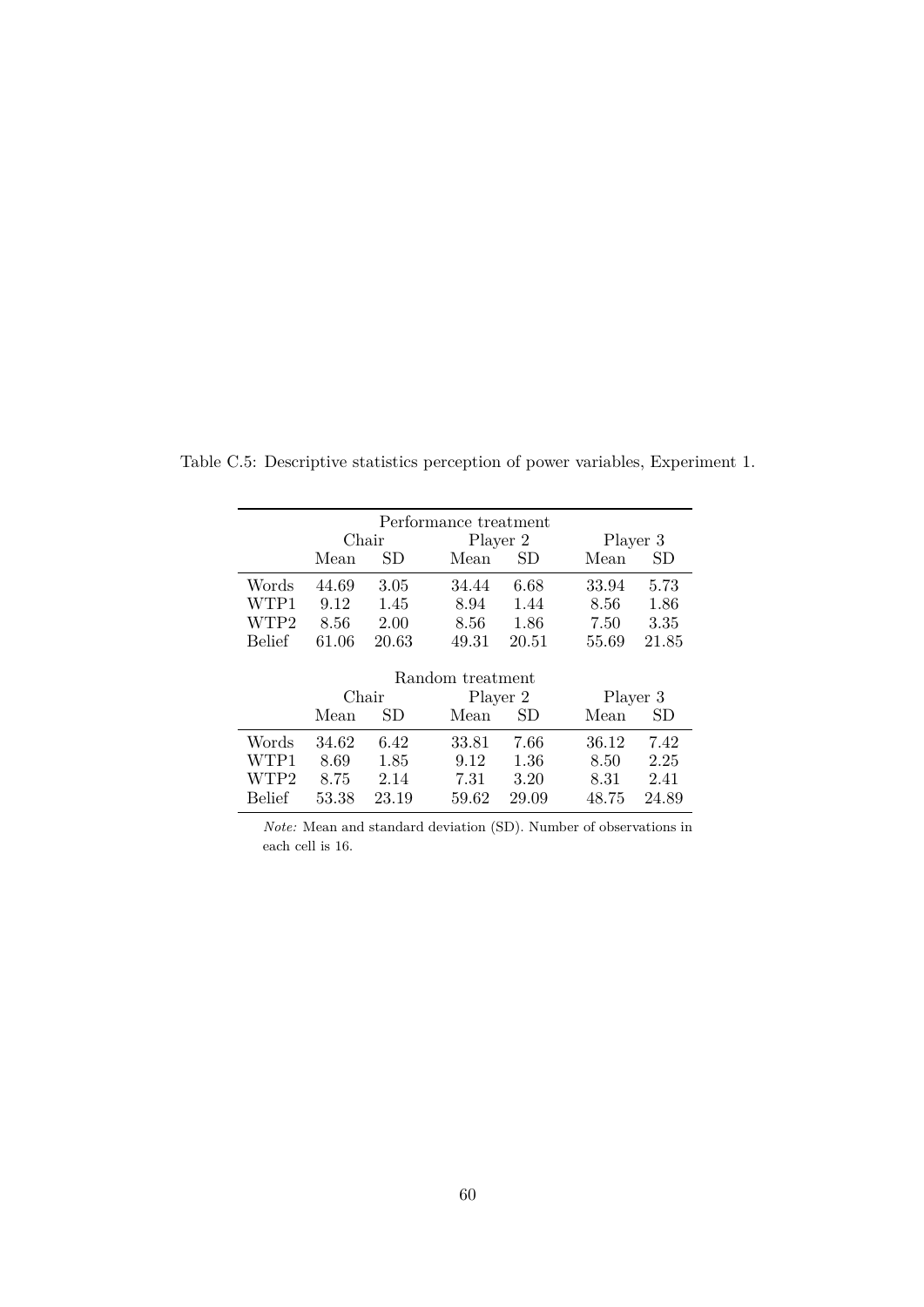Table C.5: Descriptive statistics perception of power variables, Experiment 1.

| Performance treatment | | | | | | |
|---|---|---|---|---|---|---|
| | Chair | | Player 2 | | Player 3 | |
| | Mean | SD | Mean | SD | Mean | SD |
| Words | 44.69 | 3.05 | 34.44 | 6.68 | 33.94 | 5.73 |
| WTP1 | 9.12 | 1.45 | 8.94 | 1.44 | 8.56 | 1.86 |
| WTP2 | 8.56 | 2.00 | 8.56 | 1.86 | 7.50 | 3.35 |
| Belief | 61.06 | 20.63 | 49.31 | 20.51 | 55.69 | 21.85 |

| Random treatment | | | | | | |
|---|---|---|---|---|---|---|
| | Chair | | Player 2 | | Player 3 | |
| | Mean | SD | Mean | SD | Mean | SD |
| Words | 34.62 | 6.42 | 33.81 | 7.66 | 36.12 | 7.42 |
| WTP1 | 8.69 | 1.85 | 9.12 | 1.36 | 8.50 | 2.25 |
| WTP2 | 8.75 | 2.14 | 7.31 | 3.20 | 8.31 | 2.41 |
| Belief | 53.38 | 23.19 | 59.62 | 29.09 | 48.75 | 24.89 |

*Note:* Mean and standard deviation (SD). Number of observations in each cell is 16.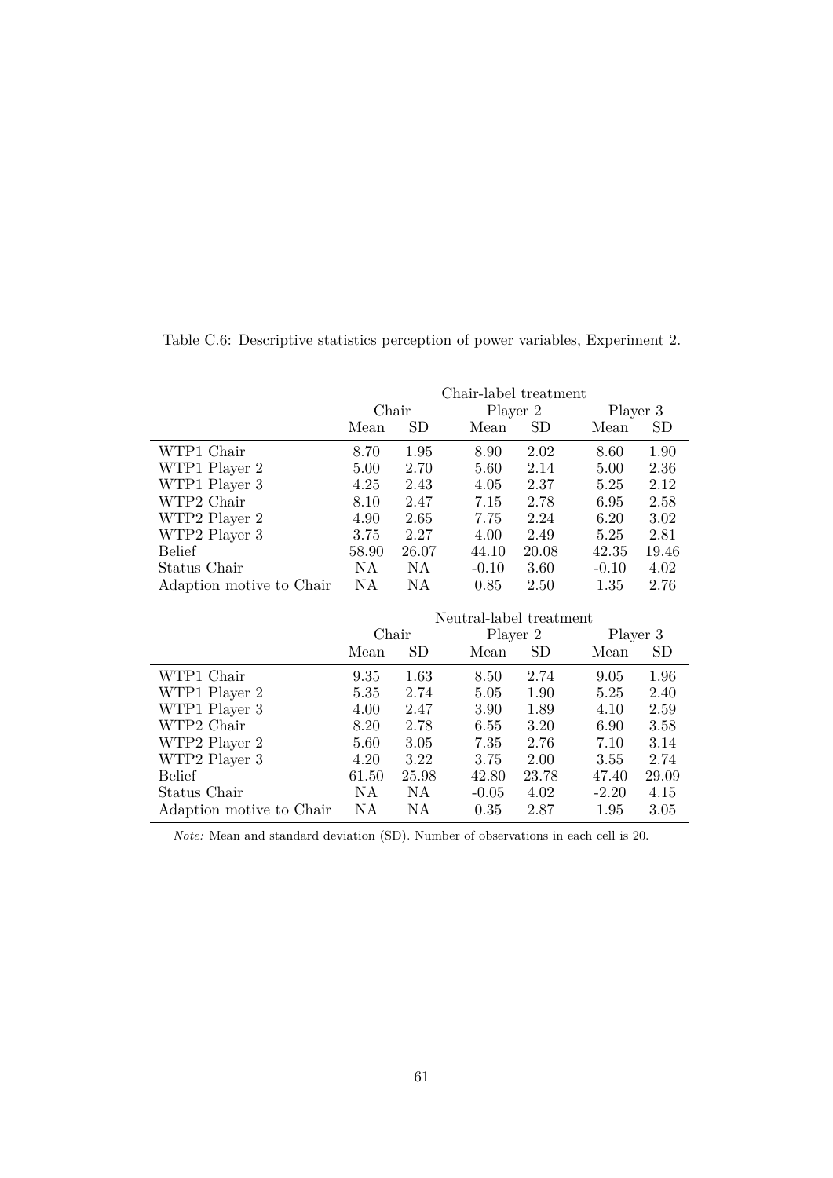Table C.6: Descriptive statistics perception of power variables, Experiment 2.

| | Chair-label treatment | | | | | |
|---|---|---|---|---|---|---|
| | Chair | | Player 2 | | Player 3 | |
| | Mean | SD | Mean | SD | Mean | SD |
| WTP1 Chair | 8.70 | 1.95 | 8.90 | 2.02 | 8.60 | 1.90 |
| WTP1 Player 2 | 5.00 | 2.70 | 5.60 | 2.14 | 5.00 | 2.36 |
| WTP1 Player 3 | 4.25 | 2.43 | 4.05 | 2.37 | 5.25 | 2.12 |
| WTP2 Chair | 8.10 | 2.47 | 7.15 | 2.78 | 6.95 | 2.58 |
| WTP2 Player 2 | 4.90 | 2.65 | 7.75 | 2.24 | 6.20 | 3.02 |
| WTP2 Player 3 | 3.75 | 2.27 | 4.00 | 2.49 | 5.25 | 2.81 |
| Belief | 58.90 | 26.07 | 44.10 | 20.08 | 42.35 | 19.46 |
| Status Chair | NA | NA | -0.10 | 3.60 | -0.10 | 4.02 |
| Adaption motive to Chair | NA | NA | 0.85 | 2.50 | 1.35 | 2.76 |

| | Neutral-label treatment | | | | | |
|---|---|---|---|---|---|---|
| | Chair | | Player 2 | | Player 3 | |
| | Mean | SD | Mean | SD | Mean | SD |
| WTP1 Chair | 9.35 | 1.63 | 8.50 | 2.74 | 9.05 | 1.96 |
| WTP1 Player 2 | 5.35 | 2.74 | 5.05 | 1.90 | 5.25 | 2.40 |
| WTP1 Player 3 | 4.00 | 2.47 | 3.90 | 1.89 | 4.10 | 2.59 |
| WTP2 Chair | 8.20 | 2.78 | 6.55 | 3.20 | 6.90 | 3.58 |
| WTP2 Player 2 | 5.60 | 3.05 | 7.35 | 2.76 | 7.10 | 3.14 |
| WTP2 Player 3 | 4.20 | 3.22 | 3.75 | 2.00 | 3.55 | 2.74 |
| Belief | 61.50 | 25.98 | 42.80 | 23.78 | 47.40 | 29.09 |
| Status Chair | NA | NA | -0.05 | 4.02 | -2.20 | 4.15 |
| Adaption motive to Chair | NA | NA | 0.35 | 2.87 | 1.95 | 3.05 |

*Note:* Mean and standard deviation (SD). Number of observations in each cell is 20.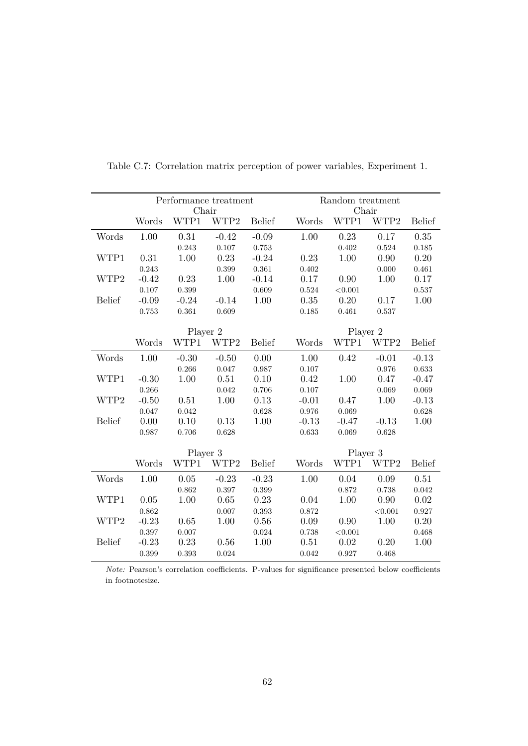Table C.7: Correlation matrix perception of power variables, Experiment 1.

| | Performance treatment | | | | Random treatment | | | |
|---|---|---|---|---|---|---|---|---|
| | Chair | | | | Chair | | | |
| | Words | WTP1 | WTP2 | Belief | Words | WTP1 | WTP2 | Belief |
| Words | 1.00 | 0.31 | -0.42 | -0.09 | 1.00 | 0.23 | 0.17 | 0.35 |
| | | 0.243 | 0.107 | 0.753 | | 0.402 | 0.524 | 0.185 |
| WTP1 | 0.31 | 1.00 | 0.23 | -0.24 | 0.23 | 1.00 | 0.90 | 0.20 |
| | 0.243 | | 0.399 | 0.361 | 0.402 | | 0.000 | 0.461 |
| WTP2 | -0.42 | 0.23 | 1.00 | -0.14 | 0.17 | 0.90 | 1.00 | 0.17 |
| | 0.107 | 0.399 | | 0.609 | 0.524 | <0.001 | | 0.537 |
| Belief | -0.09 | -0.24 | -0.14 | 1.00 | 0.35 | 0.20 | 0.17 | 1.00 |
| | 0.753 | 0.361 | 0.609 | | 0.185 | 0.461 | 0.537 | |
| | Player 2 | | | | Player 2 | | | |
| | Words | WTP1 | WTP2 | Belief | Words | WTP1 | WTP2 | Belief |
| Words | 1.00 | -0.30 | -0.50 | 0.00 | 1.00 | 0.42 | -0.01 | -0.13 |
| | | 0.266 | 0.047 | 0.987 | 0.107 | | 0.976 | 0.633 |
| WTP1 | -0.30 | 1.00 | 0.51 | 0.10 | 0.42 | 1.00 | 0.47 | -0.47 |
| | 0.266 | | 0.042 | 0.706 | 0.107 | | 0.069 | 0.069 |
| WTP2 | -0.50 | 0.51 | 1.00 | 0.13 | -0.01 | 0.47 | 1.00 | -0.13 |
| | 0.047 | 0.042 | | 0.628 | 0.976 | 0.069 | | 0.628 |
| Belief | 0.00 | 0.10 | 0.13 | 1.00 | -0.13 | -0.47 | -0.13 | 1.00 |
| | 0.987 | 0.706 | 0.628 | | 0.633 | 0.069 | 0.628 | |
| | Player 3 | | | | Player 3 | | | |
| | Words | WTP1 | WTP2 | Belief | Words | WTP1 | WTP2 | Belief |
| Words | 1.00 | 0.05 | -0.23 | -0.23 | 1.00 | 0.04 | 0.09 | 0.51 |
| | | 0.862 | 0.397 | 0.399 | | 0.872 | 0.738 | 0.042 |
| WTP1 | 0.05 | 1.00 | 0.65 | 0.23 | 0.04 | 1.00 | 0.90 | 0.02 |
| | 0.862 | | 0.007 | 0.393 | 0.872 | | <0.001 | 0.927 |
| WTP2 | -0.23 | 0.65 | 1.00 | 0.56 | 0.09 | 0.90 | 1.00 | 0.20 |
| | 0.397 | 0.007 | | 0.024 | 0.738 | <0.001 | | 0.468 |
| Belief | -0.23 | 0.23 | 0.56 | 1.00 | 0.51 | 0.02 | 0.20 | 1.00 |
| | 0.399 | 0.393 | 0.024 | | 0.042 | 0.927 | 0.468 | |

*Note:* Pearson's correlation coefficients. P-values for significance presented below coefficients in footnotesize.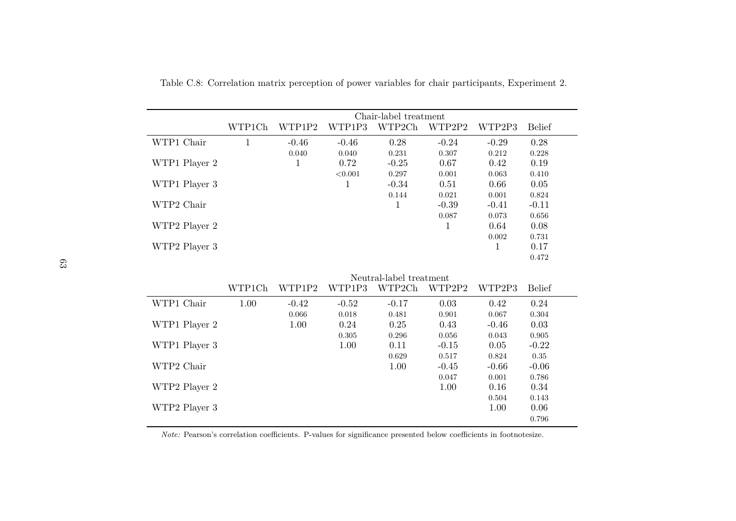Table C.8: Correlation matrix perception of power variables for chair participants, Experiment 2.

| | Chair-label treatment | | | | | | |
|---|---|---|---|---|---|---|---|
| | WTP1Ch | WTP1P2 | WTP1P3 | WTP2Ch | WTP2P2 | WTP2P3 | Belief |
| WTP1 Chair | 1 | -0.46 | -0.46 | 0.28 | -0.24 | -0.29 | 0.28 |
| | | 0.040 | 0.040 | 0.231 | 0.307 | 0.212 | 0.228 |
| WTP1 Player 2 | | 1 | 0.72 | -0.25 | 0.67 | 0.42 | 0.19 |
| | | | <0.001 | 0.297 | 0.001 | 0.063 | 0.410 |
| WTP1 Player 3 | | | 1 | -0.34 | 0.51 | 0.66 | 0.05 |
| | | | | 0.144 | 0.021 | 0.001 | 0.824 |
| WTP2 Chair | | | | 1 | -0.39 | -0.41 | -0.11 |
| | | | | | 0.087 | 0.073 | 0.656 |
| WTP2 Player 2 | | | | | 1 | 0.64 | 0.08 |
| | | | | | | 0.002 | 0.731 |
| WTP2 Player 3 | | | | | | 1 | 0.17 |
| | | | | | | | 0.472 |

| | Neutral-label treatment | | | | | | |
|---|---|---|---|---|---|---|---|
| | WTP1Ch | WTP1P2 | WTP1P3 | WTP2Ch | WTP2P2 | WTP2P3 | Belief |
| WTP1 Chair | 1.00 | -0.42 | -0.52 | -0.17 | 0.03 | 0.42 | 0.24 |
| | | 0.066 | 0.018 | 0.481 | 0.901 | 0.067 | 0.304 |
| WTP1 Player 2 | | 1.00 | 0.24 | 0.25 | 0.43 | -0.46 | 0.03 |
| | | | 0.305 | 0.296 | 0.056 | 0.043 | 0.905 |
| WTP1 Player 3 | | | 1.00 | 0.11 | -0.15 | 0.05 | -0.22 |
| | | | | 0.629 | 0.517 | 0.824 | 0.35 |
| WTP2 Chair | | | | 1.00 | -0.45 | -0.66 | -0.06 |
| | | | | | 0.047 | 0.001 | 0.786 |
| WTP2 Player 2 | | | | | 1.00 | 0.16 | 0.34 |
| | | | | | | 0.504 | 0.143 |
| WTP2 Player 3 | | | | | | 1.00 | 0.06 |
| | | | | | | | 0.796 |

*Note:* Pearson's correlation coefficients. P-values for significance presented below coefficients in footnotesize.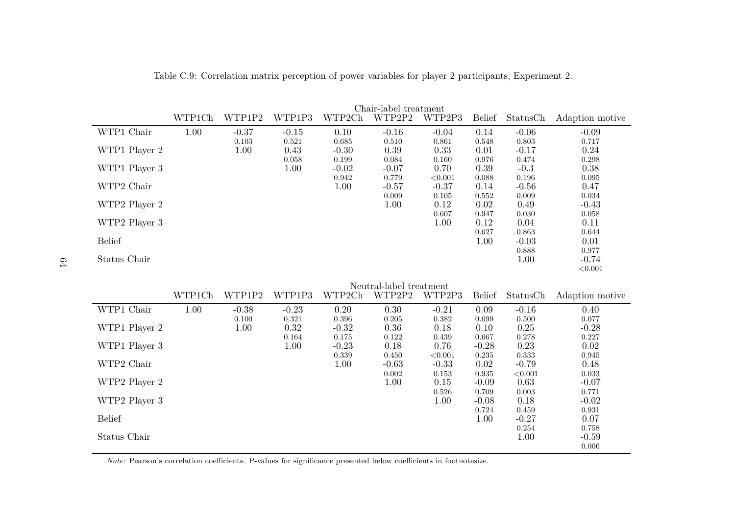Table C.9: Correlation matrix perception of power variables for player 2 participants, Experiment 2.

| | Chair-label treatment | | | | | | | | |
|---|---|---|---|---|---|---|---|---|---|
| | WTP1Ch | WTP1P2 | WTP1P3 | WTP2Ch | WTP2P2 | WTP2P3 | Belief | StatusCh | Adaption motive |
| WTP1 Chair | 1.00 | -0.37 | -0.15 | 0.10 | -0.16 | -0.04 | 0.14 | -0.06 | -0.09 |
| | | 0.103 | 0.521 | 0.685 | 0.510 | 0.861 | 0.548 | 0.803 | 0.717 |
| WTP1 Player 2 | | 1.00 | 0.43 | -0.30 | 0.39 | 0.33 | 0.01 | -0.17 | 0.24 |
| | | | 0.058 | 0.199 | 0.084 | 0.160 | 0.976 | 0.474 | 0.298 |
| WTP1 Player 3 | | | 1.00 | -0.02 | -0.07 | 0.70 | 0.39 | -0.3 | 0.38 |
| | | | | 0.942 | 0.779 | <0.001 | 0.088 | 0.196 | 0.095 |
| WTP2 Chair | | | | 1.00 | -0.57 | -0.37 | 0.14 | -0.56 | 0.47 |
| | | | | | 0.009 | 0.105 | 0.552 | 0.009 | 0.034 |
| WTP2 Player 2 | | | | | 1.00 | 0.12 | 0.02 | 0.49 | -0.43 |
| | | | | | | 0.607 | 0.947 | 0.030 | 0.058 |
| WTP2 Player 3 | | | | | | 1.00 | 0.12 | 0.04 | 0.11 |
| | | | | | | | 0.627 | 0.863 | 0.644 |
| Belief | | | | | | | 1.00 | -0.03 | 0.01 |
| | | | | | | | | 0.888 | 0.977 |
| Status Chair | | | | | | | | 1.00 | -0.74 |
| | | | | | | | | | <0.001 |

| | Neutral-label treatment | | | | | | | | |
|---|---|---|---|---|---|---|---|---|---|
| | WTP1Ch | WTP1P2 | WTP1P3 | WTP2Ch | WTP2P2 | WTP2P3 | Belief | StatusCh | Adaption motive |
| WTP1 Chair | 1.00 | -0.38 | -0.23 | 0.20 | 0.30 | -0.21 | 0.09 | -0.16 | 0.40 |
| | | 0.100 | 0.321 | 0.396 | 0.205 | 0.382 | 0.699 | 0.500 | 0.077 |
| WTP1 Player 2 | | 1.00 | 0.32 | -0.32 | 0.36 | 0.18 | 0.10 | 0.25 | -0.28 |
| | | | 0.164 | 0.175 | 0.122 | 0.439 | 0.667 | 0.278 | 0.227 |
| WTP1 Player 3 | | | 1.00 | -0.23 | 0.18 | 0.76 | -0.28 | 0.23 | 0.02 |
| | | | | 0.339 | 0.450 | <0.001 | 0.235 | 0.333 | 0.945 |
| WTP2 Chair | | | | 1.00 | -0.63 | -0.33 | 0.02 | -0.79 | 0.48 |
| | | | | | 0.002 | 0.153 | 0.935 | <0.001 | 0.033 |
| WTP2 Player 2 | | | | | 1.00 | 0.15 | -0.09 | 0.63 | -0.07 |
| | | | | | | 0.526 | 0.709 | 0.003 | 0.771 |
| WTP2 Player 3 | | | | | | 1.00 | -0.08 | 0.18 | -0.02 |
| | | | | | | | 0.724 | 0.459 | 0.931 |
| Belief | | | | | | | 1.00 | -0.27 | 0.07 |
| | | | | | | | | 0.254 | 0.758 |
| Status Chair | | | | | | | | 1.00 | -0.59 |
| | | | | | | | | | 0.006 |

*Note:* Pearson's correlation coefficients. P-values for significance presented below coefficients in footnotesize.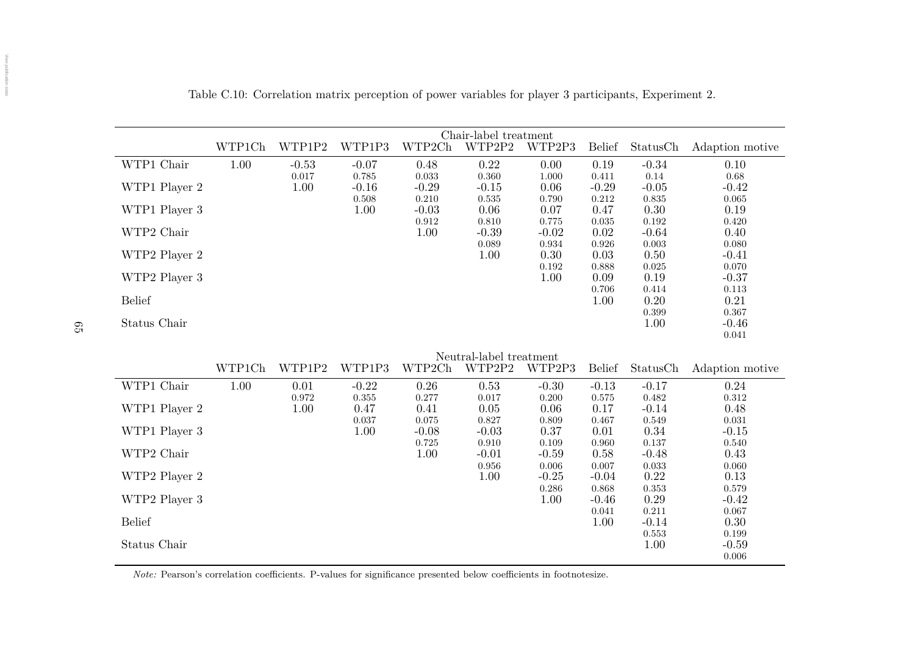Table C.10: Correlation matrix perception of power variables for player 3 participants, Experiment 2.

| | Chair-label treatment | | | | | | | | |
|---|---|---|---|---|---|---|---|---|---|
| | WTP1Ch | WTP1P2 | WTP1P3 | WTP2Ch | WTP2P2 | WTP2P3 | Belief | StatusCh | Adaption motive |
| WTP1 Chair | 1.00 | -0.53 | -0.07 | 0.48 | 0.22 | 0.00 | 0.19 | -0.34 | 0.10 |
| | | 0.017 | 0.785 | 0.033 | 0.360 | 1.000 | 0.411 | 0.14 | 0.68 |
| WTP1 Player 2 | | 1.00 | -0.16 | -0.29 | -0.15 | 0.06 | -0.29 | -0.05 | -0.42 |
| | | | 0.508 | 0.210 | 0.535 | 0.790 | 0.212 | 0.835 | 0.065 |
| WTP1 Player 3 | | | 1.00 | -0.03 | 0.06 | 0.07 | 0.47 | 0.30 | 0.19 |
| | | | | 0.912 | 0.810 | 0.775 | 0.035 | 0.192 | 0.420 |
| WTP2 Chair | | | | 1.00 | -0.39 | -0.02 | 0.02 | -0.64 | 0.40 |
| | | | | | 0.089 | 0.934 | 0.926 | 0.003 | 0.080 |
| WTP2 Player 2 | | | | | 1.00 | 0.30 | 0.03 | 0.50 | -0.41 |
| | | | | | | 0.192 | 0.888 | 0.025 | 0.070 |
| WTP2 Player 3 | | | | | | 1.00 | 0.09 | 0.19 | -0.37 |
| | | | | | | | 0.706 | 0.414 | 0.113 |
| Belief | | | | | | | 1.00 | 0.20 | 0.21 |
| | | | | | | | | 0.399 | 0.367 |
| Status Chair | | | | | | | | 1.00 | -0.46 |
| | | | | | | | | | 0.041 |

| | Neutral-label treatment | | | | | | | | |
|---|---|---|---|---|---|---|---|---|---|
| | WTP1Ch | WTP1P2 | WTP1P3 | WTP2Ch | WTP2P2 | WTP2P3 | Belief | StatusCh | Adaption motive |
| WTP1 Chair | 1.00 | 0.01 | -0.22 | 0.26 | 0.53 | -0.30 | -0.13 | -0.17 | 0.24 |
| | | 0.972 | 0.355 | 0.277 | 0.017 | 0.200 | 0.575 | 0.482 | 0.312 |
| WTP1 Player 2 | | 1.00 | 0.47 | 0.41 | 0.05 | 0.06 | 0.17 | -0.14 | 0.48 |
| | | | 0.037 | 0.075 | 0.827 | 0.809 | 0.467 | 0.549 | 0.031 |
| WTP1 Player 3 | | | 1.00 | -0.08 | -0.03 | 0.37 | 0.01 | 0.34 | -0.15 |
| | | | | 0.725 | 0.910 | 0.109 | 0.960 | 0.137 | 0.540 |
| WTP2 Chair | | | | 1.00 | -0.01 | -0.59 | 0.58 | -0.48 | 0.43 |
| | | | | | 0.956 | 0.006 | 0.007 | 0.033 | 0.060 |
| WTP2 Player 2 | | | | | 1.00 | -0.25 | -0.04 | 0.22 | 0.13 |
| | | | | | | 0.286 | 0.868 | 0.353 | 0.579 |
| WTP2 Player 3 | | | | | | 1.00 | -0.46 | 0.29 | -0.42 |
| | | | | | | | 0.041 | 0.211 | 0.067 |
| Belief | | | | | | | 1.00 | -0.14 | 0.30 |
| | | | | | | | | 0.553 | 0.199 |
| Status Chair | | | | | | | | 1.00 | -0.59 |
| | | | | | | | | | 0.006 |

*Note:* Pearson's correlation coefficients. P-values for significance presented below coefficients in footnotesize.